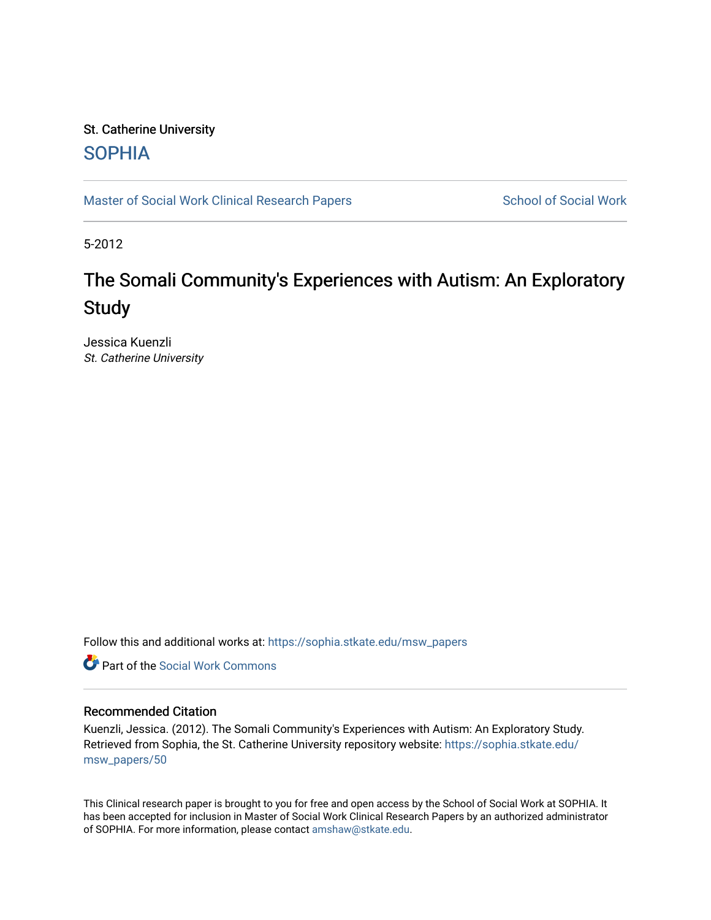St. Catherine University

SOPHIA

Master of Social Work Clinical Research Papers

School of Social Work

5-2012

# The Somali Community's Experiences with Autism: An Exploratory Study

Jessica Kuenzli
*St. Catherine University*

Follow this and additional works at: https://sophia.stkate.edu/msw_papers

Part of the Social Work Commons

## Recommended Citation

Kuenzli, Jessica. (2012). The Somali Community's Experiences with Autism: An Exploratory Study. Retrieved from Sophia, the St. Catherine University repository website: https://sophia.stkate.edu/msw_papers/50

This Clinical research paper is brought to you for free and open access by the School of Social Work at SOPHIA. It has been accepted for inclusion in Master of Social Work Clinical Research Papers by an authorized administrator of SOPHIA. For more information, please contact amshaw@stkate.edu.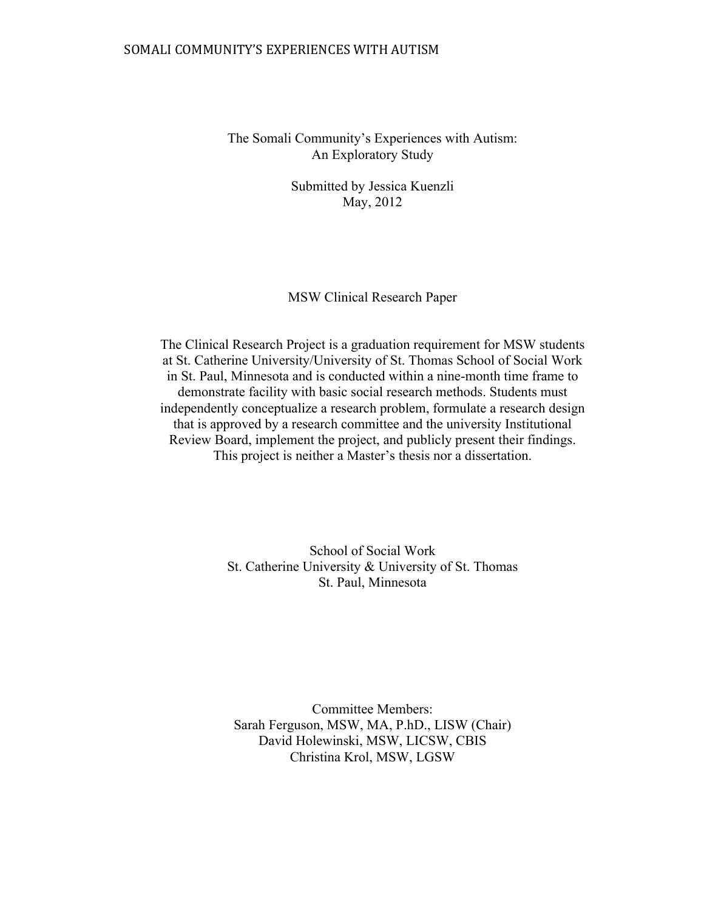# The Somali Community's Experiences with Autism: An Exploratory Study

Submitted by Jessica Kuenzli
May, 2012

MSW Clinical Research Paper

The Clinical Research Project is a graduation requirement for MSW students at St. Catherine University/University of St. Thomas School of Social Work in St. Paul, Minnesota and is conducted within a nine-month time frame to demonstrate facility with basic social research methods. Students must independently conceptualize a research problem, formulate a research design that is approved by a research committee and the university Institutional Review Board, implement the project, and publicly present their findings. This project is neither a Master's thesis nor a dissertation.

School of Social Work
St. Catherine University & University of St. Thomas
St. Paul, Minnesota

Committee Members:
Sarah Ferguson, MSW, MA, P.hD., LISW (Chair)
David Holewinski, MSW, LICSW, CBIS
Christina Krol, MSW, LGSW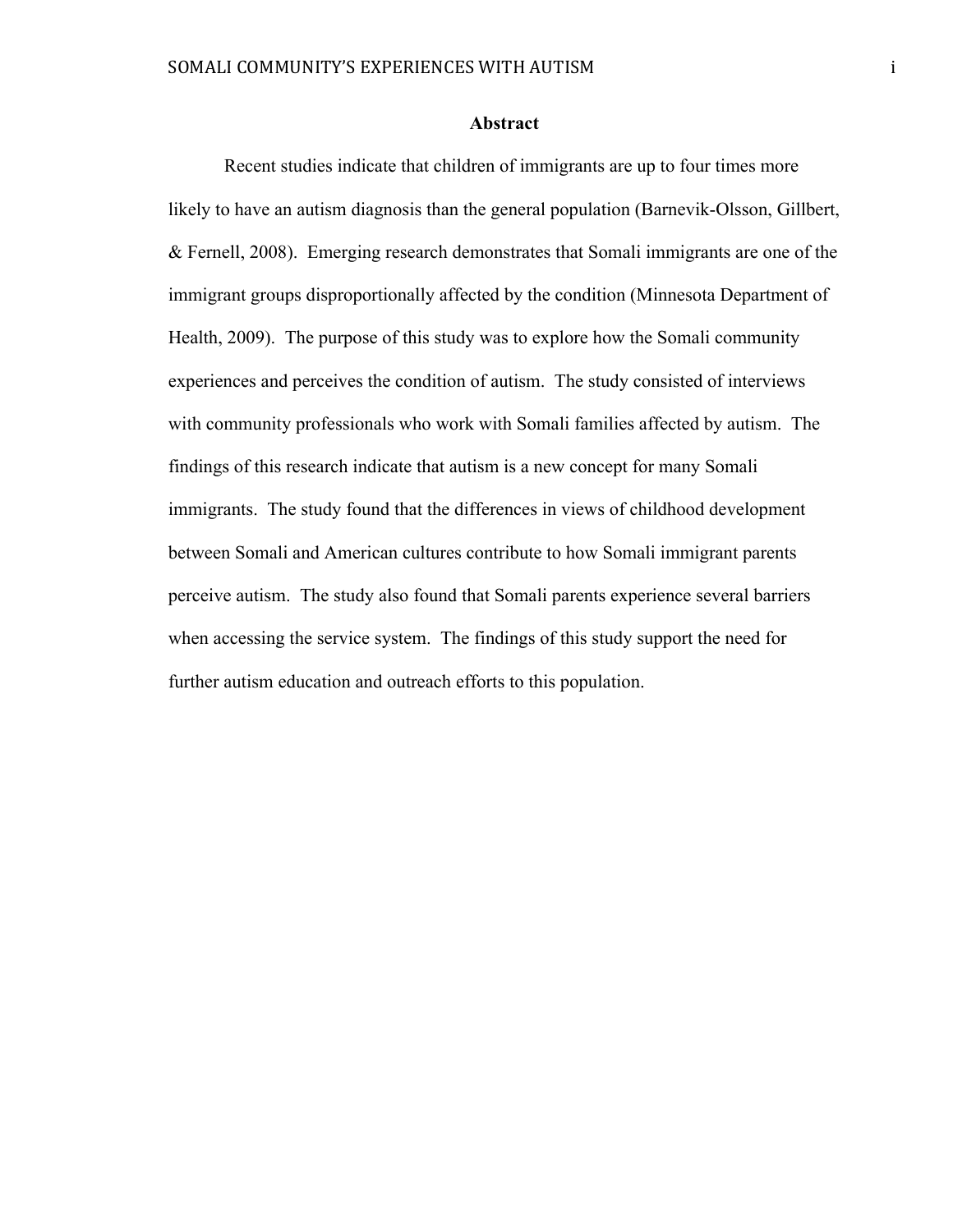## Abstract

Recent studies indicate that children of immigrants are up to four times more likely to have an autism diagnosis than the general population (Barnevik-Olsson, Gillbert, & Fernell, 2008). Emerging research demonstrates that Somali immigrants are one of the immigrant groups disproportionally affected by the condition (Minnesota Department of Health, 2009). The purpose of this study was to explore how the Somali community experiences and perceives the condition of autism. The study consisted of interviews with community professionals who work with Somali families affected by autism. The findings of this research indicate that autism is a new concept for many Somali immigrants. The study found that the differences in views of childhood development between Somali and American cultures contribute to how Somali immigrant parents perceive autism. The study also found that Somali parents experience several barriers when accessing the service system. The findings of this study support the need for further autism education and outreach efforts to this population.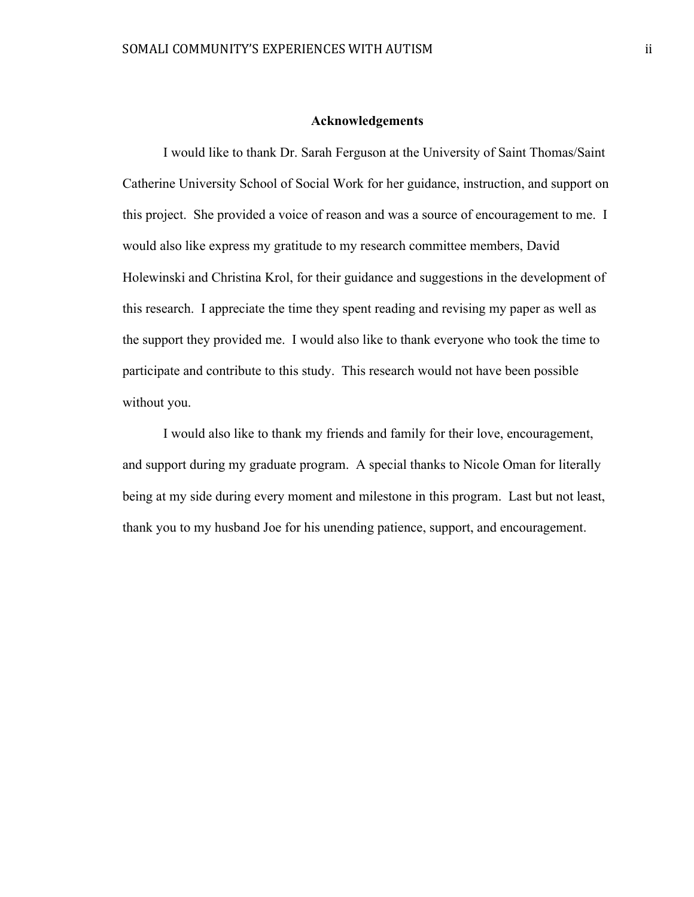# Acknowledgements

I would like to thank Dr. Sarah Ferguson at the University of Saint Thomas/Saint Catherine University School of Social Work for her guidance, instruction, and support on this project. She provided a voice of reason and was a source of encouragement to me. I would also like express my gratitude to my research committee members, David Holewinski and Christina Krol, for their guidance and suggestions in the development of this research. I appreciate the time they spent reading and revising my paper as well as the support they provided me. I would also like to thank everyone who took the time to participate and contribute to this study. This research would not have been possible without you.

I would also like to thank my friends and family for their love, encouragement, and support during my graduate program. A special thanks to Nicole Oman for literally being at my side during every moment and milestone in this program. Last but not least, thank you to my husband Joe for his unending patience, support, and encouragement.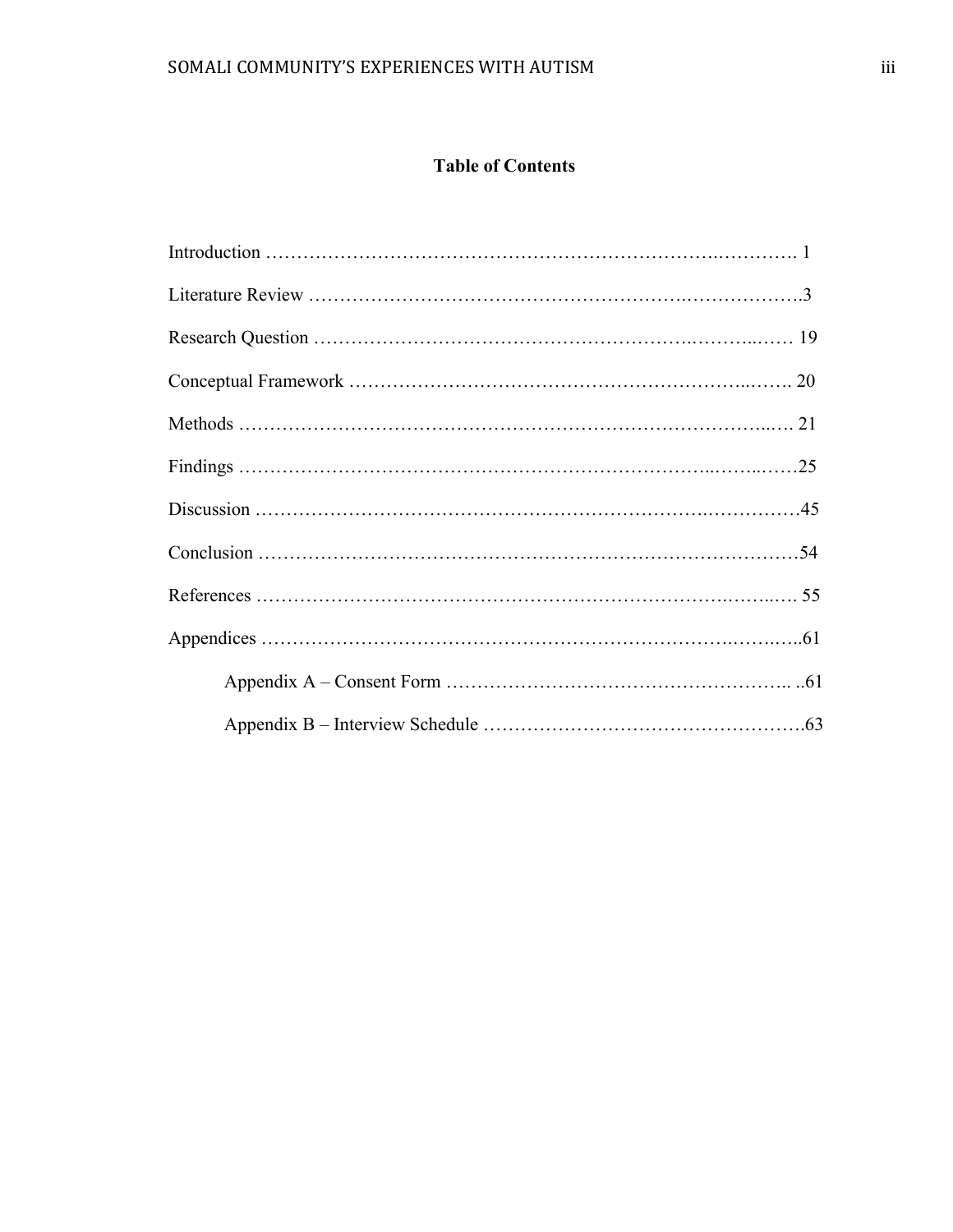## Table of Contents

Introduction ………………………………………………………………………. 1

Literature Review …………………………………………………………………….3

Research Question ……………………………………………………………… 19

Conceptual Framework ……………………………………………………………. 20

Methods ……………………………………………………………………………. 21

Findings ……………………………………………………………………………25

Discussion ……………………………………………………………………………45

Conclusion ……………………………………………………………………………54

References ……………………………………………………………………… 55

Appendices ………………………………………………………………………….61

  Appendix A – Consent Form ………………………………………………….. ..61

  Appendix B – Interview Schedule …………………………………………….63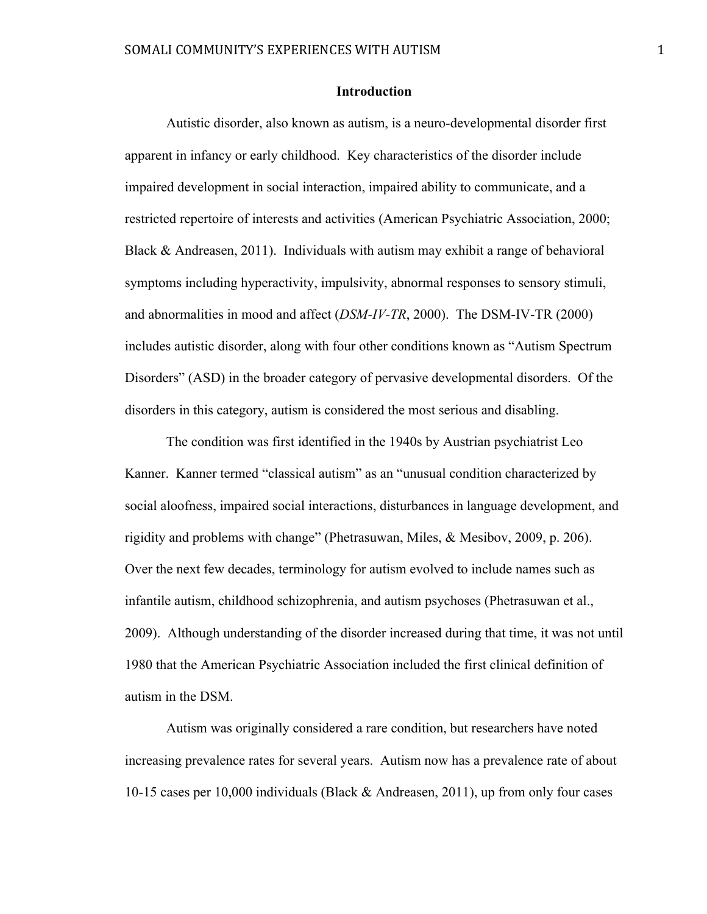## Introduction

Autistic disorder, also known as autism, is a neuro-developmental disorder first apparent in infancy or early childhood. Key characteristics of the disorder include impaired development in social interaction, impaired ability to communicate, and a restricted repertoire of interests and activities (American Psychiatric Association, 2000; Black & Andreasen, 2011). Individuals with autism may exhibit a range of behavioral symptoms including hyperactivity, impulsivity, abnormal responses to sensory stimuli, and abnormalities in mood and affect (*DSM-IV-TR*, 2000). The DSM-IV-TR (2000) includes autistic disorder, along with four other conditions known as "Autism Spectrum Disorders" (ASD) in the broader category of pervasive developmental disorders. Of the disorders in this category, autism is considered the most serious and disabling.

The condition was first identified in the 1940s by Austrian psychiatrist Leo Kanner. Kanner termed "classical autism" as an "unusual condition characterized by social aloofness, impaired social interactions, disturbances in language development, and rigidity and problems with change" (Phetrasuwan, Miles, & Mesibov, 2009, p. 206). Over the next few decades, terminology for autism evolved to include names such as infantile autism, childhood schizophrenia, and autism psychoses (Phetrasuwan et al., 2009). Although understanding of the disorder increased during that time, it was not until 1980 that the American Psychiatric Association included the first clinical definition of autism in the DSM.

Autism was originally considered a rare condition, but researchers have noted increasing prevalence rates for several years. Autism now has a prevalence rate of about 10-15 cases per 10,000 individuals (Black & Andreasen, 2011), up from only four cases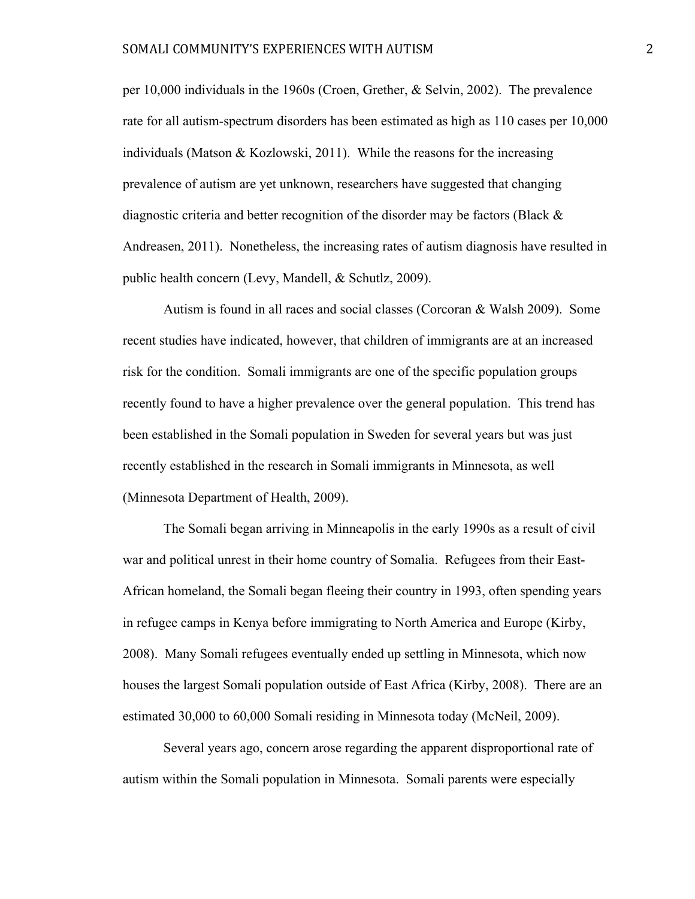per 10,000 individuals in the 1960s (Croen, Grether, & Selvin, 2002). The prevalence rate for all autism-spectrum disorders has been estimated as high as 110 cases per 10,000 individuals (Matson & Kozlowski, 2011). While the reasons for the increasing prevalence of autism are yet unknown, researchers have suggested that changing diagnostic criteria and better recognition of the disorder may be factors (Black & Andreasen, 2011). Nonetheless, the increasing rates of autism diagnosis have resulted in public health concern (Levy, Mandell, & Schutlz, 2009).

Autism is found in all races and social classes (Corcoran & Walsh 2009). Some recent studies have indicated, however, that children of immigrants are at an increased risk for the condition. Somali immigrants are one of the specific population groups recently found to have a higher prevalence over the general population. This trend has been established in the Somali population in Sweden for several years but was just recently established in the research in Somali immigrants in Minnesota, as well (Minnesota Department of Health, 2009).

The Somali began arriving in Minneapolis in the early 1990s as a result of civil war and political unrest in their home country of Somalia. Refugees from their East-African homeland, the Somali began fleeing their country in 1993, often spending years in refugee camps in Kenya before immigrating to North America and Europe (Kirby, 2008). Many Somali refugees eventually ended up settling in Minnesota, which now houses the largest Somali population outside of East Africa (Kirby, 2008). There are an estimated 30,000 to 60,000 Somali residing in Minnesota today (McNeil, 2009).

Several years ago, concern arose regarding the apparent disproportional rate of autism within the Somali population in Minnesota. Somali parents were especially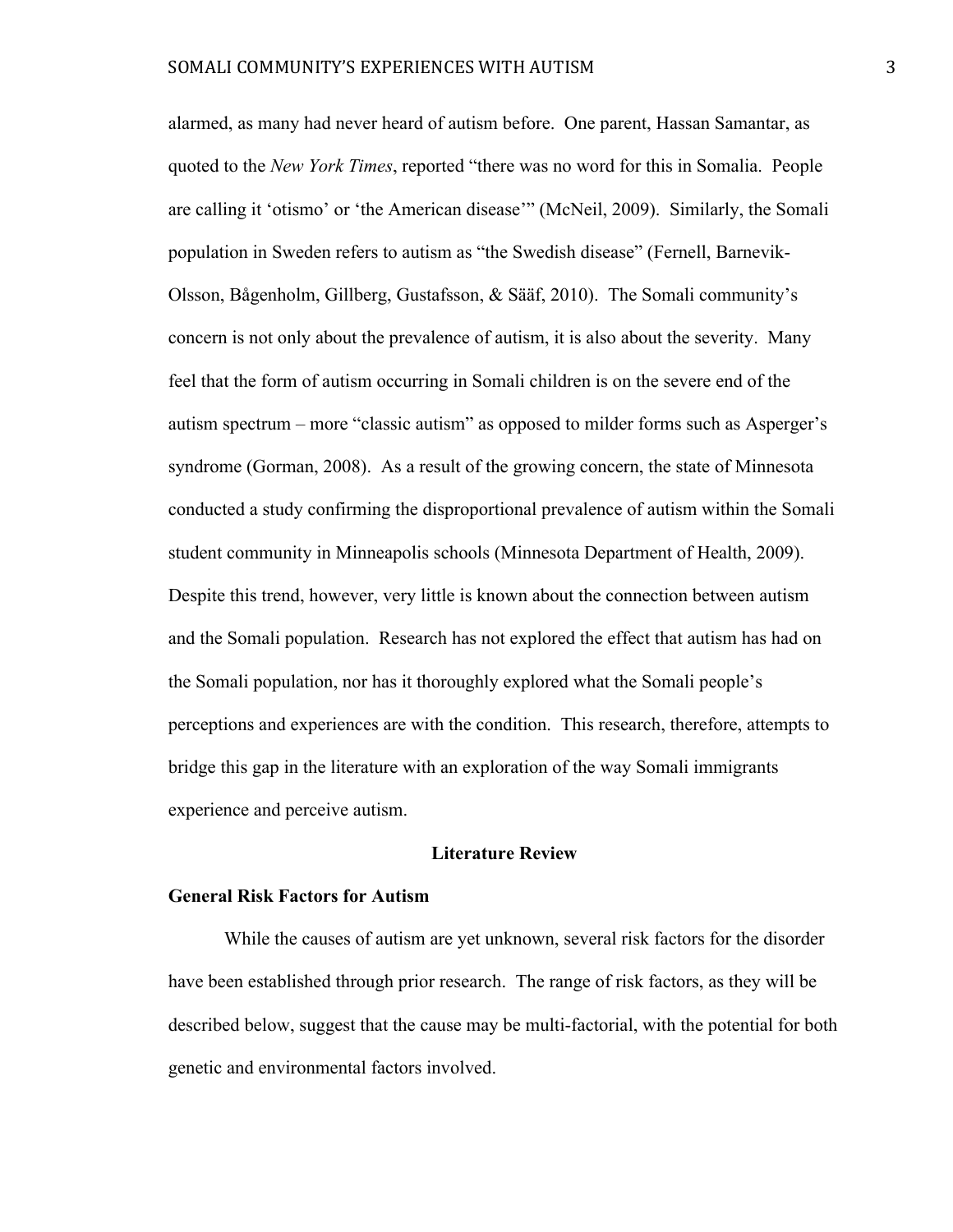alarmed, as many had never heard of autism before. One parent, Hassan Samantar, as quoted to the *New York Times*, reported "there was no word for this in Somalia. People are calling it 'otismo' or 'the American disease'" (McNeil, 2009). Similarly, the Somali population in Sweden refers to autism as "the Swedish disease" (Fernell, Barnevik-Olsson, Bågenholm, Gillberg, Gustafsson, & Sääf, 2010). The Somali community's concern is not only about the prevalence of autism, it is also about the severity. Many feel that the form of autism occurring in Somali children is on the severe end of the autism spectrum – more "classic autism" as opposed to milder forms such as Asperger's syndrome (Gorman, 2008). As a result of the growing concern, the state of Minnesota conducted a study confirming the disproportional prevalence of autism within the Somali student community in Minneapolis schools (Minnesota Department of Health, 2009). Despite this trend, however, very little is known about the connection between autism and the Somali population. Research has not explored the effect that autism has had on the Somali population, nor has it thoroughly explored what the Somali people's perceptions and experiences are with the condition. This research, therefore, attempts to bridge this gap in the literature with an exploration of the way Somali immigrants experience and perceive autism.

## Literature Review

### General Risk Factors for Autism

While the causes of autism are yet unknown, several risk factors for the disorder have been established through prior research. The range of risk factors, as they will be described below, suggest that the cause may be multi-factorial, with the potential for both genetic and environmental factors involved.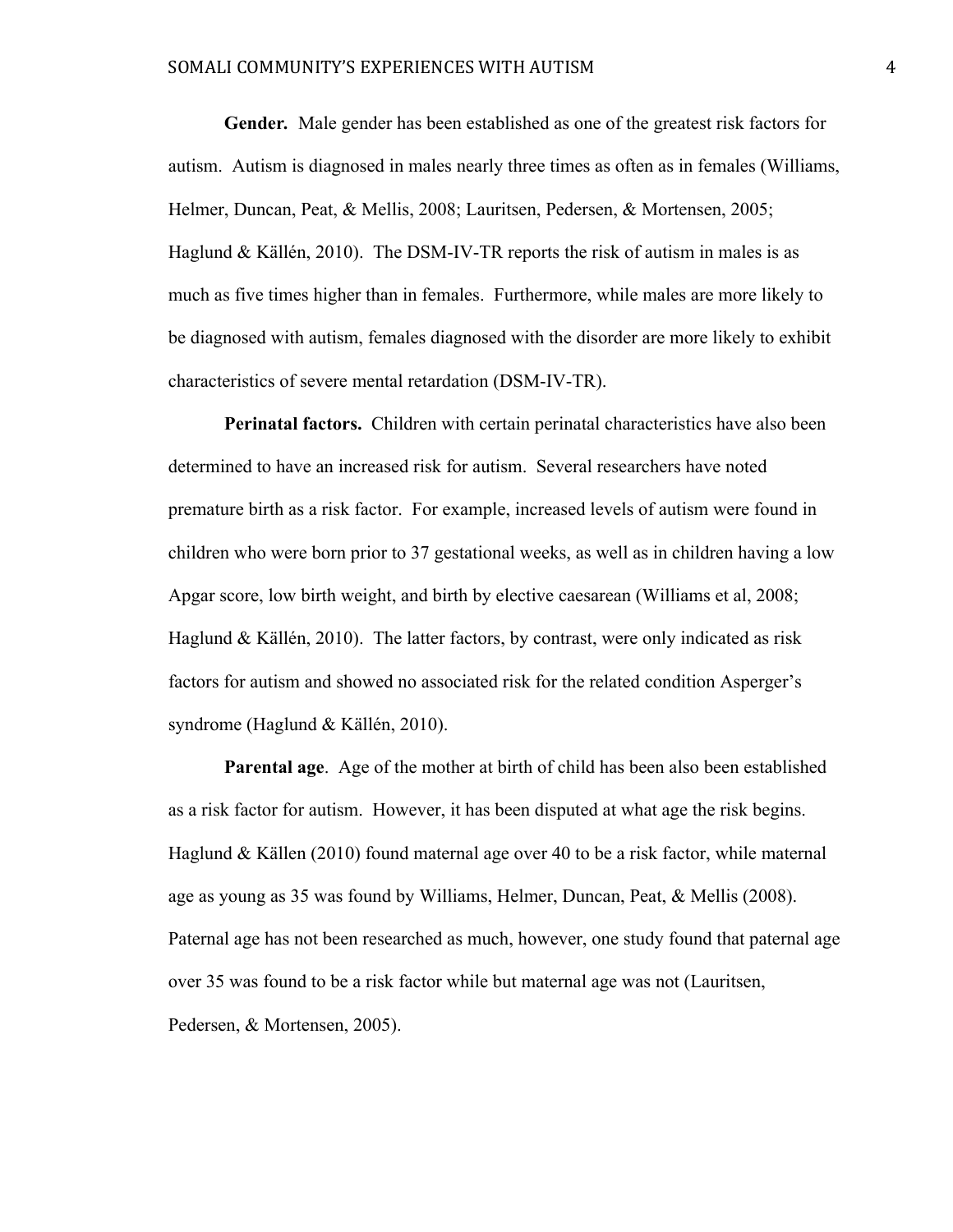**Gender.** Male gender has been established as one of the greatest risk factors for autism. Autism is diagnosed in males nearly three times as often as in females (Williams, Helmer, Duncan, Peat, & Mellis, 2008; Lauritsen, Pedersen, & Mortensen, 2005; Haglund & Källén, 2010). The DSM-IV-TR reports the risk of autism in males is as much as five times higher than in females. Furthermore, while males are more likely to be diagnosed with autism, females diagnosed with the disorder are more likely to exhibit characteristics of severe mental retardation (DSM-IV-TR).

**Perinatal factors.** Children with certain perinatal characteristics have also been determined to have an increased risk for autism. Several researchers have noted premature birth as a risk factor. For example, increased levels of autism were found in children who were born prior to 37 gestational weeks, as well as in children having a low Apgar score, low birth weight, and birth by elective caesarean (Williams et al, 2008; Haglund & Källén, 2010). The latter factors, by contrast, were only indicated as risk factors for autism and showed no associated risk for the related condition Asperger's syndrome (Haglund & Källén, 2010).

**Parental age**. Age of the mother at birth of child has been also been established as a risk factor for autism. However, it has been disputed at what age the risk begins. Haglund & Källen (2010) found maternal age over 40 to be a risk factor, while maternal age as young as 35 was found by Williams, Helmer, Duncan, Peat, & Mellis (2008). Paternal age has not been researched as much, however, one study found that paternal age over 35 was found to be a risk factor while but maternal age was not (Lauritsen, Pedersen, & Mortensen, 2005).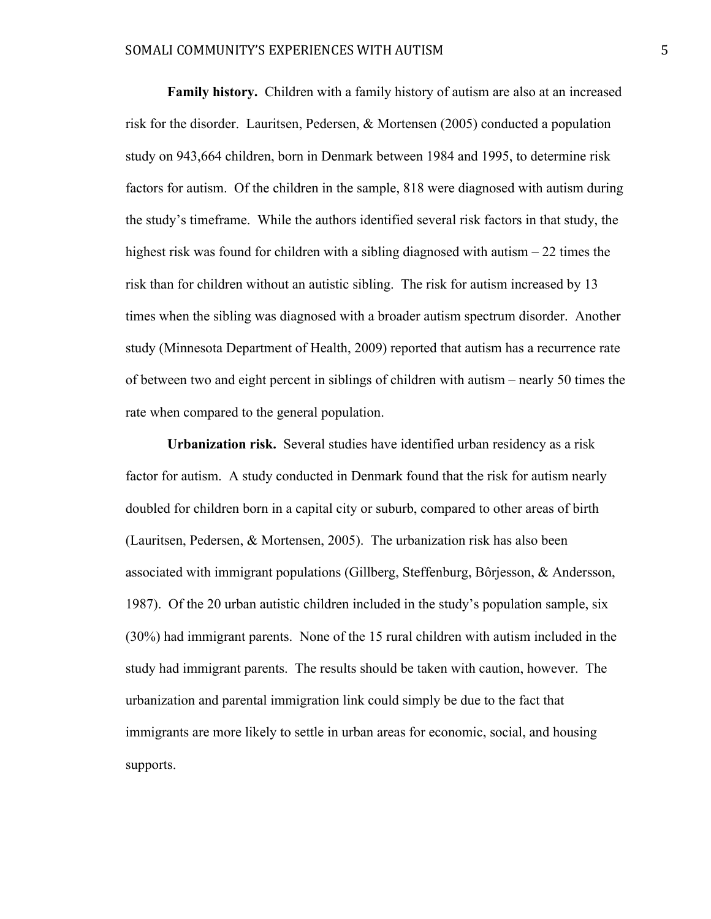**Family history.** Children with a family history of autism are also at an increased risk for the disorder. Lauritsen, Pedersen, & Mortensen (2005) conducted a population study on 943,664 children, born in Denmark between 1984 and 1995, to determine risk factors for autism. Of the children in the sample, 818 were diagnosed with autism during the study's timeframe. While the authors identified several risk factors in that study, the highest risk was found for children with a sibling diagnosed with autism – 22 times the risk than for children without an autistic sibling. The risk for autism increased by 13 times when the sibling was diagnosed with a broader autism spectrum disorder. Another study (Minnesota Department of Health, 2009) reported that autism has a recurrence rate of between two and eight percent in siblings of children with autism – nearly 50 times the rate when compared to the general population.

**Urbanization risk.** Several studies have identified urban residency as a risk factor for autism. A study conducted in Denmark found that the risk for autism nearly doubled for children born in a capital city or suburb, compared to other areas of birth (Lauritsen, Pedersen, & Mortensen, 2005). The urbanization risk has also been associated with immigrant populations (Gillberg, Steffenburg, Bôrjesson, & Andersson, 1987). Of the 20 urban autistic children included in the study's population sample, six (30%) had immigrant parents. None of the 15 rural children with autism included in the study had immigrant parents. The results should be taken with caution, however. The urbanization and parental immigration link could simply be due to the fact that immigrants are more likely to settle in urban areas for economic, social, and housing supports.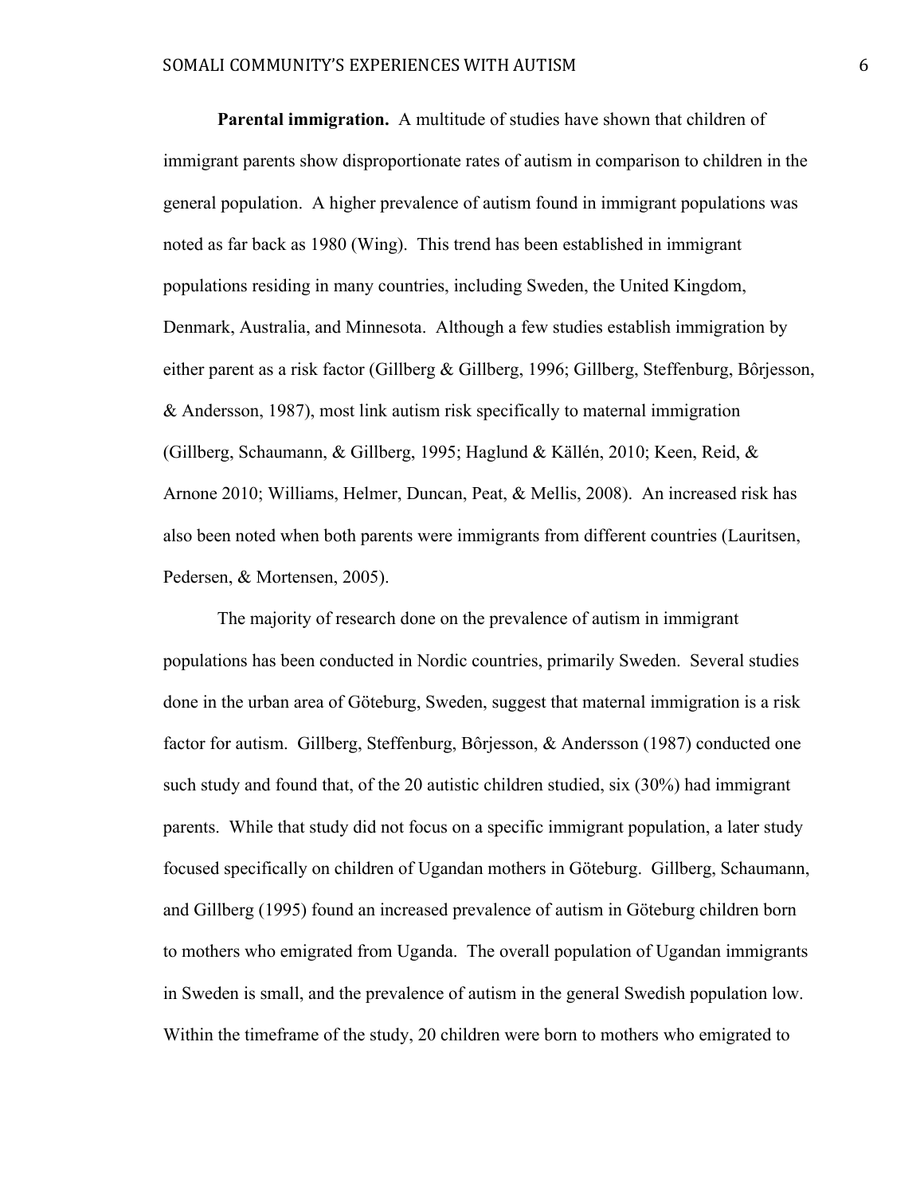**Parental immigration.** A multitude of studies have shown that children of immigrant parents show disproportionate rates of autism in comparison to children in the general population. A higher prevalence of autism found in immigrant populations was noted as far back as 1980 (Wing). This trend has been established in immigrant populations residing in many countries, including Sweden, the United Kingdom, Denmark, Australia, and Minnesota. Although a few studies establish immigration by either parent as a risk factor (Gillberg & Gillberg, 1996; Gillberg, Steffenburg, Bôrjesson, & Andersson, 1987), most link autism risk specifically to maternal immigration (Gillberg, Schaumann, & Gillberg, 1995; Haglund & Källén, 2010; Keen, Reid, & Arnone 2010; Williams, Helmer, Duncan, Peat, & Mellis, 2008). An increased risk has also been noted when both parents were immigrants from different countries (Lauritsen, Pedersen, & Mortensen, 2005).

The majority of research done on the prevalence of autism in immigrant populations has been conducted in Nordic countries, primarily Sweden. Several studies done in the urban area of Göteburg, Sweden, suggest that maternal immigration is a risk factor for autism. Gillberg, Steffenburg, Bôrjesson, & Andersson (1987) conducted one such study and found that, of the 20 autistic children studied, six (30%) had immigrant parents. While that study did not focus on a specific immigrant population, a later study focused specifically on children of Ugandan mothers in Göteburg. Gillberg, Schaumann, and Gillberg (1995) found an increased prevalence of autism in Göteburg children born to mothers who emigrated from Uganda. The overall population of Ugandan immigrants in Sweden is small, and the prevalence of autism in the general Swedish population low. Within the timeframe of the study, 20 children were born to mothers who emigrated to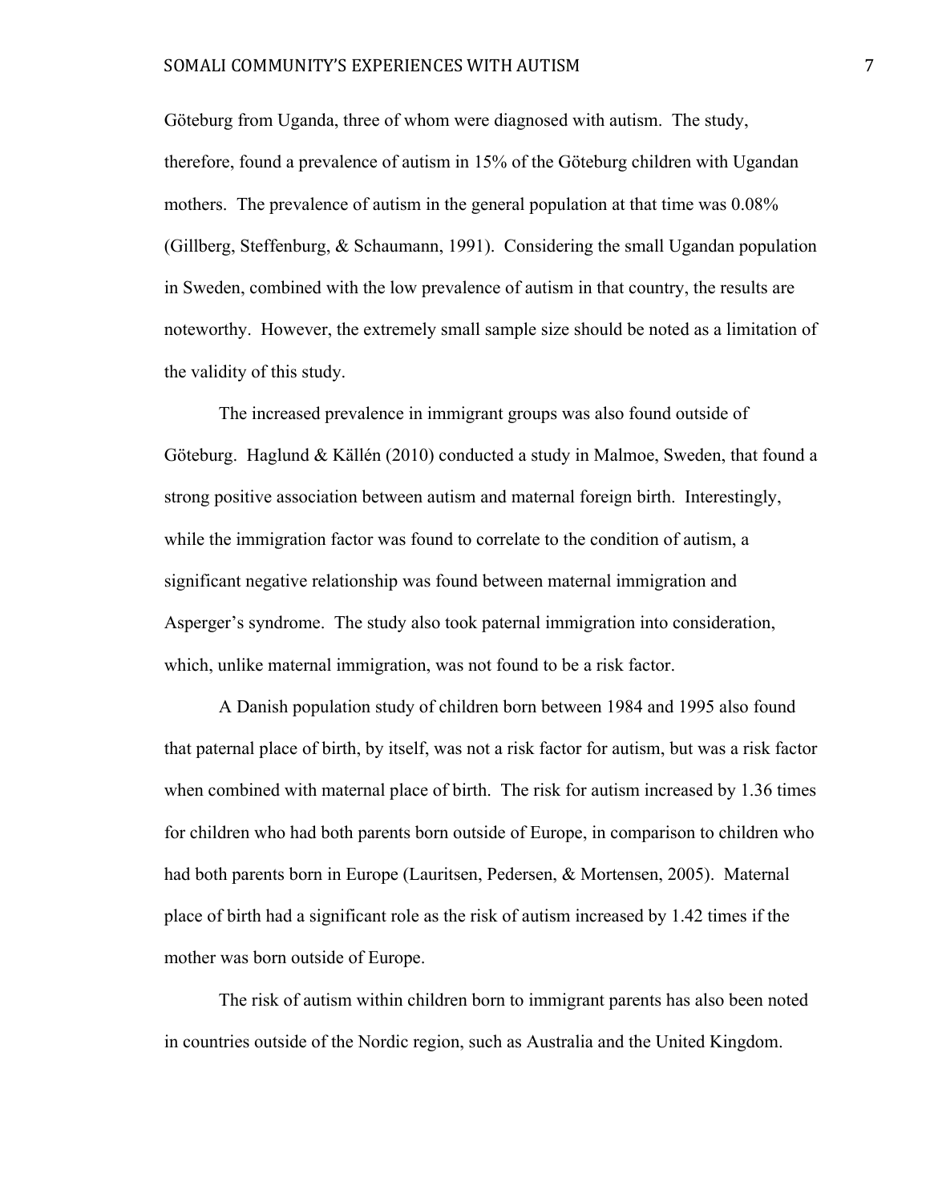Göteburg from Uganda, three of whom were diagnosed with autism. The study, therefore, found a prevalence of autism in 15% of the Göteburg children with Ugandan mothers. The prevalence of autism in the general population at that time was 0.08% (Gillberg, Steffenburg, & Schaumann, 1991). Considering the small Ugandan population in Sweden, combined with the low prevalence of autism in that country, the results are noteworthy. However, the extremely small sample size should be noted as a limitation of the validity of this study.

The increased prevalence in immigrant groups was also found outside of Göteburg. Haglund & Källén (2010) conducted a study in Malmoe, Sweden, that found a strong positive association between autism and maternal foreign birth. Interestingly, while the immigration factor was found to correlate to the condition of autism, a significant negative relationship was found between maternal immigration and Asperger's syndrome. The study also took paternal immigration into consideration, which, unlike maternal immigration, was not found to be a risk factor.

A Danish population study of children born between 1984 and 1995 also found that paternal place of birth, by itself, was not a risk factor for autism, but was a risk factor when combined with maternal place of birth. The risk for autism increased by 1.36 times for children who had both parents born outside of Europe, in comparison to children who had both parents born in Europe (Lauritsen, Pedersen, & Mortensen, 2005). Maternal place of birth had a significant role as the risk of autism increased by 1.42 times if the mother was born outside of Europe.

The risk of autism within children born to immigrant parents has also been noted in countries outside of the Nordic region, such as Australia and the United Kingdom.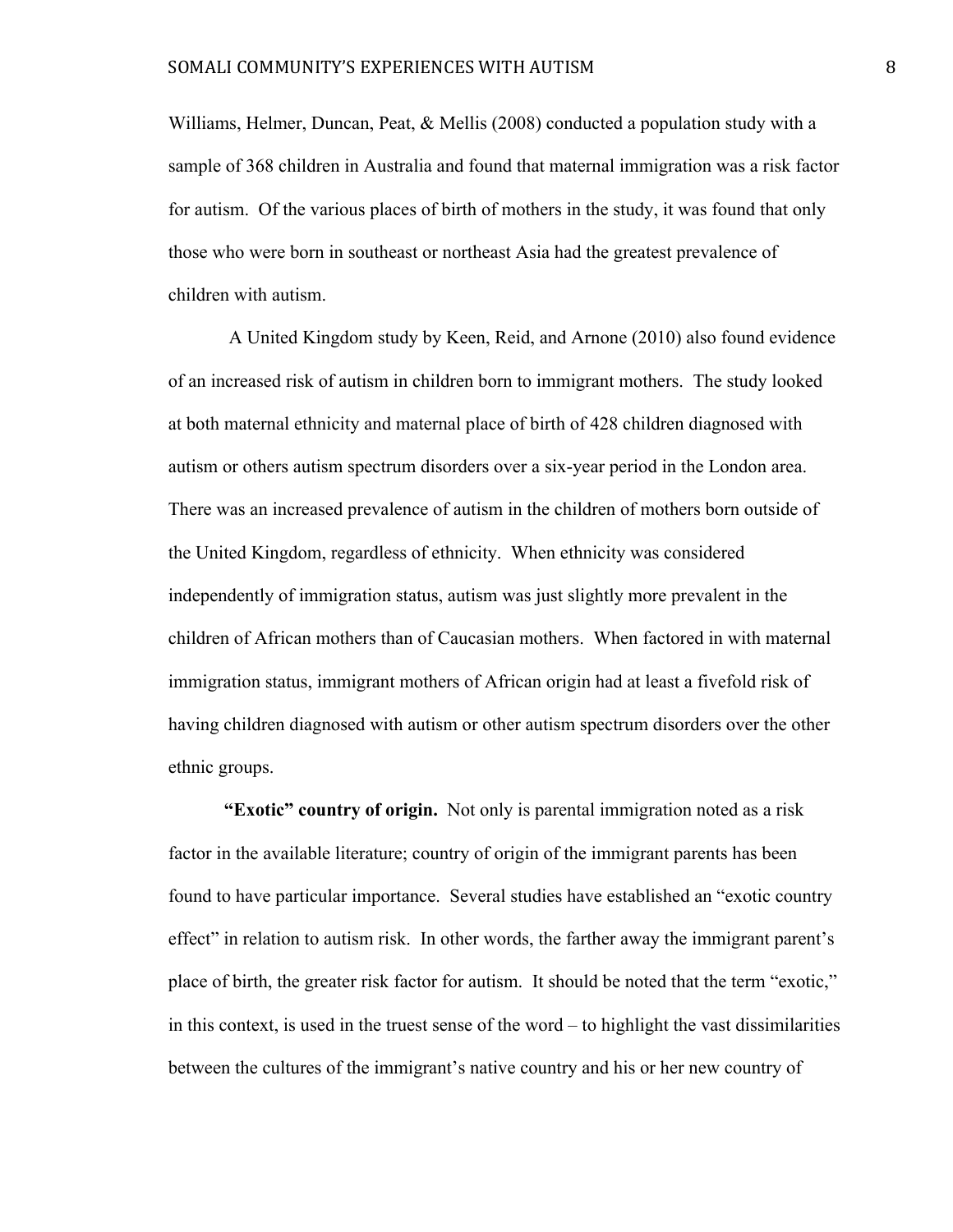Williams, Helmer, Duncan, Peat, & Mellis (2008) conducted a population study with a sample of 368 children in Australia and found that maternal immigration was a risk factor for autism. Of the various places of birth of mothers in the study, it was found that only those who were born in southeast or northeast Asia had the greatest prevalence of children with autism.

A United Kingdom study by Keen, Reid, and Arnone (2010) also found evidence of an increased risk of autism in children born to immigrant mothers. The study looked at both maternal ethnicity and maternal place of birth of 428 children diagnosed with autism or others autism spectrum disorders over a six-year period in the London area. There was an increased prevalence of autism in the children of mothers born outside of the United Kingdom, regardless of ethnicity. When ethnicity was considered independently of immigration status, autism was just slightly more prevalent in the children of African mothers than of Caucasian mothers. When factored in with maternal immigration status, immigrant mothers of African origin had at least a fivefold risk of having children diagnosed with autism or other autism spectrum disorders over the other ethnic groups.

**"Exotic" country of origin.** Not only is parental immigration noted as a risk factor in the available literature; country of origin of the immigrant parents has been found to have particular importance. Several studies have established an "exotic country effect" in relation to autism risk. In other words, the farther away the immigrant parent's place of birth, the greater risk factor for autism. It should be noted that the term "exotic," in this context, is used in the truest sense of the word – to highlight the vast dissimilarities between the cultures of the immigrant's native country and his or her new country of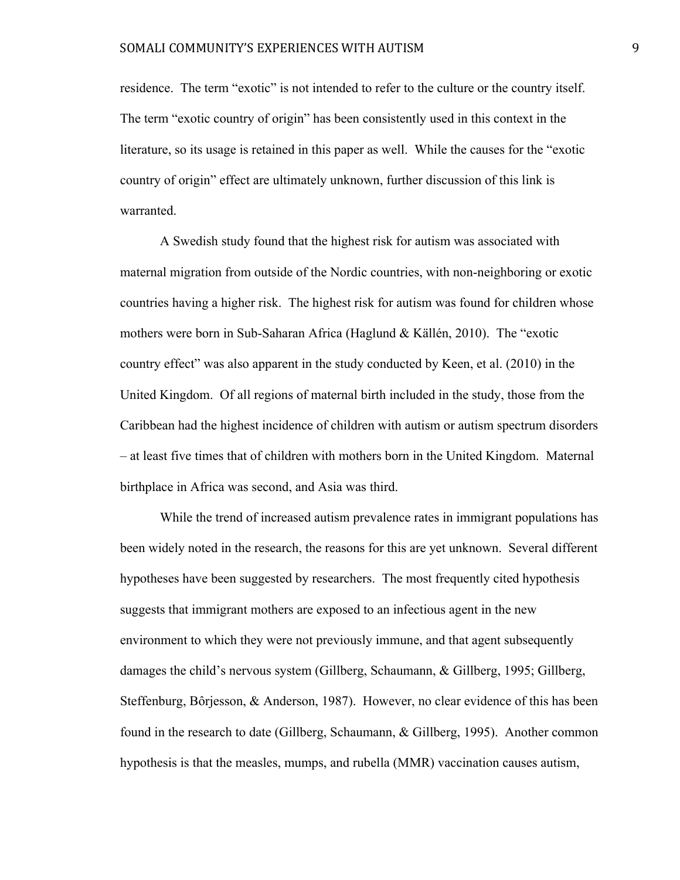residence. The term "exotic" is not intended to refer to the culture or the country itself. The term "exotic country of origin" has been consistently used in this context in the literature, so its usage is retained in this paper as well. While the causes for the "exotic country of origin" effect are ultimately unknown, further discussion of this link is warranted.

A Swedish study found that the highest risk for autism was associated with maternal migration from outside of the Nordic countries, with non-neighboring or exotic countries having a higher risk. The highest risk for autism was found for children whose mothers were born in Sub-Saharan Africa (Haglund & Källén, 2010). The "exotic country effect" was also apparent in the study conducted by Keen, et al. (2010) in the United Kingdom. Of all regions of maternal birth included in the study, those from the Caribbean had the highest incidence of children with autism or autism spectrum disorders – at least five times that of children with mothers born in the United Kingdom. Maternal birthplace in Africa was second, and Asia was third.

While the trend of increased autism prevalence rates in immigrant populations has been widely noted in the research, the reasons for this are yet unknown. Several different hypotheses have been suggested by researchers. The most frequently cited hypothesis suggests that immigrant mothers are exposed to an infectious agent in the new environment to which they were not previously immune, and that agent subsequently damages the child's nervous system (Gillberg, Schaumann, & Gillberg, 1995; Gillberg, Steffenburg, Bôrjesson, & Anderson, 1987). However, no clear evidence of this has been found in the research to date (Gillberg, Schaumann, & Gillberg, 1995). Another common hypothesis is that the measles, mumps, and rubella (MMR) vaccination causes autism,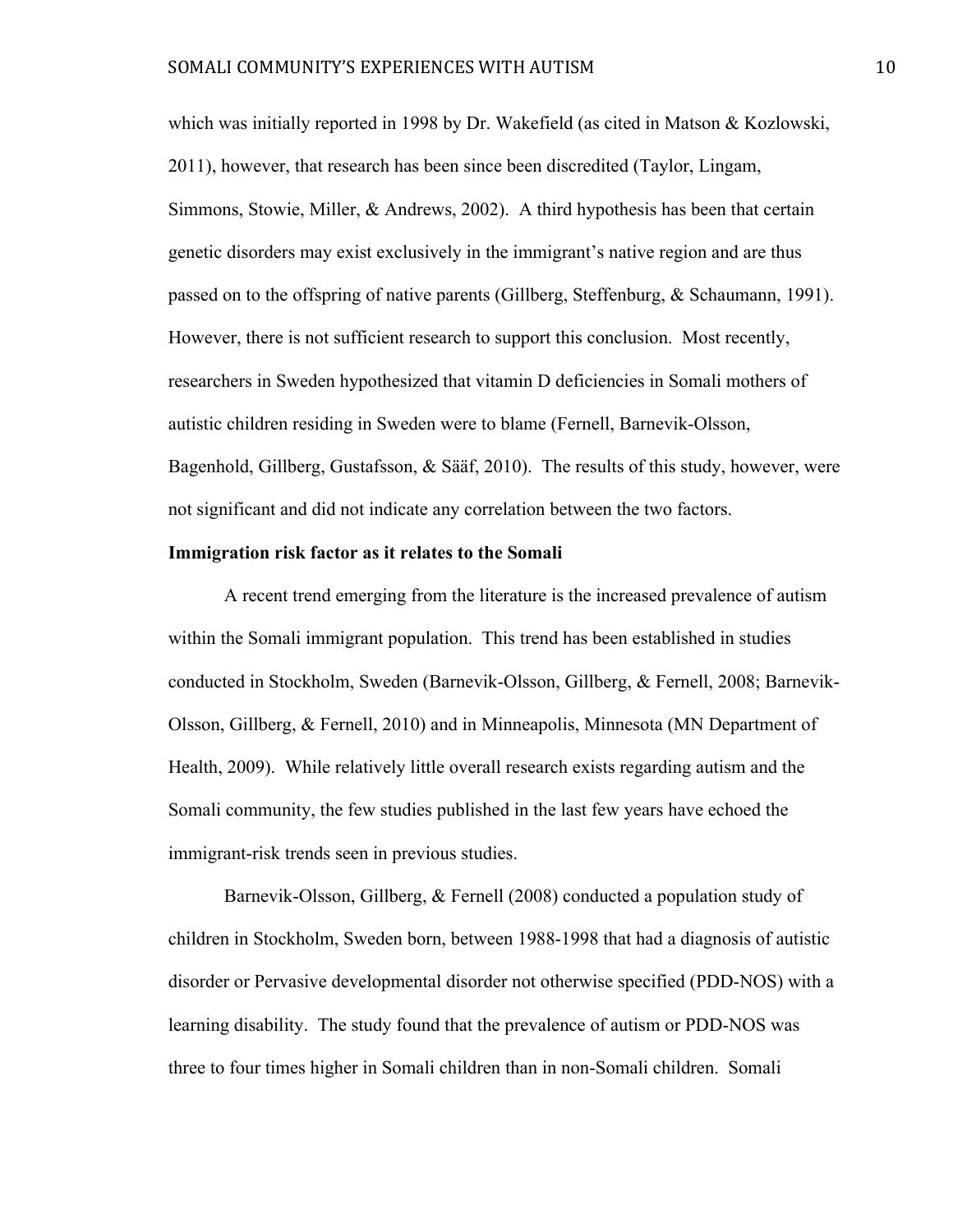which was initially reported in 1998 by Dr. Wakefield (as cited in Matson & Kozlowski, 2011), however, that research has been since been discredited (Taylor, Lingam, Simmons, Stowie, Miller, & Andrews, 2002). A third hypothesis has been that certain genetic disorders may exist exclusively in the immigrant's native region and are thus passed on to the offspring of native parents (Gillberg, Steffenburg, & Schaumann, 1991). However, there is not sufficient research to support this conclusion. Most recently, researchers in Sweden hypothesized that vitamin D deficiencies in Somali mothers of autistic children residing in Sweden were to blame (Fernell, Barnevik-Olsson, Bagenhold, Gillberg, Gustafsson, & Sääf, 2010). The results of this study, however, were not significant and did not indicate any correlation between the two factors.

**Immigration risk factor as it relates to the Somali**

A recent trend emerging from the literature is the increased prevalence of autism within the Somali immigrant population. This trend has been established in studies conducted in Stockholm, Sweden (Barnevik-Olsson, Gillberg, & Fernell, 2008; Barnevik-Olsson, Gillberg, & Fernell, 2010) and in Minneapolis, Minnesota (MN Department of Health, 2009). While relatively little overall research exists regarding autism and the Somali community, the few studies published in the last few years have echoed the immigrant-risk trends seen in previous studies.

Barnevik-Olsson, Gillberg, & Fernell (2008) conducted a population study of children in Stockholm, Sweden born, between 1988-1998 that had a diagnosis of autistic disorder or Pervasive developmental disorder not otherwise specified (PDD-NOS) with a learning disability. The study found that the prevalence of autism or PDD-NOS was three to four times higher in Somali children than in non-Somali children. Somali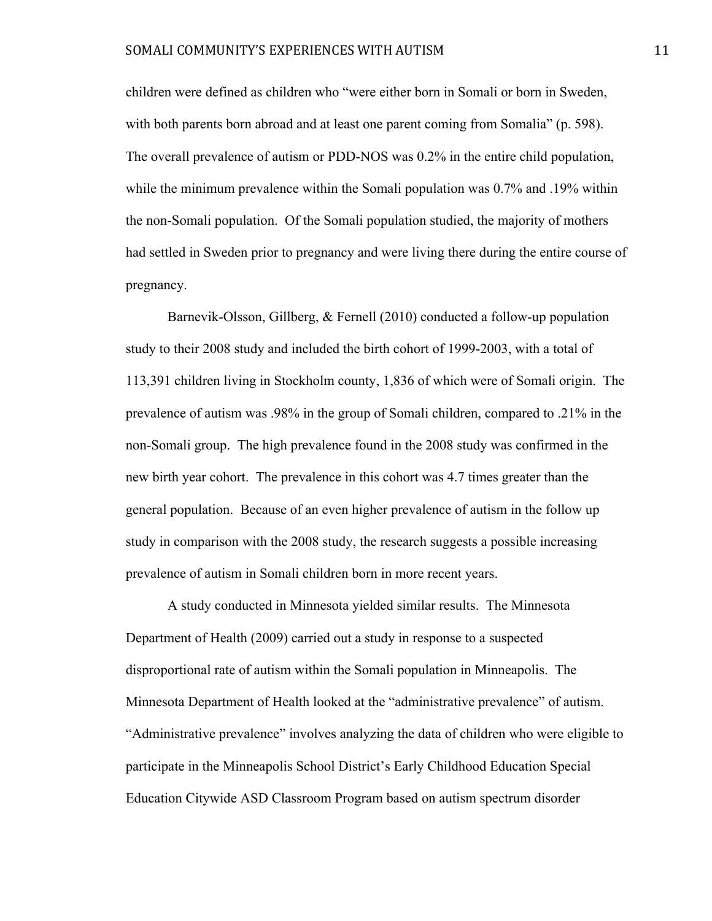children were defined as children who "were either born in Somali or born in Sweden, with both parents born abroad and at least one parent coming from Somalia" (p. 598). The overall prevalence of autism or PDD-NOS was 0.2% in the entire child population, while the minimum prevalence within the Somali population was 0.7% and .19% within the non-Somali population. Of the Somali population studied, the majority of mothers had settled in Sweden prior to pregnancy and were living there during the entire course of pregnancy.

Barnevik-Olsson, Gillberg, & Fernell (2010) conducted a follow-up population study to their 2008 study and included the birth cohort of 1999-2003, with a total of 113,391 children living in Stockholm county, 1,836 of which were of Somali origin. The prevalence of autism was .98% in the group of Somali children, compared to .21% in the non-Somali group. The high prevalence found in the 2008 study was confirmed in the new birth year cohort. The prevalence in this cohort was 4.7 times greater than the general population. Because of an even higher prevalence of autism in the follow up study in comparison with the 2008 study, the research suggests a possible increasing prevalence of autism in Somali children born in more recent years.

A study conducted in Minnesota yielded similar results. The Minnesota Department of Health (2009) carried out a study in response to a suspected disproportional rate of autism within the Somali population in Minneapolis. The Minnesota Department of Health looked at the "administrative prevalence" of autism. "Administrative prevalence" involves analyzing the data of children who were eligible to participate in the Minneapolis School District's Early Childhood Education Special Education Citywide ASD Classroom Program based on autism spectrum disorder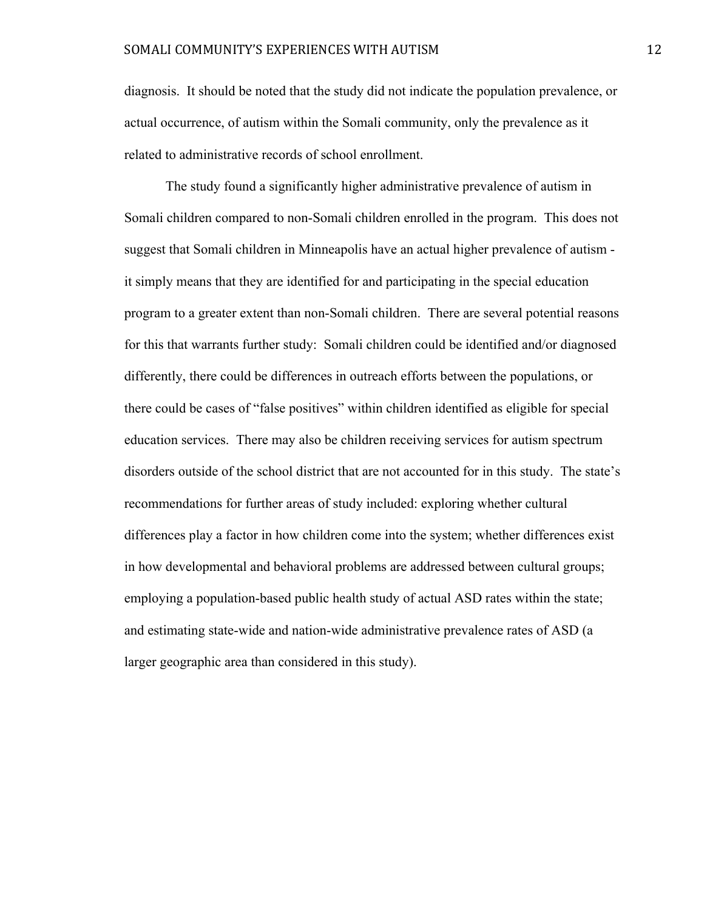diagnosis. It should be noted that the study did not indicate the population prevalence, or actual occurrence, of autism within the Somali community, only the prevalence as it related to administrative records of school enrollment.

The study found a significantly higher administrative prevalence of autism in Somali children compared to non-Somali children enrolled in the program. This does not suggest that Somali children in Minneapolis have an actual higher prevalence of autism - it simply means that they are identified for and participating in the special education program to a greater extent than non-Somali children. There are several potential reasons for this that warrants further study: Somali children could be identified and/or diagnosed differently, there could be differences in outreach efforts between the populations, or there could be cases of "false positives" within children identified as eligible for special education services. There may also be children receiving services for autism spectrum disorders outside of the school district that are not accounted for in this study. The state's recommendations for further areas of study included: exploring whether cultural differences play a factor in how children come into the system; whether differences exist in how developmental and behavioral problems are addressed between cultural groups; employing a population-based public health study of actual ASD rates within the state; and estimating state-wide and nation-wide administrative prevalence rates of ASD (a larger geographic area than considered in this study).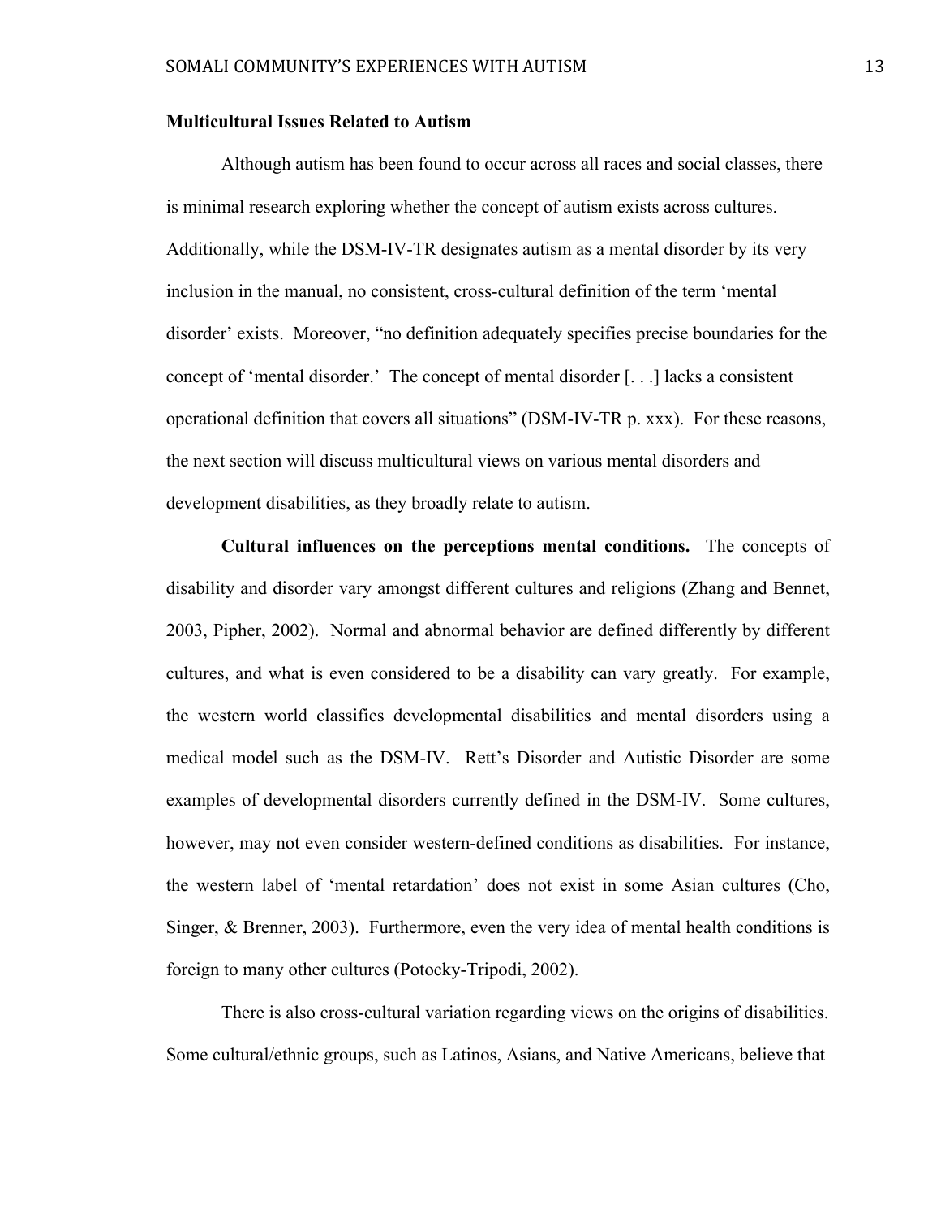## Multicultural Issues Related to Autism

Although autism has been found to occur across all races and social classes, there is minimal research exploring whether the concept of autism exists across cultures. Additionally, while the DSM-IV-TR designates autism as a mental disorder by its very inclusion in the manual, no consistent, cross-cultural definition of the term 'mental disorder' exists. Moreover, "no definition adequately specifies precise boundaries for the concept of 'mental disorder.' The concept of mental disorder [. . .] lacks a consistent operational definition that covers all situations" (DSM-IV-TR p. xxx). For these reasons, the next section will discuss multicultural views on various mental disorders and development disabilities, as they broadly relate to autism.

**Cultural influences on the perceptions mental conditions.** The concepts of disability and disorder vary amongst different cultures and religions (Zhang and Bennet, 2003, Pipher, 2002). Normal and abnormal behavior are defined differently by different cultures, and what is even considered to be a disability can vary greatly. For example, the western world classifies developmental disabilities and mental disorders using a medical model such as the DSM-IV. Rett's Disorder and Autistic Disorder are some examples of developmental disorders currently defined in the DSM-IV. Some cultures, however, may not even consider western-defined conditions as disabilities. For instance, the western label of 'mental retardation' does not exist in some Asian cultures (Cho, Singer, & Brenner, 2003). Furthermore, even the very idea of mental health conditions is foreign to many other cultures (Potocky-Tripodi, 2002).

There is also cross-cultural variation regarding views on the origins of disabilities. Some cultural/ethnic groups, such as Latinos, Asians, and Native Americans, believe that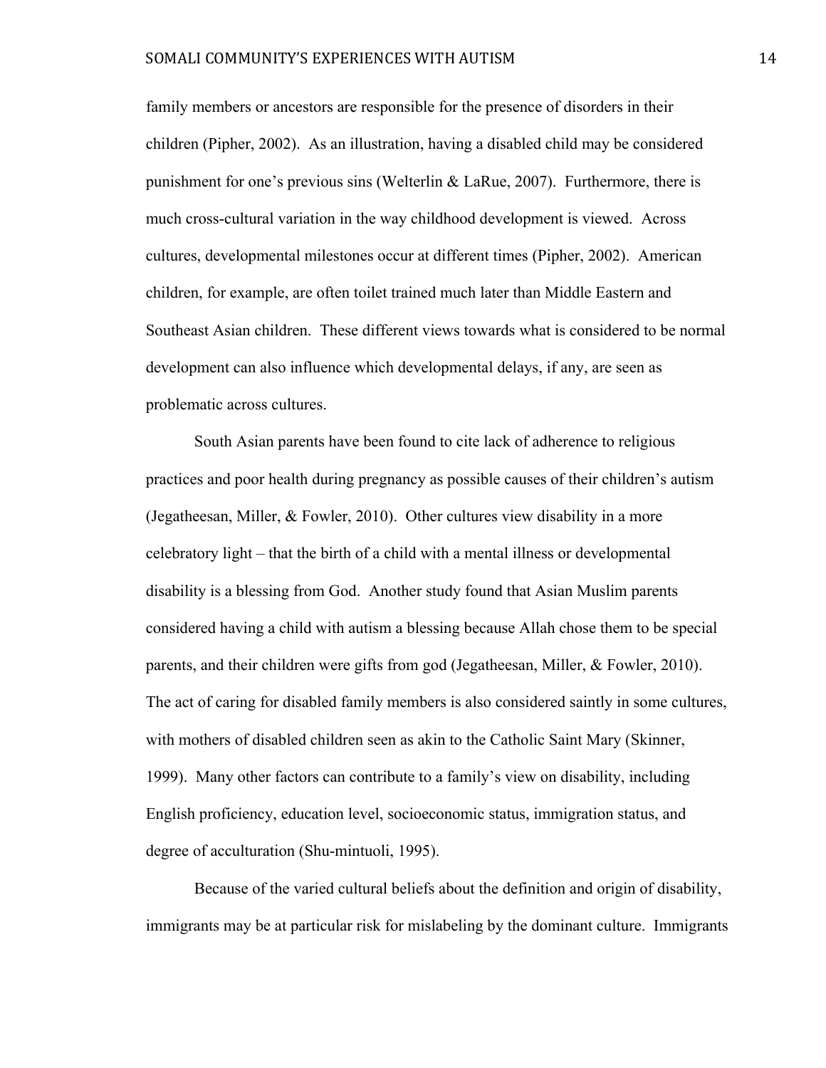family members or ancestors are responsible for the presence of disorders in their children (Pipher, 2002). As an illustration, having a disabled child may be considered punishment for one's previous sins (Welterlin & LaRue, 2007). Furthermore, there is much cross-cultural variation in the way childhood development is viewed. Across cultures, developmental milestones occur at different times (Pipher, 2002). American children, for example, are often toilet trained much later than Middle Eastern and Southeast Asian children. These different views towards what is considered to be normal development can also influence which developmental delays, if any, are seen as problematic across cultures.

South Asian parents have been found to cite lack of adherence to religious practices and poor health during pregnancy as possible causes of their children's autism (Jegatheesan, Miller, & Fowler, 2010). Other cultures view disability in a more celebratory light – that the birth of a child with a mental illness or developmental disability is a blessing from God. Another study found that Asian Muslim parents considered having a child with autism a blessing because Allah chose them to be special parents, and their children were gifts from god (Jegatheesan, Miller, & Fowler, 2010). The act of caring for disabled family members is also considered saintly in some cultures, with mothers of disabled children seen as akin to the Catholic Saint Mary (Skinner, 1999). Many other factors can contribute to a family's view on disability, including English proficiency, education level, socioeconomic status, immigration status, and degree of acculturation (Shu-mintuoli, 1995).

Because of the varied cultural beliefs about the definition and origin of disability, immigrants may be at particular risk for mislabeling by the dominant culture. Immigrants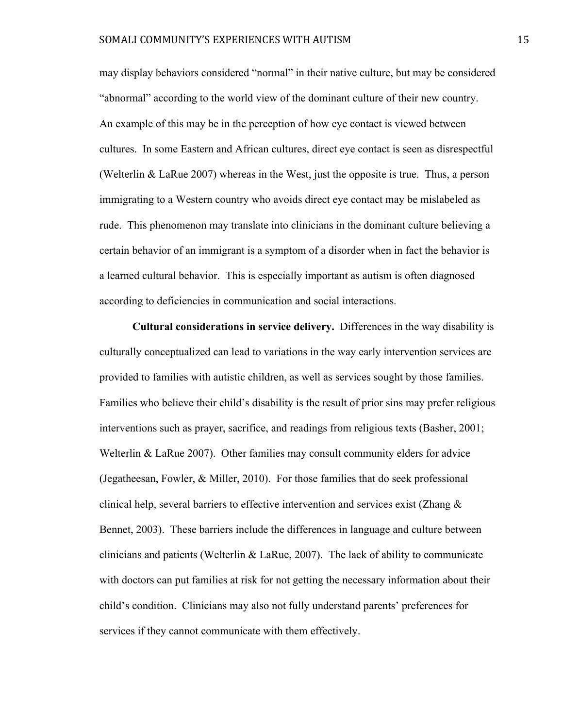may display behaviors considered "normal" in their native culture, but may be considered "abnormal" according to the world view of the dominant culture of their new country. An example of this may be in the perception of how eye contact is viewed between cultures. In some Eastern and African cultures, direct eye contact is seen as disrespectful (Welterlin & LaRue 2007) whereas in the West, just the opposite is true. Thus, a person immigrating to a Western country who avoids direct eye contact may be mislabeled as rude. This phenomenon may translate into clinicians in the dominant culture believing a certain behavior of an immigrant is a symptom of a disorder when in fact the behavior is a learned cultural behavior. This is especially important as autism is often diagnosed according to deficiencies in communication and social interactions.

**Cultural considerations in service delivery.** Differences in the way disability is culturally conceptualized can lead to variations in the way early intervention services are provided to families with autistic children, as well as services sought by those families. Families who believe their child's disability is the result of prior sins may prefer religious interventions such as prayer, sacrifice, and readings from religious texts (Basher, 2001; Welterlin & LaRue 2007). Other families may consult community elders for advice (Jegatheesan, Fowler, & Miller, 2010). For those families that do seek professional clinical help, several barriers to effective intervention and services exist (Zhang & Bennet, 2003). These barriers include the differences in language and culture between clinicians and patients (Welterlin & LaRue, 2007). The lack of ability to communicate with doctors can put families at risk for not getting the necessary information about their child's condition. Clinicians may also not fully understand parents' preferences for services if they cannot communicate with them effectively.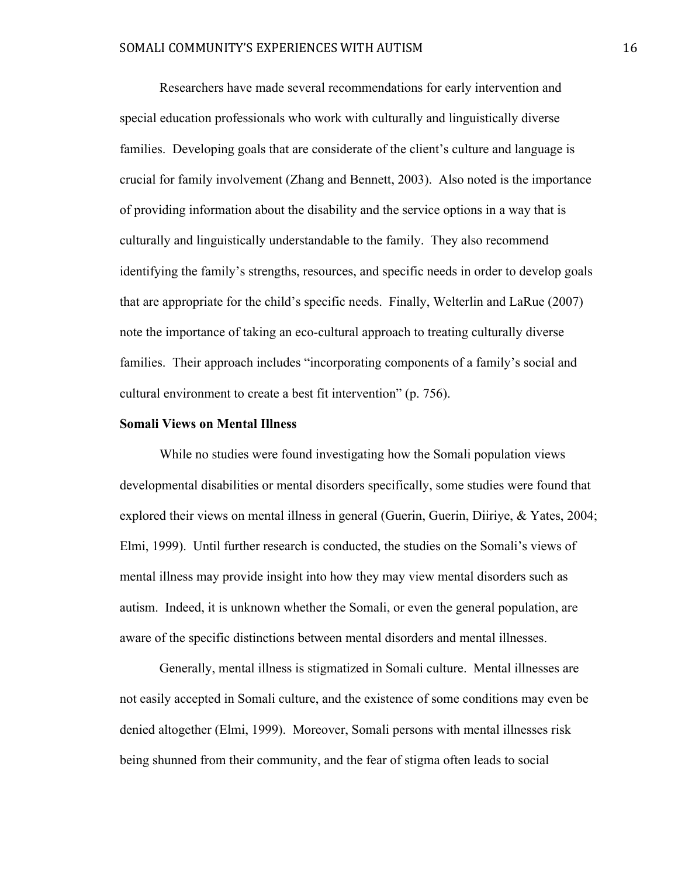Researchers have made several recommendations for early intervention and special education professionals who work with culturally and linguistically diverse families. Developing goals that are considerate of the client's culture and language is crucial for family involvement (Zhang and Bennett, 2003). Also noted is the importance of providing information about the disability and the service options in a way that is culturally and linguistically understandable to the family. They also recommend identifying the family's strengths, resources, and specific needs in order to develop goals that are appropriate for the child's specific needs. Finally, Welterlin and LaRue (2007) note the importance of taking an eco-cultural approach to treating culturally diverse families. Their approach includes "incorporating components of a family's social and cultural environment to create a best fit intervention" (p. 756).

**Somali Views on Mental Illness**

While no studies were found investigating how the Somali population views developmental disabilities or mental disorders specifically, some studies were found that explored their views on mental illness in general (Guerin, Guerin, Diiriye, & Yates, 2004; Elmi, 1999). Until further research is conducted, the studies on the Somali's views of mental illness may provide insight into how they may view mental disorders such as autism. Indeed, it is unknown whether the Somali, or even the general population, are aware of the specific distinctions between mental disorders and mental illnesses.

Generally, mental illness is stigmatized in Somali culture. Mental illnesses are not easily accepted in Somali culture, and the existence of some conditions may even be denied altogether (Elmi, 1999). Moreover, Somali persons with mental illnesses risk being shunned from their community, and the fear of stigma often leads to social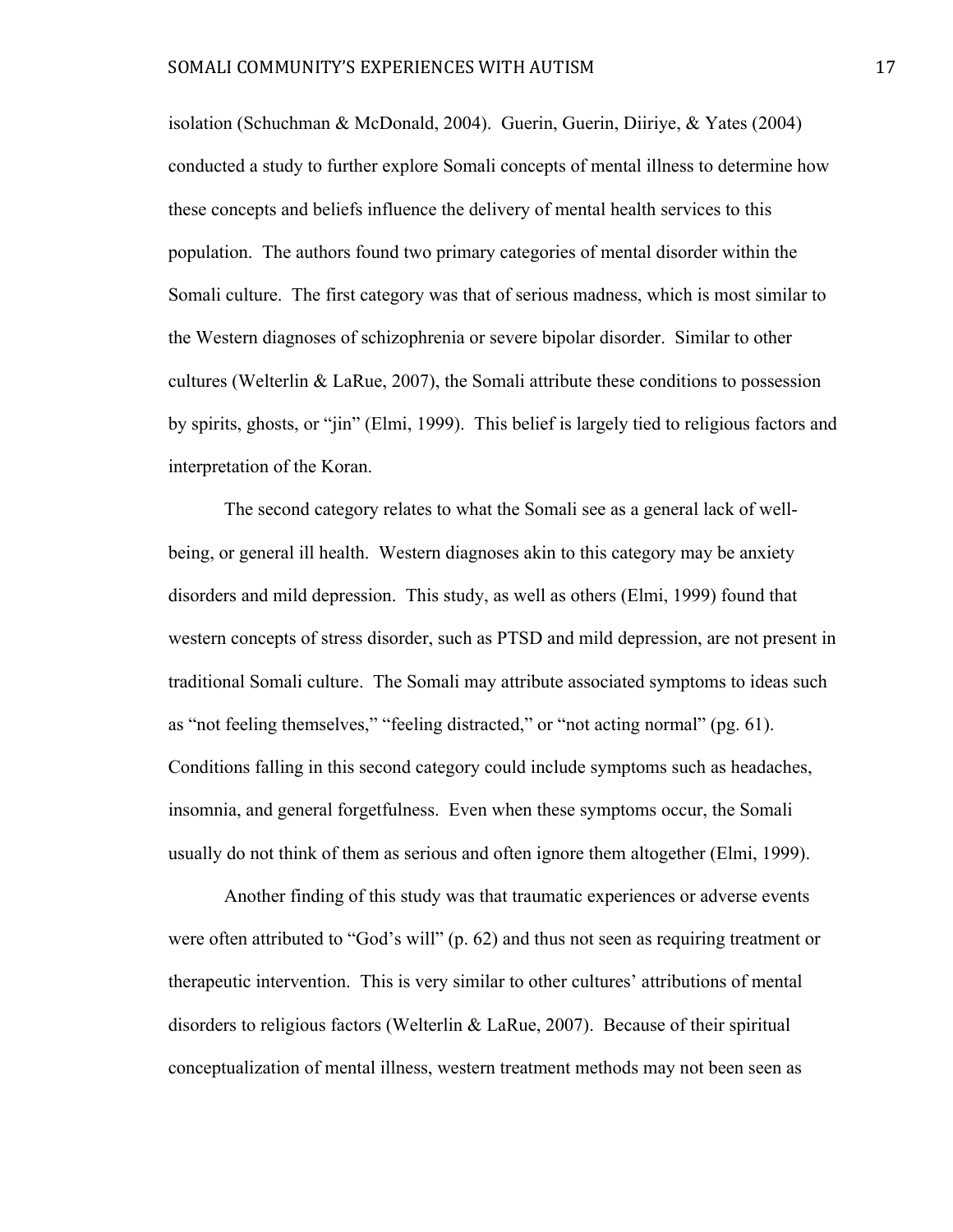isolation (Schuchman & McDonald, 2004). Guerin, Guerin, Diiriye, & Yates (2004) conducted a study to further explore Somali concepts of mental illness to determine how these concepts and beliefs influence the delivery of mental health services to this population. The authors found two primary categories of mental disorder within the Somali culture. The first category was that of serious madness, which is most similar to the Western diagnoses of schizophrenia or severe bipolar disorder. Similar to other cultures (Welterlin & LaRue, 2007), the Somali attribute these conditions to possession by spirits, ghosts, or "jin" (Elmi, 1999). This belief is largely tied to religious factors and interpretation of the Koran.

The second category relates to what the Somali see as a general lack of well-being, or general ill health. Western diagnoses akin to this category may be anxiety disorders and mild depression. This study, as well as others (Elmi, 1999) found that western concepts of stress disorder, such as PTSD and mild depression, are not present in traditional Somali culture. The Somali may attribute associated symptoms to ideas such as "not feeling themselves," "feeling distracted," or "not acting normal" (pg. 61). Conditions falling in this second category could include symptoms such as headaches, insomnia, and general forgetfulness. Even when these symptoms occur, the Somali usually do not think of them as serious and often ignore them altogether (Elmi, 1999).

Another finding of this study was that traumatic experiences or adverse events were often attributed to "God's will" (p. 62) and thus not seen as requiring treatment or therapeutic intervention. This is very similar to other cultures' attributions of mental disorders to religious factors (Welterlin & LaRue, 2007). Because of their spiritual conceptualization of mental illness, western treatment methods may not been seen as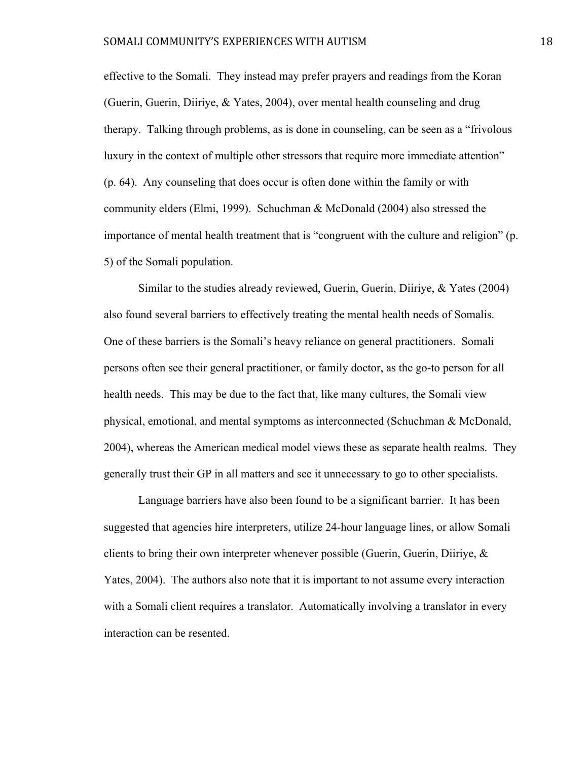effective to the Somali. They instead may prefer prayers and readings from the Koran (Guerin, Guerin, Diiriye, & Yates, 2004), over mental health counseling and drug therapy. Talking through problems, as is done in counseling, can be seen as a "frivolous luxury in the context of multiple other stressors that require more immediate attention" (p. 64). Any counseling that does occur is often done within the family or with community elders (Elmi, 1999). Schuchman & McDonald (2004) also stressed the importance of mental health treatment that is "congruent with the culture and religion" (p. 5) of the Somali population.

Similar to the studies already reviewed, Guerin, Guerin, Diiriye, & Yates (2004) also found several barriers to effectively treating the mental health needs of Somalis. One of these barriers is the Somali's heavy reliance on general practitioners. Somali persons often see their general practitioner, or family doctor, as the go-to person for all health needs. This may be due to the fact that, like many cultures, the Somali view physical, emotional, and mental symptoms as interconnected (Schuchman & McDonald, 2004), whereas the American medical model views these as separate health realms. They generally trust their GP in all matters and see it unnecessary to go to other specialists.

Language barriers have also been found to be a significant barrier. It has been suggested that agencies hire interpreters, utilize 24-hour language lines, or allow Somali clients to bring their own interpreter whenever possible (Guerin, Guerin, Diiriye, & Yates, 2004). The authors also note that it is important to not assume every interaction with a Somali client requires a translator. Automatically involving a translator in every interaction can be resented.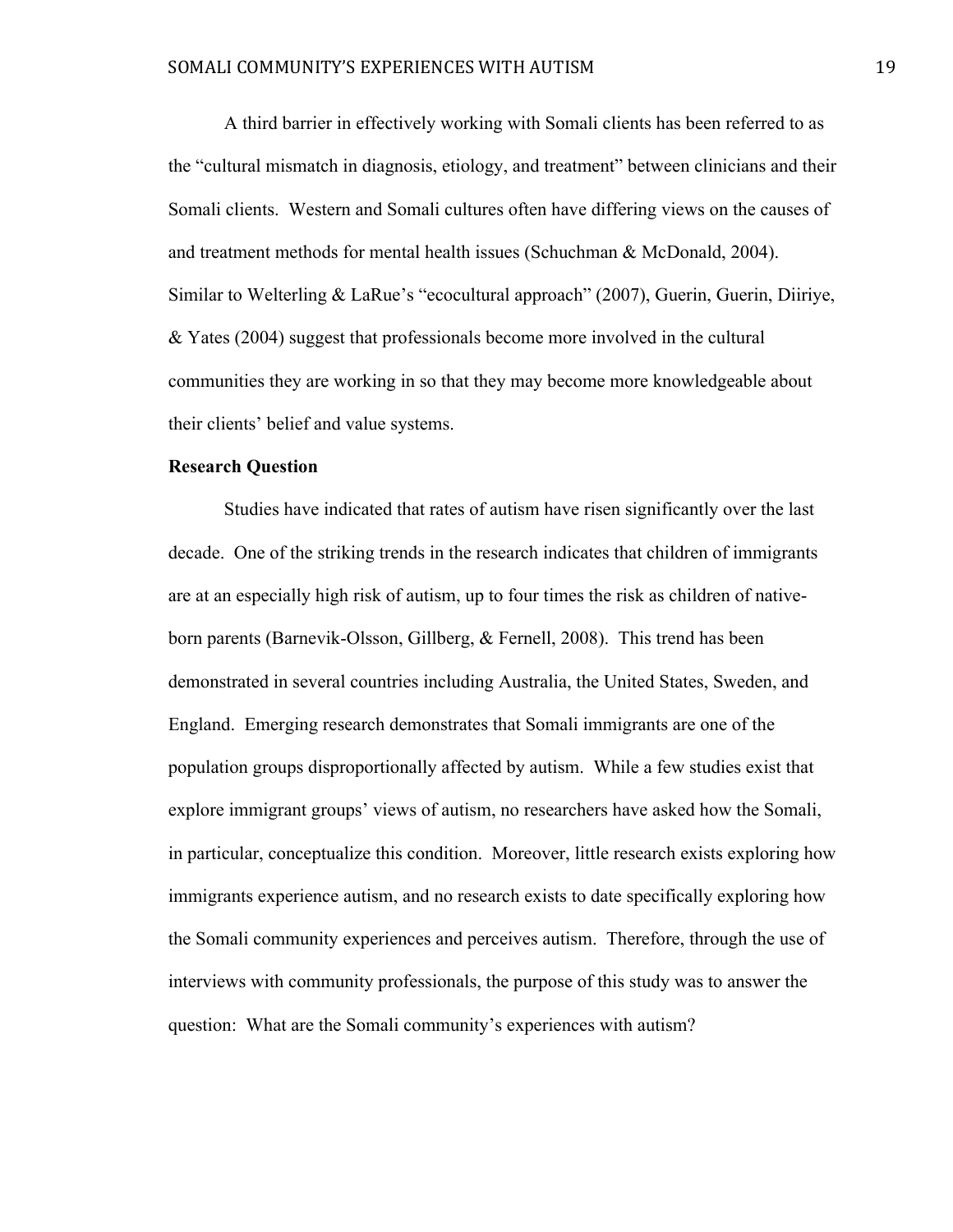A third barrier in effectively working with Somali clients has been referred to as the "cultural mismatch in diagnosis, etiology, and treatment" between clinicians and their Somali clients. Western and Somali cultures often have differing views on the causes of and treatment methods for mental health issues (Schuchman & McDonald, 2004). Similar to Welterling & LaRue's "ecocultural approach" (2007), Guerin, Guerin, Diiriye, & Yates (2004) suggest that professionals become more involved in the cultural communities they are working in so that they may become more knowledgeable about their clients' belief and value systems.

**Research Question**

Studies have indicated that rates of autism have risen significantly over the last decade. One of the striking trends in the research indicates that children of immigrants are at an especially high risk of autism, up to four times the risk as children of native-born parents (Barnevik-Olsson, Gillberg, & Fernell, 2008). This trend has been demonstrated in several countries including Australia, the United States, Sweden, and England. Emerging research demonstrates that Somali immigrants are one of the population groups disproportionally affected by autism. While a few studies exist that explore immigrant groups' views of autism, no researchers have asked how the Somali, in particular, conceptualize this condition. Moreover, little research exists exploring how immigrants experience autism, and no research exists to date specifically exploring how the Somali community experiences and perceives autism. Therefore, through the use of interviews with community professionals, the purpose of this study was to answer the question: What are the Somali community's experiences with autism?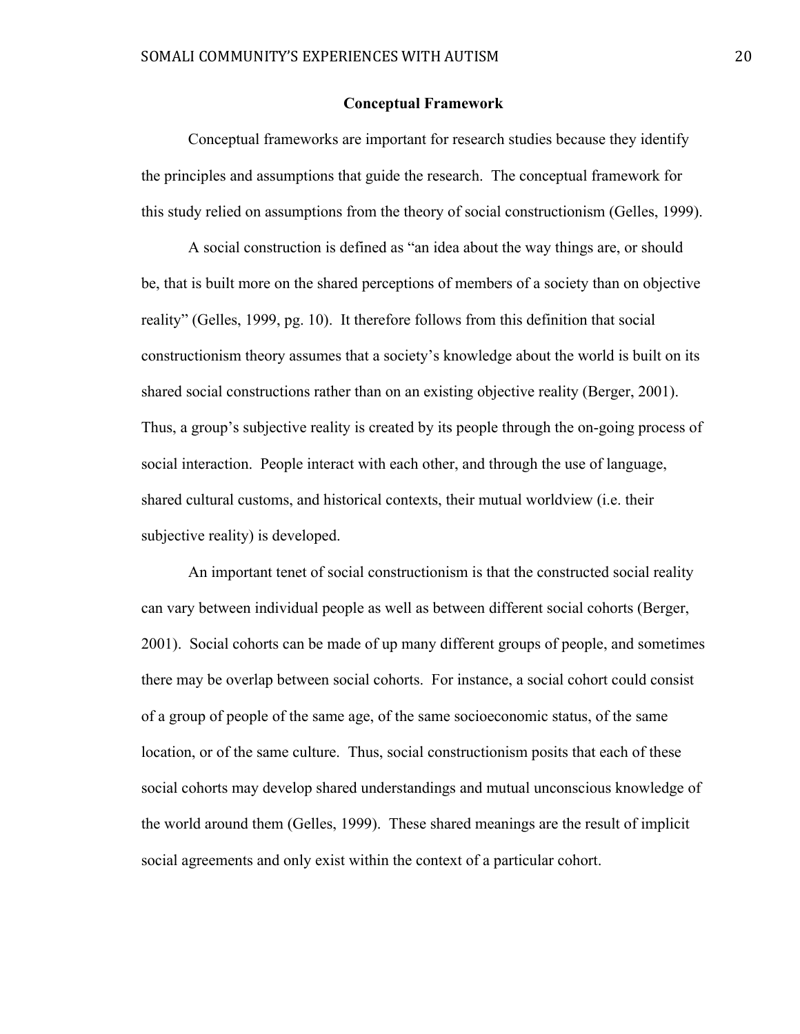## Conceptual Framework

Conceptual frameworks are important for research studies because they identify the principles and assumptions that guide the research. The conceptual framework for this study relied on assumptions from the theory of social constructionism (Gelles, 1999).

A social construction is defined as "an idea about the way things are, or should be, that is built more on the shared perceptions of members of a society than on objective reality" (Gelles, 1999, pg. 10). It therefore follows from this definition that social constructionism theory assumes that a society's knowledge about the world is built on its shared social constructions rather than on an existing objective reality (Berger, 2001). Thus, a group's subjective reality is created by its people through the on-going process of social interaction. People interact with each other, and through the use of language, shared cultural customs, and historical contexts, their mutual worldview (i.e. their subjective reality) is developed.

An important tenet of social constructionism is that the constructed social reality can vary between individual people as well as between different social cohorts (Berger, 2001). Social cohorts can be made of up many different groups of people, and sometimes there may be overlap between social cohorts. For instance, a social cohort could consist of a group of people of the same age, of the same socioeconomic status, of the same location, or of the same culture. Thus, social constructionism posits that each of these social cohorts may develop shared understandings and mutual unconscious knowledge of the world around them (Gelles, 1999). These shared meanings are the result of implicit social agreements and only exist within the context of a particular cohort.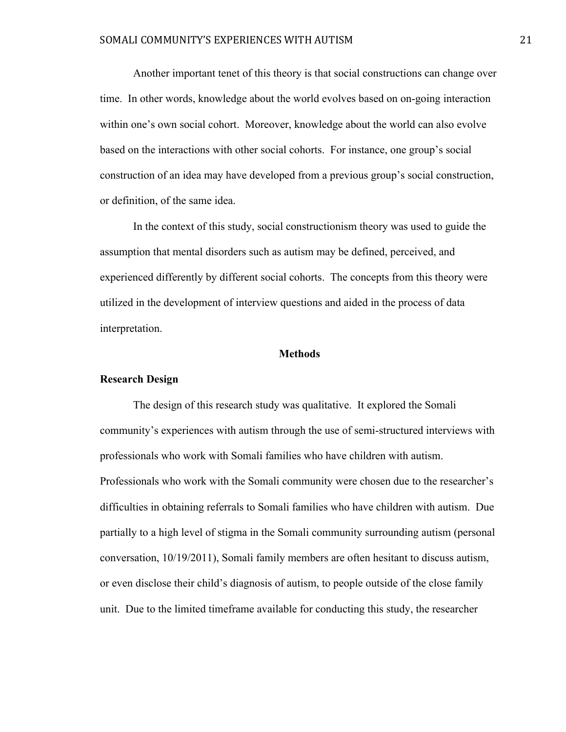Another important tenet of this theory is that social constructions can change over time. In other words, knowledge about the world evolves based on on-going interaction within one's own social cohort. Moreover, knowledge about the world can also evolve based on the interactions with other social cohorts. For instance, one group's social construction of an idea may have developed from a previous group's social construction, or definition, of the same idea.

In the context of this study, social constructionism theory was used to guide the assumption that mental disorders such as autism may be defined, perceived, and experienced differently by different social cohorts. The concepts from this theory were utilized in the development of interview questions and aided in the process of data interpretation.

## Methods

### Research Design

The design of this research study was qualitative. It explored the Somali community's experiences with autism through the use of semi-structured interviews with professionals who work with Somali families who have children with autism. Professionals who work with the Somali community were chosen due to the researcher's difficulties in obtaining referrals to Somali families who have children with autism. Due partially to a high level of stigma in the Somali community surrounding autism (personal conversation, 10/19/2011), Somali family members are often hesitant to discuss autism, or even disclose their child's diagnosis of autism, to people outside of the close family unit. Due to the limited timeframe available for conducting this study, the researcher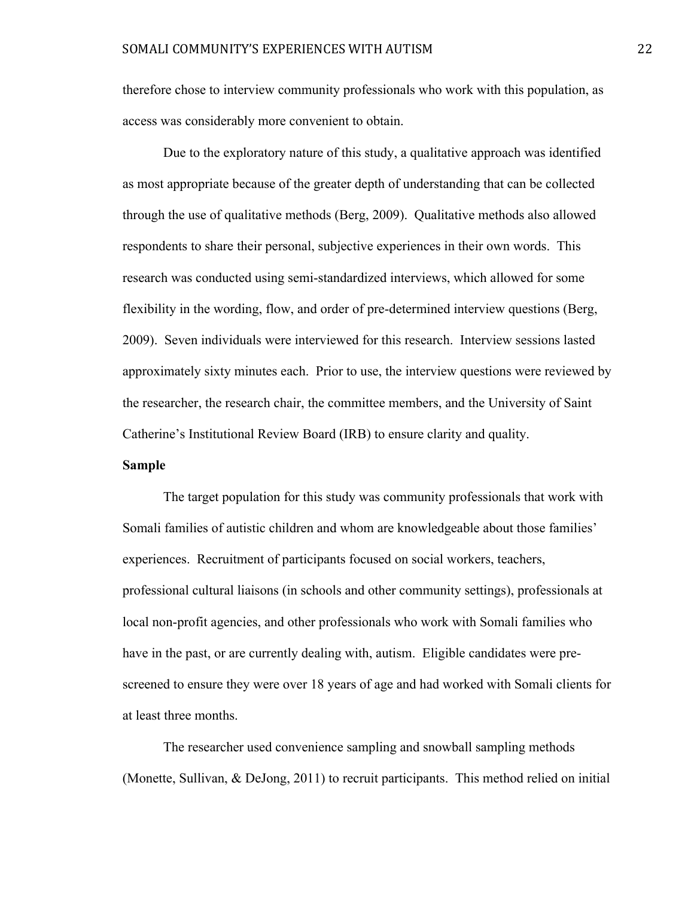therefore chose to interview community professionals who work with this population, as access was considerably more convenient to obtain.

Due to the exploratory nature of this study, a qualitative approach was identified as most appropriate because of the greater depth of understanding that can be collected through the use of qualitative methods (Berg, 2009). Qualitative methods also allowed respondents to share their personal, subjective experiences in their own words. This research was conducted using semi-standardized interviews, which allowed for some flexibility in the wording, flow, and order of pre-determined interview questions (Berg, 2009). Seven individuals were interviewed for this research. Interview sessions lasted approximately sixty minutes each. Prior to use, the interview questions were reviewed by the researcher, the research chair, the committee members, and the University of Saint Catherine's Institutional Review Board (IRB) to ensure clarity and quality.

**Sample**

The target population for this study was community professionals that work with Somali families of autistic children and whom are knowledgeable about those families' experiences. Recruitment of participants focused on social workers, teachers, professional cultural liaisons (in schools and other community settings), professionals at local non-profit agencies, and other professionals who work with Somali families who have in the past, or are currently dealing with, autism. Eligible candidates were pre-screened to ensure they were over 18 years of age and had worked with Somali clients for at least three months.

The researcher used convenience sampling and snowball sampling methods (Monette, Sullivan, & DeJong, 2011) to recruit participants. This method relied on initial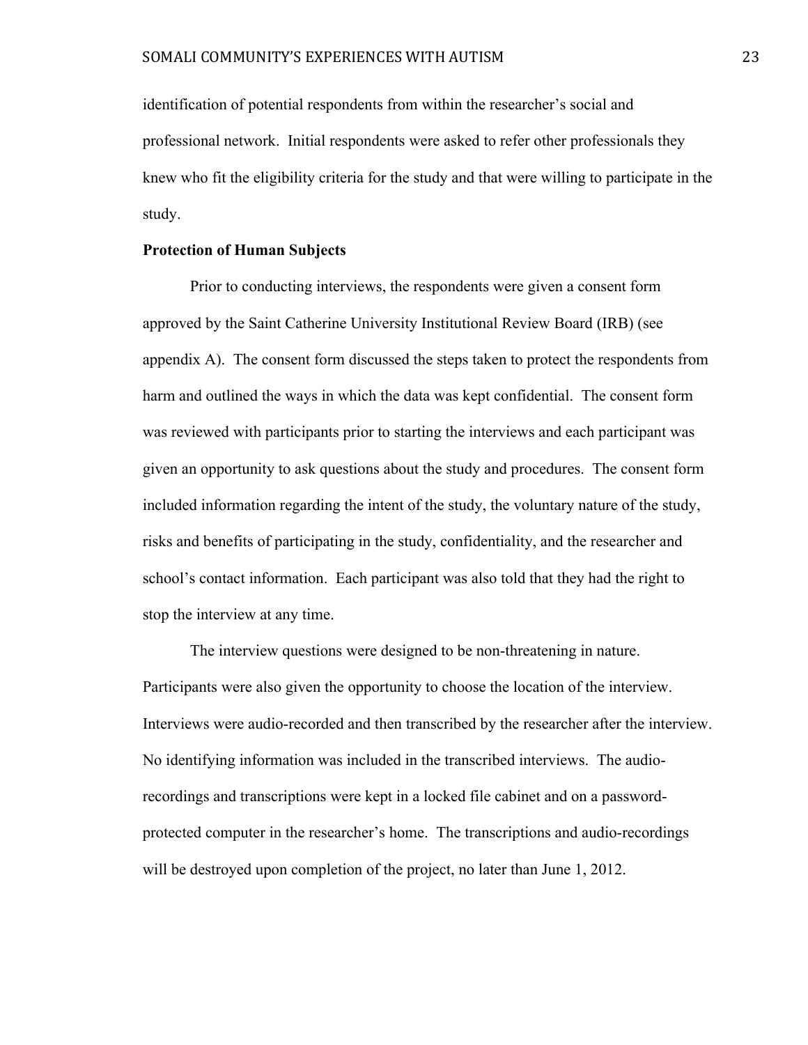identification of potential respondents from within the researcher's social and professional network. Initial respondents were asked to refer other professionals they knew who fit the eligibility criteria for the study and that were willing to participate in the study.

**Protection of Human Subjects**

Prior to conducting interviews, the respondents were given a consent form approved by the Saint Catherine University Institutional Review Board (IRB) (see appendix A). The consent form discussed the steps taken to protect the respondents from harm and outlined the ways in which the data was kept confidential. The consent form was reviewed with participants prior to starting the interviews and each participant was given an opportunity to ask questions about the study and procedures. The consent form included information regarding the intent of the study, the voluntary nature of the study, risks and benefits of participating in the study, confidentiality, and the researcher and school's contact information. Each participant was also told that they had the right to stop the interview at any time.

The interview questions were designed to be non-threatening in nature. Participants were also given the opportunity to choose the location of the interview. Interviews were audio-recorded and then transcribed by the researcher after the interview. No identifying information was included in the transcribed interviews. The audio-recordings and transcriptions were kept in a locked file cabinet and on a password-protected computer in the researcher's home. The transcriptions and audio-recordings will be destroyed upon completion of the project, no later than June 1, 2012.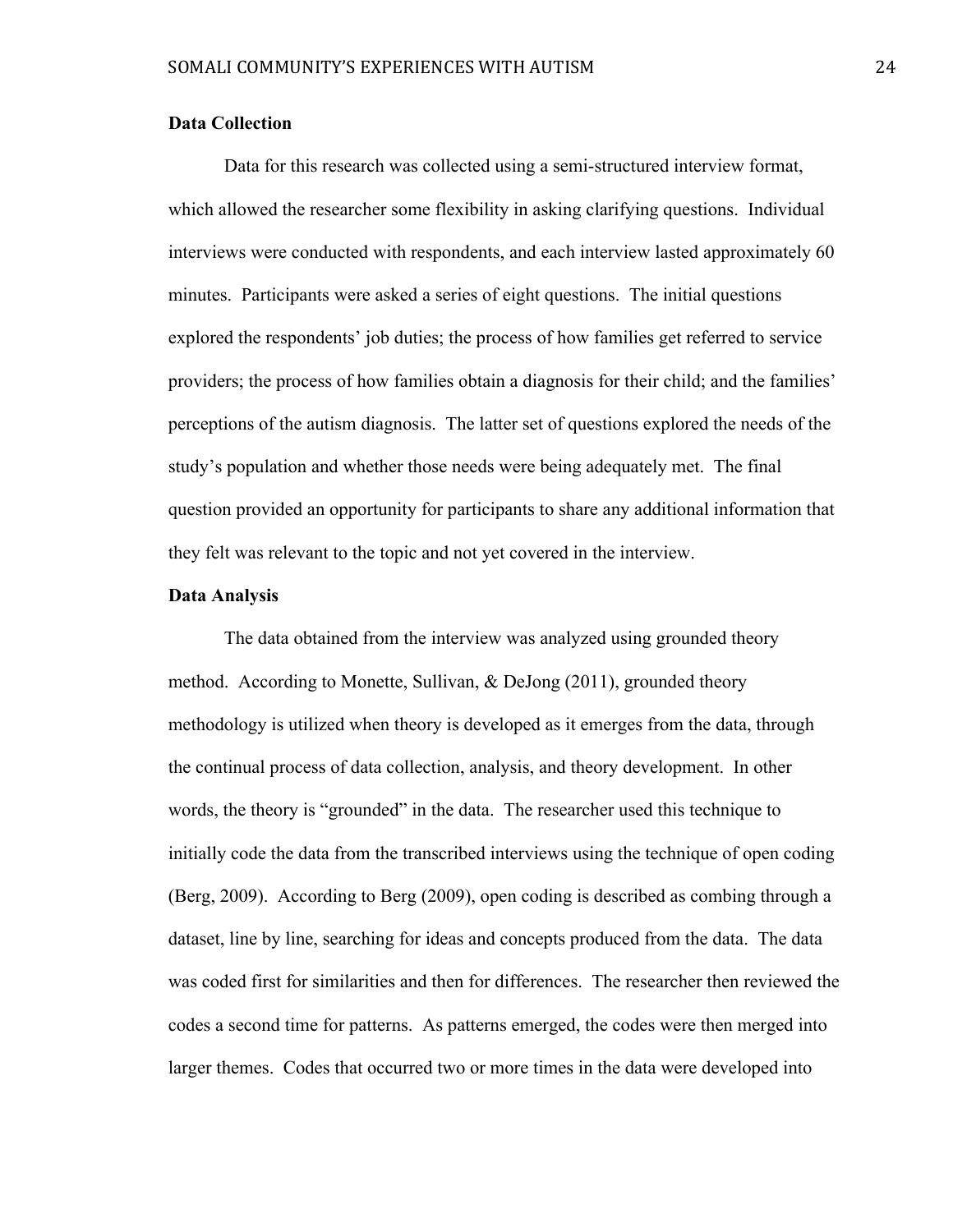**Data Collection**

Data for this research was collected using a semi-structured interview format, which allowed the researcher some flexibility in asking clarifying questions. Individual interviews were conducted with respondents, and each interview lasted approximately 60 minutes. Participants were asked a series of eight questions. The initial questions explored the respondents' job duties; the process of how families get referred to service providers; the process of how families obtain a diagnosis for their child; and the families' perceptions of the autism diagnosis. The latter set of questions explored the needs of the study's population and whether those needs were being adequately met. The final question provided an opportunity for participants to share any additional information that they felt was relevant to the topic and not yet covered in the interview.

**Data Analysis**

The data obtained from the interview was analyzed using grounded theory method. According to Monette, Sullivan, & DeJong (2011), grounded theory methodology is utilized when theory is developed as it emerges from the data, through the continual process of data collection, analysis, and theory development. In other words, the theory is "grounded" in the data. The researcher used this technique to initially code the data from the transcribed interviews using the technique of open coding (Berg, 2009). According to Berg (2009), open coding is described as combing through a dataset, line by line, searching for ideas and concepts produced from the data. The data was coded first for similarities and then for differences. The researcher then reviewed the codes a second time for patterns. As patterns emerged, the codes were then merged into larger themes. Codes that occurred two or more times in the data were developed into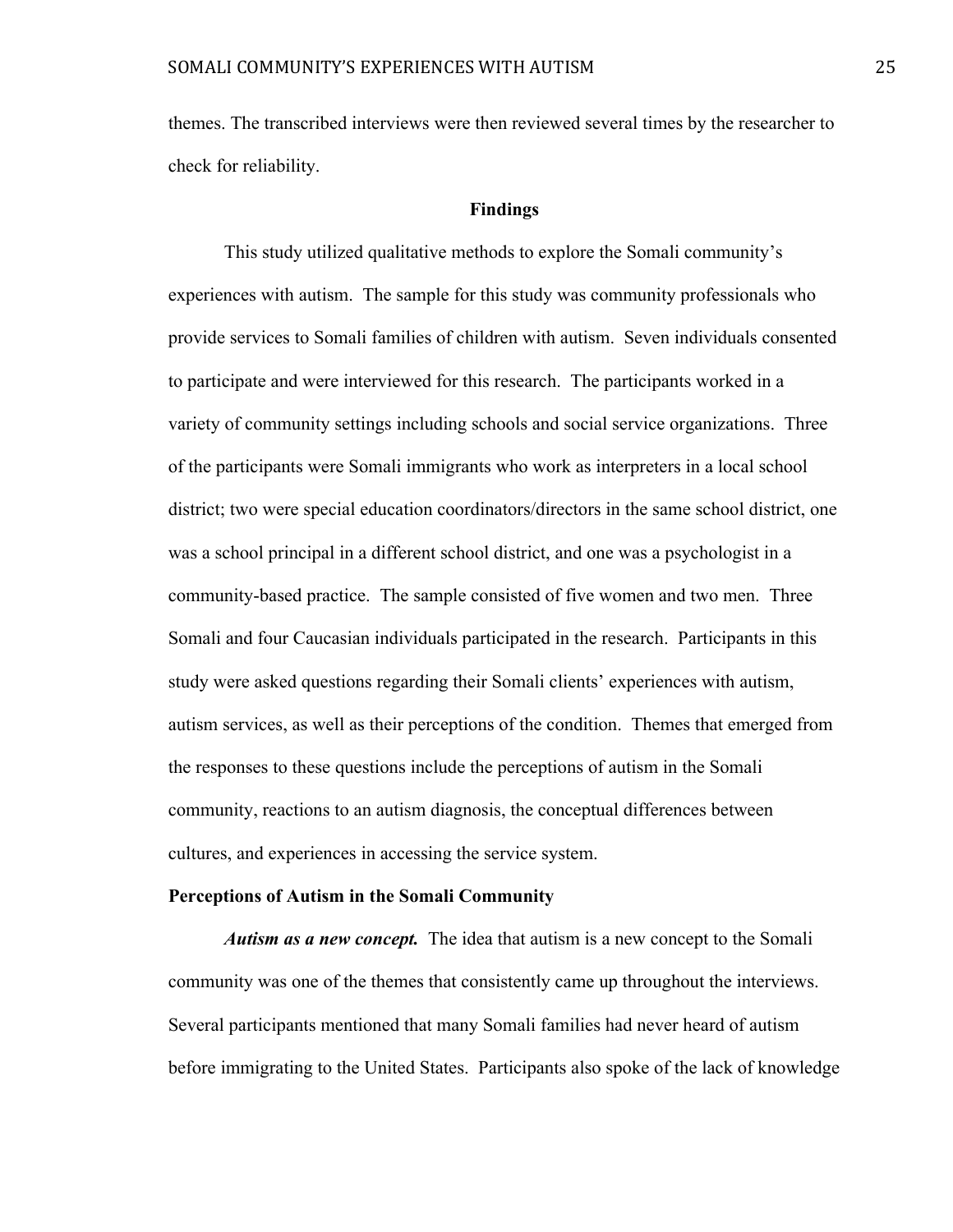themes. The transcribed interviews were then reviewed several times by the researcher to check for reliability.

## Findings

This study utilized qualitative methods to explore the Somali community's experiences with autism. The sample for this study was community professionals who provide services to Somali families of children with autism. Seven individuals consented to participate and were interviewed for this research. The participants worked in a variety of community settings including schools and social service organizations. Three of the participants were Somali immigrants who work as interpreters in a local school district; two were special education coordinators/directors in the same school district, one was a school principal in a different school district, and one was a psychologist in a community-based practice. The sample consisted of five women and two men. Three Somali and four Caucasian individuals participated in the research. Participants in this study were asked questions regarding their Somali clients' experiences with autism, autism services, as well as their perceptions of the condition. Themes that emerged from the responses to these questions include the perceptions of autism in the Somali community, reactions to an autism diagnosis, the conceptual differences between cultures, and experiences in accessing the service system.

### Perceptions of Autism in the Somali Community

***Autism as a new concept.*** The idea that autism is a new concept to the Somali community was one of the themes that consistently came up throughout the interviews. Several participants mentioned that many Somali families had never heard of autism before immigrating to the United States. Participants also spoke of the lack of knowledge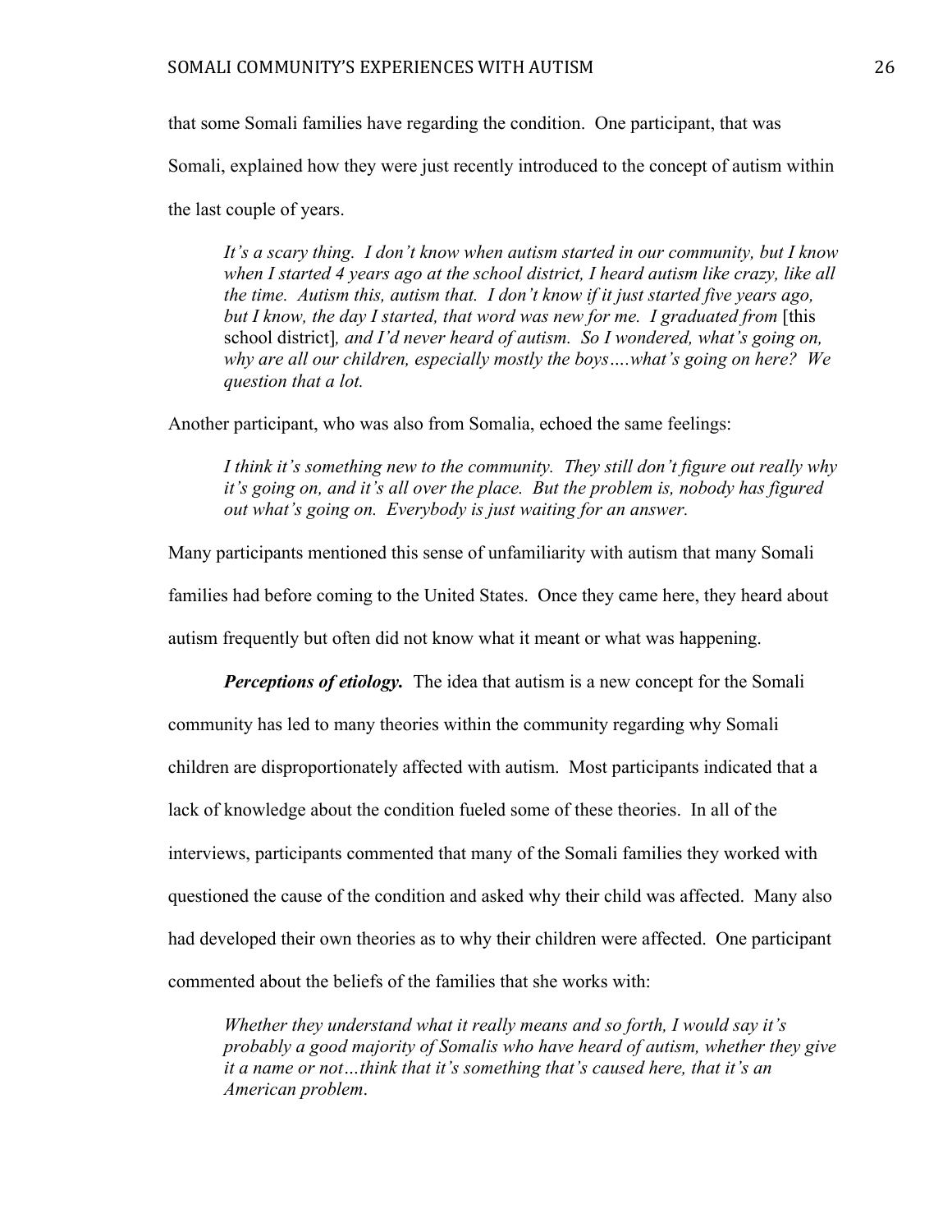that some Somali families have regarding the condition. One participant, that was Somali, explained how they were just recently introduced to the concept of autism within the last couple of years.

> *It's a scary thing. I don't know when autism started in our community, but I know when I started 4 years ago at the school district, I heard autism like crazy, like all the time. Autism this, autism that. I don't know if it just started five years ago, but I know, the day I started, that word was new for me. I graduated from* [this school district]*, and I'd never heard of autism. So I wondered, what's going on, why are all our children, especially mostly the boys….what's going on here? We question that a lot.*

Another participant, who was also from Somalia, echoed the same feelings:

> *I think it's something new to the community. They still don't figure out really why it's going on, and it's all over the place. But the problem is, nobody has figured out what's going on. Everybody is just waiting for an answer.*

Many participants mentioned this sense of unfamiliarity with autism that many Somali families had before coming to the United States. Once they came here, they heard about autism frequently but often did not know what it meant or what was happening.

***Perceptions of etiology.*** The idea that autism is a new concept for the Somali community has led to many theories within the community regarding why Somali children are disproportionately affected with autism. Most participants indicated that a lack of knowledge about the condition fueled some of these theories. In all of the interviews, participants commented that many of the Somali families they worked with questioned the cause of the condition and asked why their child was affected. Many also had developed their own theories as to why their children were affected. One participant commented about the beliefs of the families that she works with:

> *Whether they understand what it really means and so forth, I would say it's probably a good majority of Somalis who have heard of autism, whether they give it a name or not…think that it's something that's caused here, that it's an American problem*.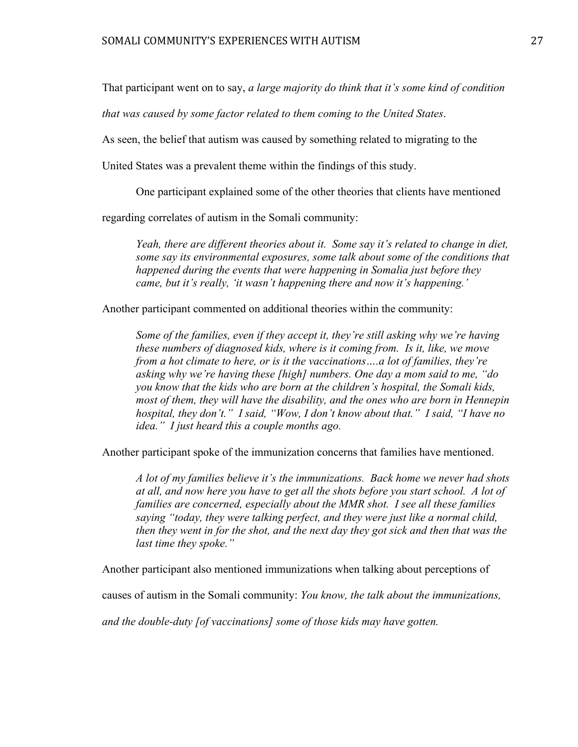That participant went on to say, *a large majority do think that it's some kind of condition that was caused by some factor related to them coming to the United States*. As seen, the belief that autism was caused by something related to migrating to the United States was a prevalent theme within the findings of this study.

One participant explained some of the other theories that clients have mentioned regarding correlates of autism in the Somali community:

> *Yeah, there are different theories about it. Some say it's related to change in diet, some say its environmental exposures, some talk about some of the conditions that happened during the events that were happening in Somalia just before they came, but it's really, 'it wasn't happening there and now it's happening.'*

Another participant commented on additional theories within the community:

> *Some of the families, even if they accept it, they're still asking why we're having these numbers of diagnosed kids, where is it coming from. Is it, like, we move from a hot climate to here, or is it the vaccinations….a lot of families, they're asking why we're having these [high] numbers. One day a mom said to me, "do you know that the kids who are born at the children's hospital, the Somali kids, most of them, they will have the disability, and the ones who are born in Hennepin hospital, they don't." I said, "Wow, I don't know about that." I said, "I have no idea." I just heard this a couple months ago.*

Another participant spoke of the immunization concerns that families have mentioned.

> *A lot of my families believe it's the immunizations. Back home we never had shots at all, and now here you have to get all the shots before you start school. A lot of families are concerned, especially about the MMR shot. I see all these families saying "today, they were talking perfect, and they were just like a normal child, then they went in for the shot, and the next day they got sick and then that was the last time they spoke."*

Another participant also mentioned immunizations when talking about perceptions of causes of autism in the Somali community: *You know, the talk about the immunizations, and the double-duty [of vaccinations] some of those kids may have gotten.*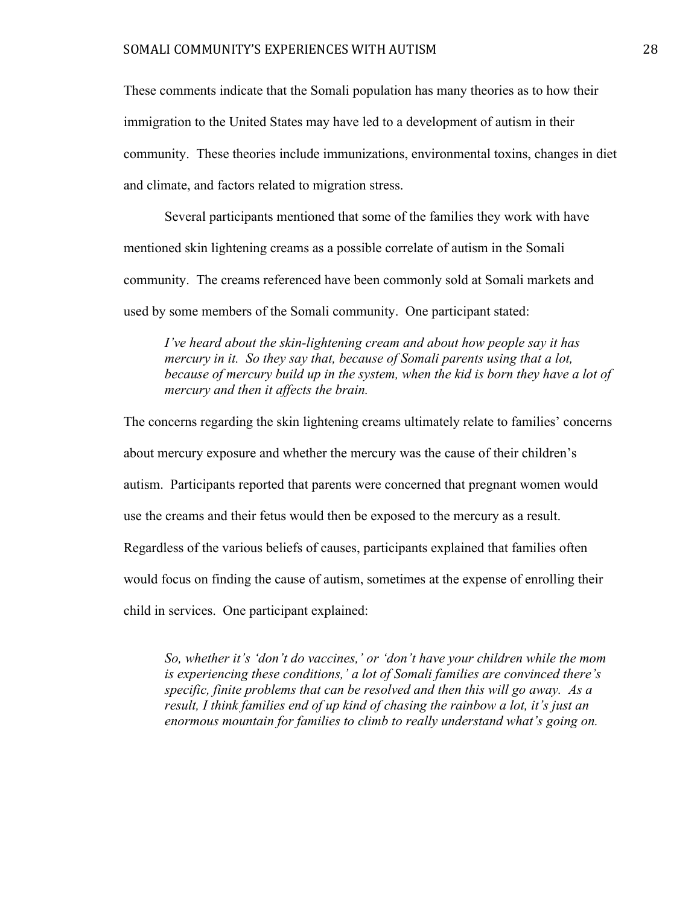These comments indicate that the Somali population has many theories as to how their immigration to the United States may have led to a development of autism in their community. These theories include immunizations, environmental toxins, changes in diet and climate, and factors related to migration stress.

Several participants mentioned that some of the families they work with have mentioned skin lightening creams as a possible correlate of autism in the Somali community. The creams referenced have been commonly sold at Somali markets and used by some members of the Somali community. One participant stated:

> *I've heard about the skin-lightening cream and about how people say it has mercury in it. So they say that, because of Somali parents using that a lot, because of mercury build up in the system, when the kid is born they have a lot of mercury and then it affects the brain.*

The concerns regarding the skin lightening creams ultimately relate to families' concerns about mercury exposure and whether the mercury was the cause of their children's autism. Participants reported that parents were concerned that pregnant women would use the creams and their fetus would then be exposed to the mercury as a result. Regardless of the various beliefs of causes, participants explained that families often would focus on finding the cause of autism, sometimes at the expense of enrolling their child in services. One participant explained:

> *So, whether it's 'don't do vaccines,' or 'don't have your children while the mom is experiencing these conditions,' a lot of Somali families are convinced there's specific, finite problems that can be resolved and then this will go away. As a result, I think families end of up kind of chasing the rainbow a lot, it's just an enormous mountain for families to climb to really understand what's going on.*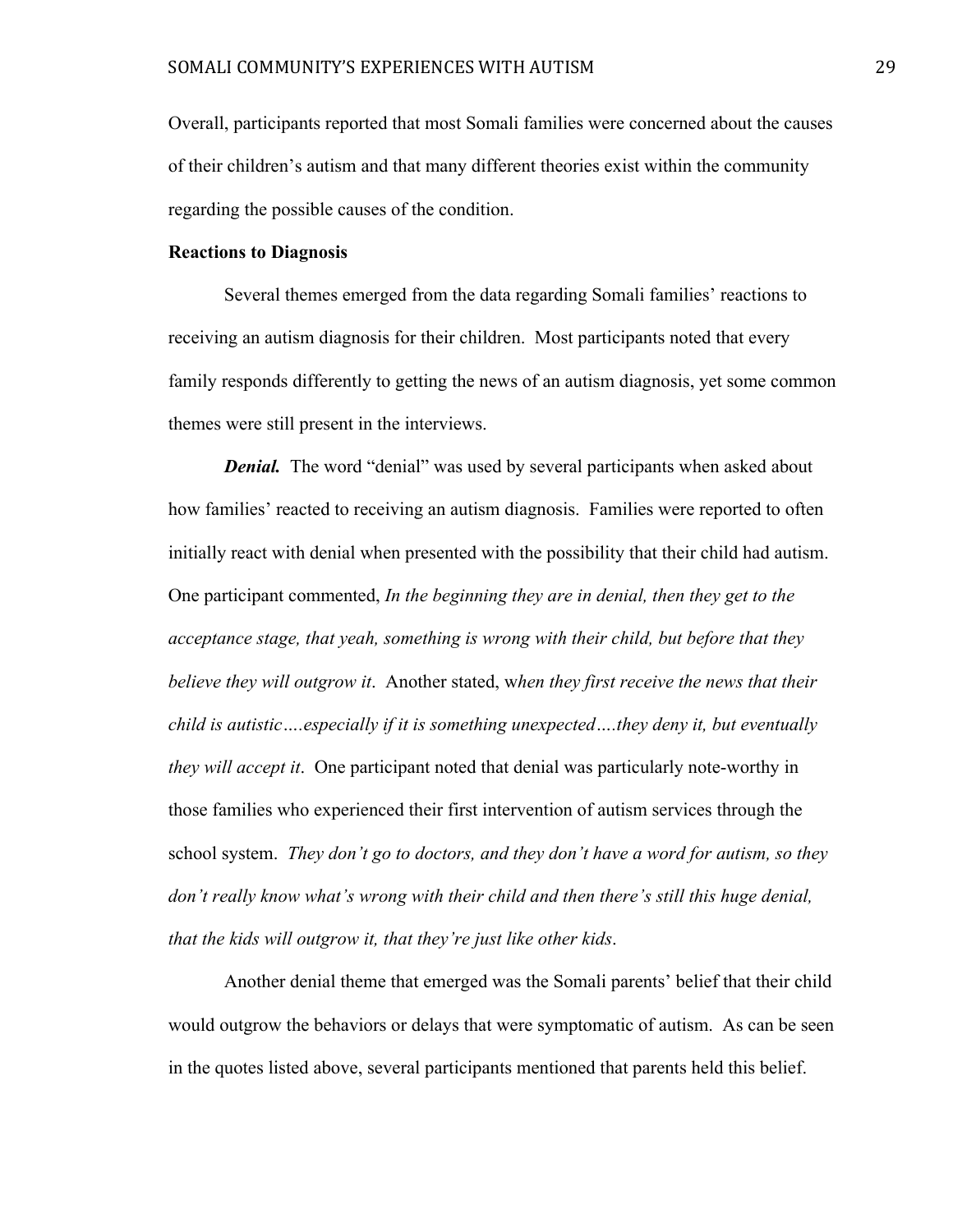Overall, participants reported that most Somali families were concerned about the causes of their children's autism and that many different theories exist within the community regarding the possible causes of the condition.

**Reactions to Diagnosis**

Several themes emerged from the data regarding Somali families' reactions to receiving an autism diagnosis for their children. Most participants noted that every family responds differently to getting the news of an autism diagnosis, yet some common themes were still present in the interviews.

***Denial.*** The word "denial" was used by several participants when asked about how families' reacted to receiving an autism diagnosis. Families were reported to often initially react with denial when presented with the possibility that their child had autism. One participant commented, *In the beginning they are in denial, then they get to the acceptance stage, that yeah, something is wrong with their child, but before that they believe they will outgrow it*. Another stated, w*hen they first receive the news that their child is autistic….especially if it is something unexpected….they deny it, but eventually they will accept it*. One participant noted that denial was particularly note-worthy in those families who experienced their first intervention of autism services through the school system. *They don't go to doctors, and they don't have a word for autism, so they don't really know what's wrong with their child and then there's still this huge denial, that the kids will outgrow it, that they're just like other kids*.

Another denial theme that emerged was the Somali parents' belief that their child would outgrow the behaviors or delays that were symptomatic of autism. As can be seen in the quotes listed above, several participants mentioned that parents held this belief.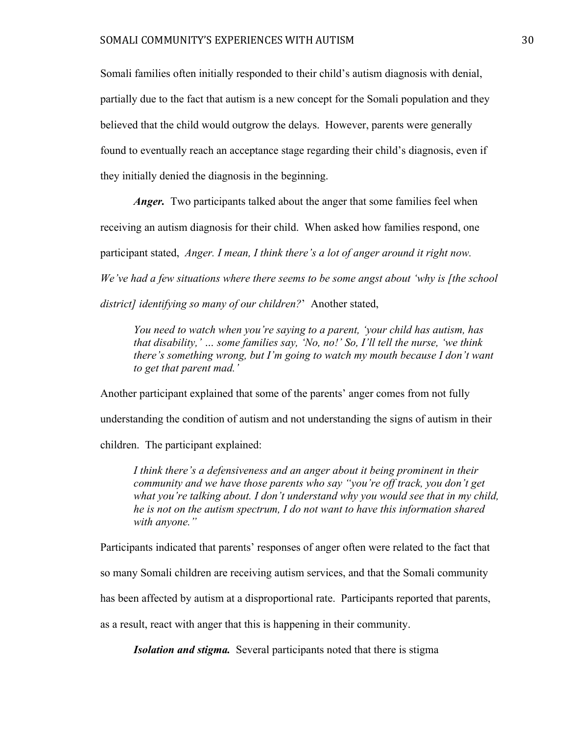Somali families often initially responded to their child's autism diagnosis with denial, partially due to the fact that autism is a new concept for the Somali population and they believed that the child would outgrow the delays. However, parents were generally found to eventually reach an acceptance stage regarding their child's diagnosis, even if they initially denied the diagnosis in the beginning.

***Anger.*** Two participants talked about the anger that some families feel when receiving an autism diagnosis for their child. When asked how families respond, one participant stated, *Anger. I mean, I think there's a lot of anger around it right now. We've had a few situations where there seems to be some angst about 'why is [the school district] identifying so many of our children?*' Another stated,

> *You need to watch when you're saying to a parent, 'your child has autism, has that disability,' … some families say, 'No, no!' So, I'll tell the nurse, 'we think there's something wrong, but I'm going to watch my mouth because I don't want to get that parent mad.'*

Another participant explained that some of the parents' anger comes from not fully understanding the condition of autism and not understanding the signs of autism in their children. The participant explained:

> *I think there's a defensiveness and an anger about it being prominent in their community and we have those parents who say "you're off track, you don't get what you're talking about. I don't understand why you would see that in my child, he is not on the autism spectrum, I do not want to have this information shared with anyone."*

Participants indicated that parents' responses of anger often were related to the fact that so many Somali children are receiving autism services, and that the Somali community has been affected by autism at a disproportional rate. Participants reported that parents, as a result, react with anger that this is happening in their community.

***Isolation and stigma.*** Several participants noted that there is stigma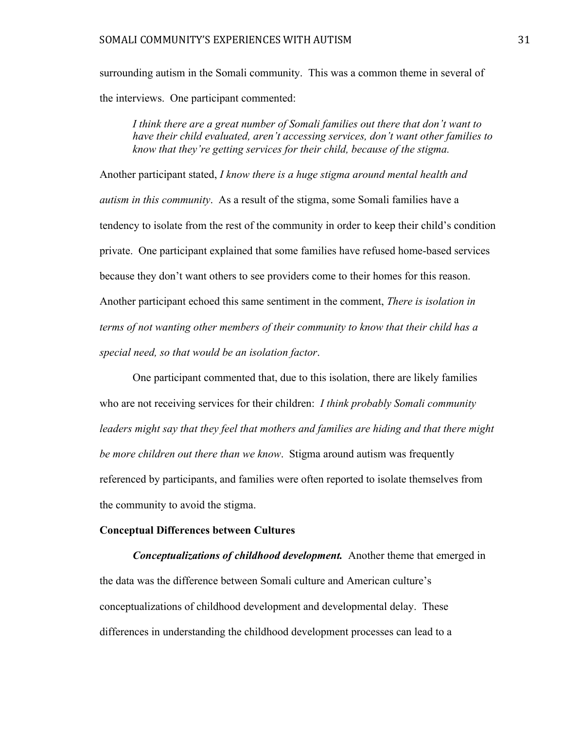surrounding autism in the Somali community. This was a common theme in several of the interviews. One participant commented:

> *I think there are a great number of Somali families out there that don't want to have their child evaluated, aren't accessing services, don't want other families to know that they're getting services for their child, because of the stigma.*

Another participant stated, *I know there is a huge stigma around mental health and autism in this community*. As a result of the stigma, some Somali families have a tendency to isolate from the rest of the community in order to keep their child's condition private. One participant explained that some families have refused home-based services because they don't want others to see providers come to their homes for this reason. Another participant echoed this same sentiment in the comment, *There is isolation in terms of not wanting other members of their community to know that their child has a special need, so that would be an isolation factor*.

One participant commented that, due to this isolation, there are likely families who are not receiving services for their children: *I think probably Somali community leaders might say that they feel that mothers and families are hiding and that there might be more children out there than we know*. Stigma around autism was frequently referenced by participants, and families were often reported to isolate themselves from the community to avoid the stigma.

**Conceptual Differences between Cultures**

***Conceptualizations of childhood development.*** Another theme that emerged in the data was the difference between Somali culture and American culture's conceptualizations of childhood development and developmental delay. These differences in understanding the childhood development processes can lead to a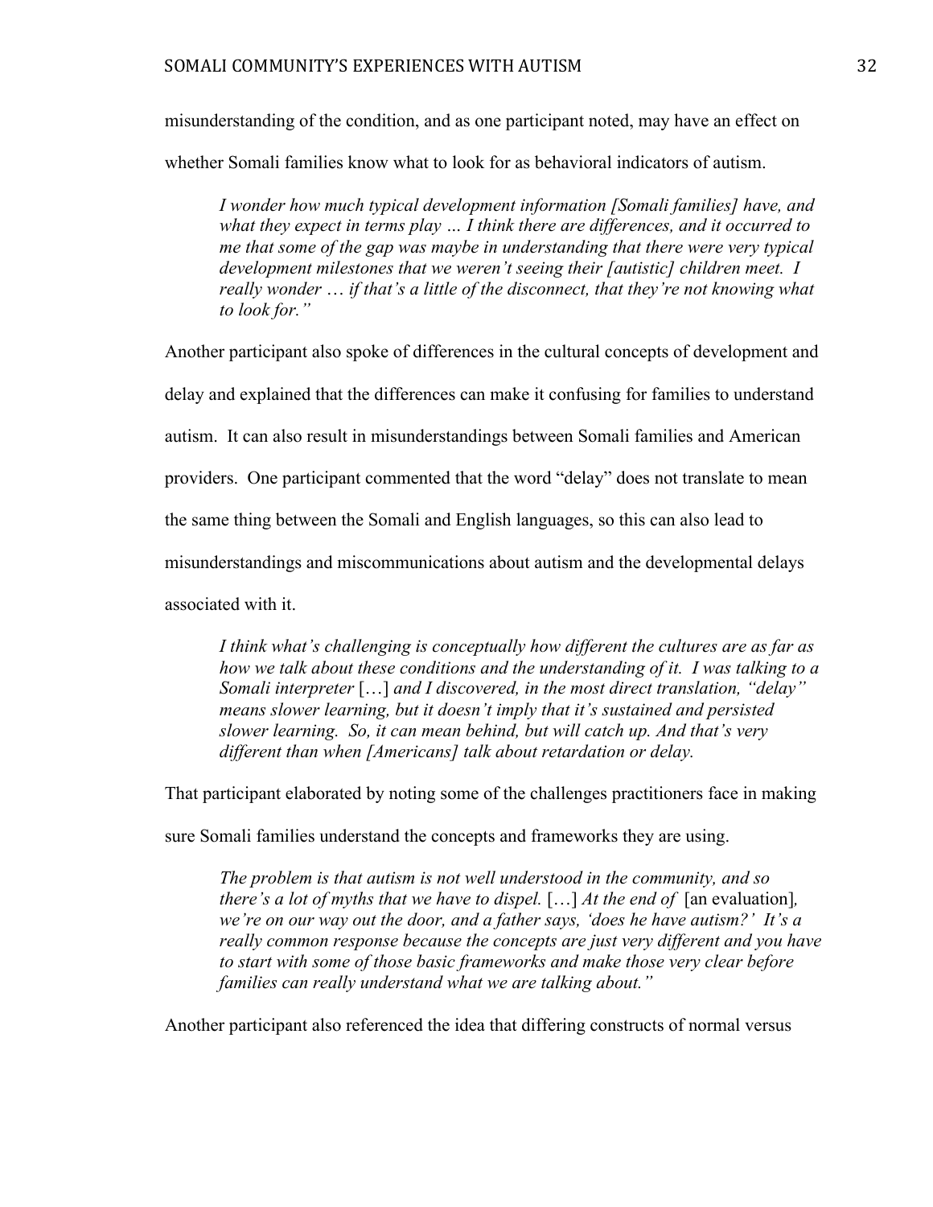misunderstanding of the condition, and as one participant noted, may have an effect on whether Somali families know what to look for as behavioral indicators of autism.

> *I wonder how much typical development information [Somali families] have, and what they expect in terms play … I think there are differences, and it occurred to me that some of the gap was maybe in understanding that there were very typical development milestones that we weren't seeing their [autistic] children meet. I really wonder … if that's a little of the disconnect, that they're not knowing what to look for."*

Another participant also spoke of differences in the cultural concepts of development and delay and explained that the differences can make it confusing for families to understand autism. It can also result in misunderstandings between Somali families and American providers. One participant commented that the word "delay" does not translate to mean the same thing between the Somali and English languages, so this can also lead to misunderstandings and miscommunications about autism and the developmental delays associated with it.

> *I think what's challenging is conceptually how different the cultures are as far as how we talk about these conditions and the understanding of it. I was talking to a Somali interpreter* […] *and I discovered, in the most direct translation, "delay" means slower learning, but it doesn't imply that it's sustained and persisted slower learning. So, it can mean behind, but will catch up. And that's very different than when [Americans] talk about retardation or delay.*

That participant elaborated by noting some of the challenges practitioners face in making sure Somali families understand the concepts and frameworks they are using.

> *The problem is that autism is not well understood in the community, and so there's a lot of myths that we have to dispel.* […] *At the end of* [an evaluation]*, we're on our way out the door, and a father says, 'does he have autism?' It's a really common response because the concepts are just very different and you have to start with some of those basic frameworks and make those very clear before families can really understand what we are talking about."*

Another participant also referenced the idea that differing constructs of normal versus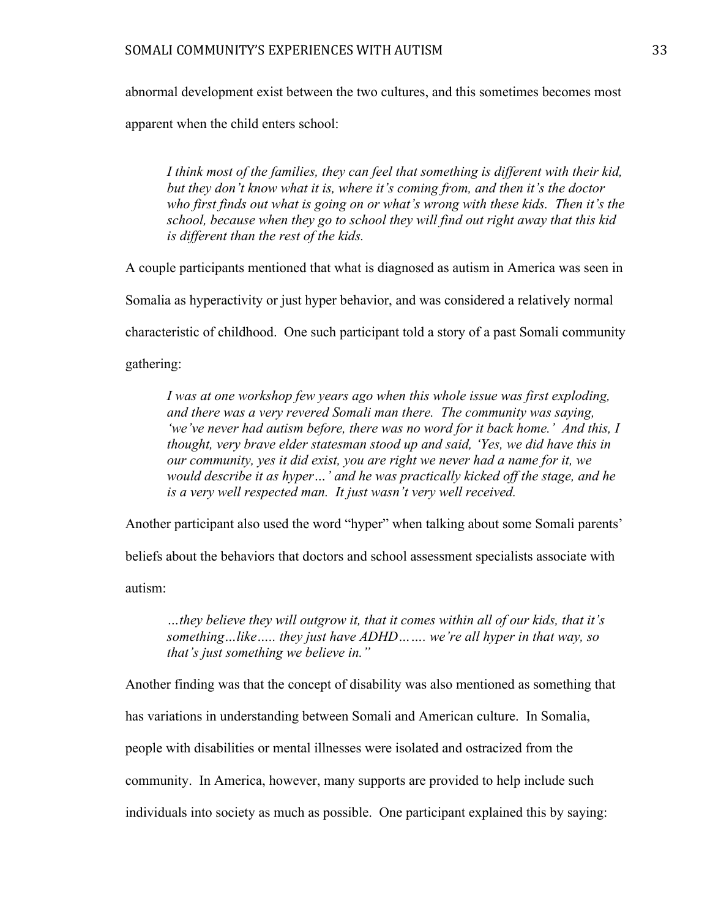abnormal development exist between the two cultures, and this sometimes becomes most apparent when the child enters school:

> *I think most of the families, they can feel that something is different with their kid, but they don't know what it is, where it's coming from, and then it's the doctor who first finds out what is going on or what's wrong with these kids. Then it's the school, because when they go to school they will find out right away that this kid is different than the rest of the kids.*

A couple participants mentioned that what is diagnosed as autism in America was seen in Somalia as hyperactivity or just hyper behavior, and was considered a relatively normal characteristic of childhood. One such participant told a story of a past Somali community gathering:

> *I was at one workshop few years ago when this whole issue was first exploding, and there was a very revered Somali man there. The community was saying, 'we've never had autism before, there was no word for it back home.' And this, I thought, very brave elder statesman stood up and said, 'Yes, we did have this in our community, yes it did exist, you are right we never had a name for it, we would describe it as hyper…' and he was practically kicked off the stage, and he is a very well respected man. It just wasn't very well received.*

Another participant also used the word "hyper" when talking about some Somali parents' beliefs about the behaviors that doctors and school assessment specialists associate with autism:

> *…they believe they will outgrow it, that it comes within all of our kids, that it's something…like….. they just have ADHD……. we're all hyper in that way, so that's just something we believe in."*

Another finding was that the concept of disability was also mentioned as something that has variations in understanding between Somali and American culture. In Somalia, people with disabilities or mental illnesses were isolated and ostracized from the community. In America, however, many supports are provided to help include such individuals into society as much as possible. One participant explained this by saying: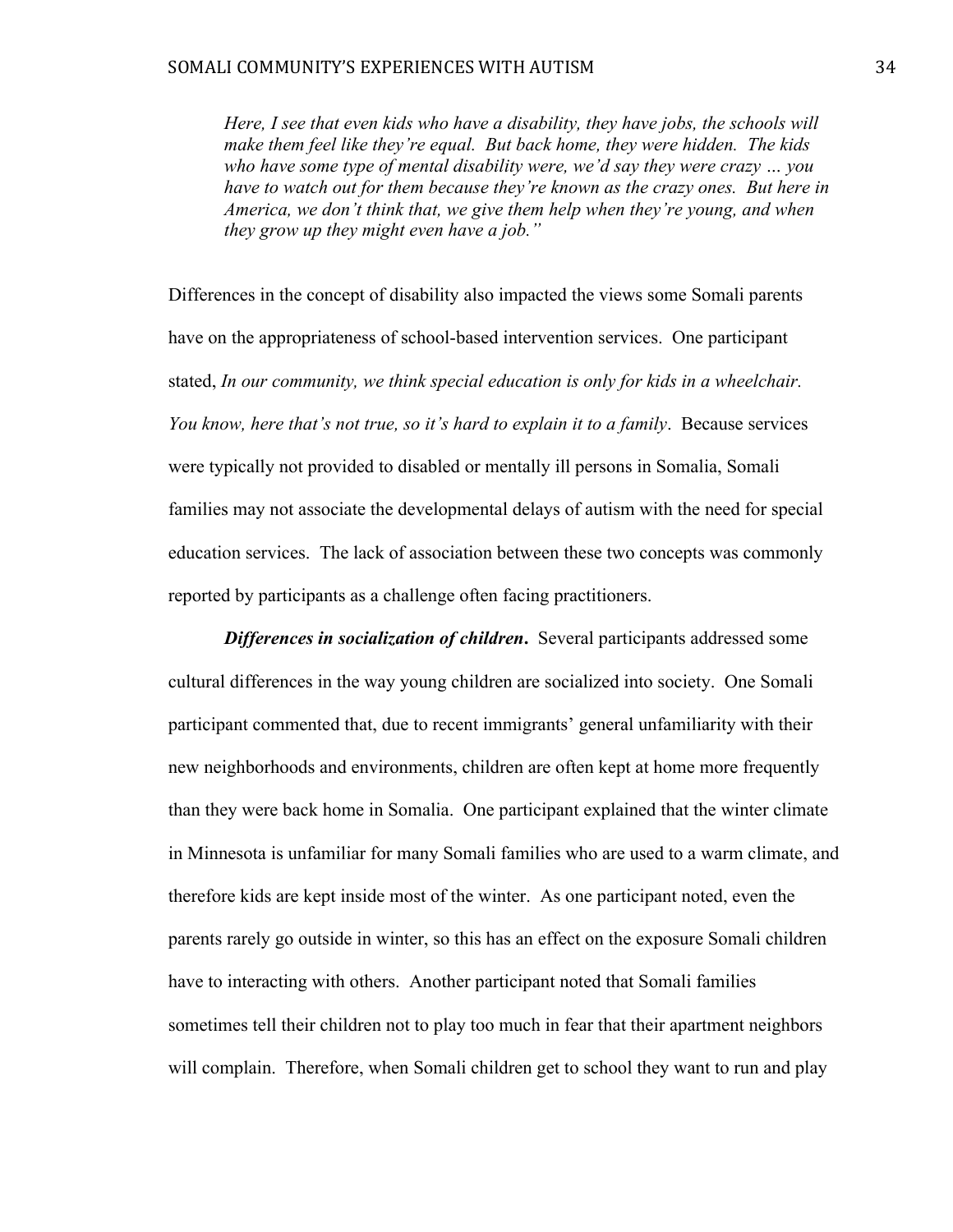> *Here, I see that even kids who have a disability, they have jobs, the schools will make them feel like they're equal. But back home, they were hidden. The kids who have some type of mental disability were, we'd say they were crazy … you have to watch out for them because they're known as the crazy ones. But here in America, we don't think that, we give them help when they're young, and when they grow up they might even have a job."*

Differences in the concept of disability also impacted the views some Somali parents have on the appropriateness of school-based intervention services. One participant stated, *In our community, we think special education is only for kids in a wheelchair. You know, here that's not true, so it's hard to explain it to a family*. Because services were typically not provided to disabled or mentally ill persons in Somalia, Somali families may not associate the developmental delays of autism with the need for special education services. The lack of association between these two concepts was commonly reported by participants as a challenge often facing practitioners.

***Differences in socialization of children*.** Several participants addressed some cultural differences in the way young children are socialized into society. One Somali participant commented that, due to recent immigrants' general unfamiliarity with their new neighborhoods and environments, children are often kept at home more frequently than they were back home in Somalia. One participant explained that the winter climate in Minnesota is unfamiliar for many Somali families who are used to a warm climate, and therefore kids are kept inside most of the winter. As one participant noted, even the parents rarely go outside in winter, so this has an effect on the exposure Somali children have to interacting with others. Another participant noted that Somali families sometimes tell their children not to play too much in fear that their apartment neighbors will complain. Therefore, when Somali children get to school they want to run and play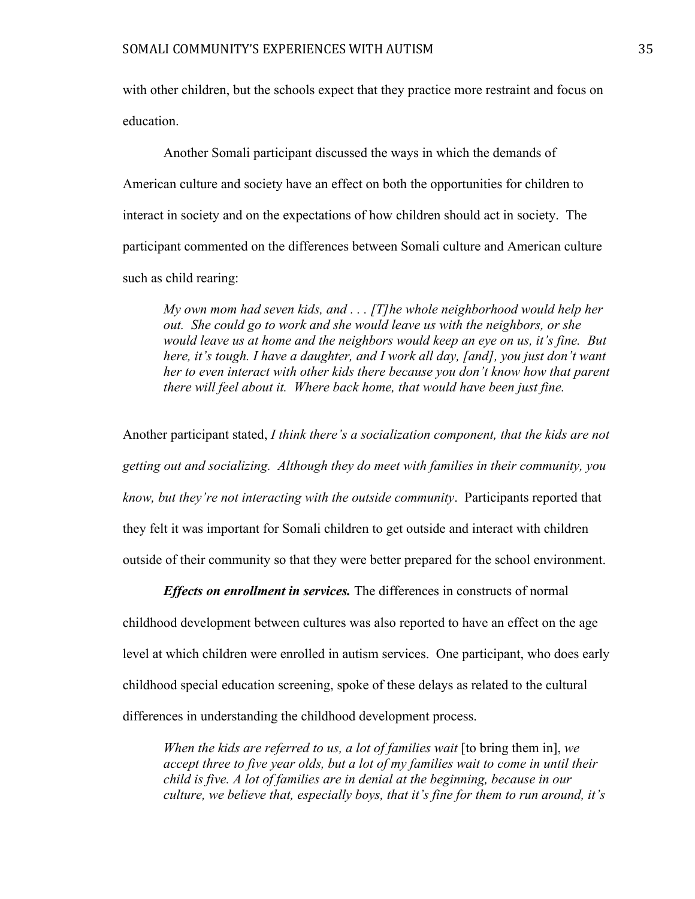with other children, but the schools expect that they practice more restraint and focus on education.

Another Somali participant discussed the ways in which the demands of American culture and society have an effect on both the opportunities for children to interact in society and on the expectations of how children should act in society. The participant commented on the differences between Somali culture and American culture such as child rearing:

> *My own mom had seven kids, and . . . [T]he whole neighborhood would help her out. She could go to work and she would leave us with the neighbors, or she would leave us at home and the neighbors would keep an eye on us, it's fine. But here, it's tough. I have a daughter, and I work all day, [and], you just don't want her to even interact with other kids there because you don't know how that parent there will feel about it. Where back home, that would have been just fine.*

Another participant stated, *I think there's a socialization component, that the kids are not getting out and socializing. Although they do meet with families in their community, you know, but they're not interacting with the outside community*. Participants reported that they felt it was important for Somali children to get outside and interact with children outside of their community so that they were better prepared for the school environment.

***Effects on enrollment in services.*** The differences in constructs of normal childhood development between cultures was also reported to have an effect on the age level at which children were enrolled in autism services. One participant, who does early childhood special education screening, spoke of these delays as related to the cultural differences in understanding the childhood development process.

> *When the kids are referred to us, a lot of families wait* [to bring them in], *we accept three to five year olds, but a lot of my families wait to come in until their child is five. A lot of families are in denial at the beginning, because in our culture, we believe that, especially boys, that it's fine for them to run around, it's*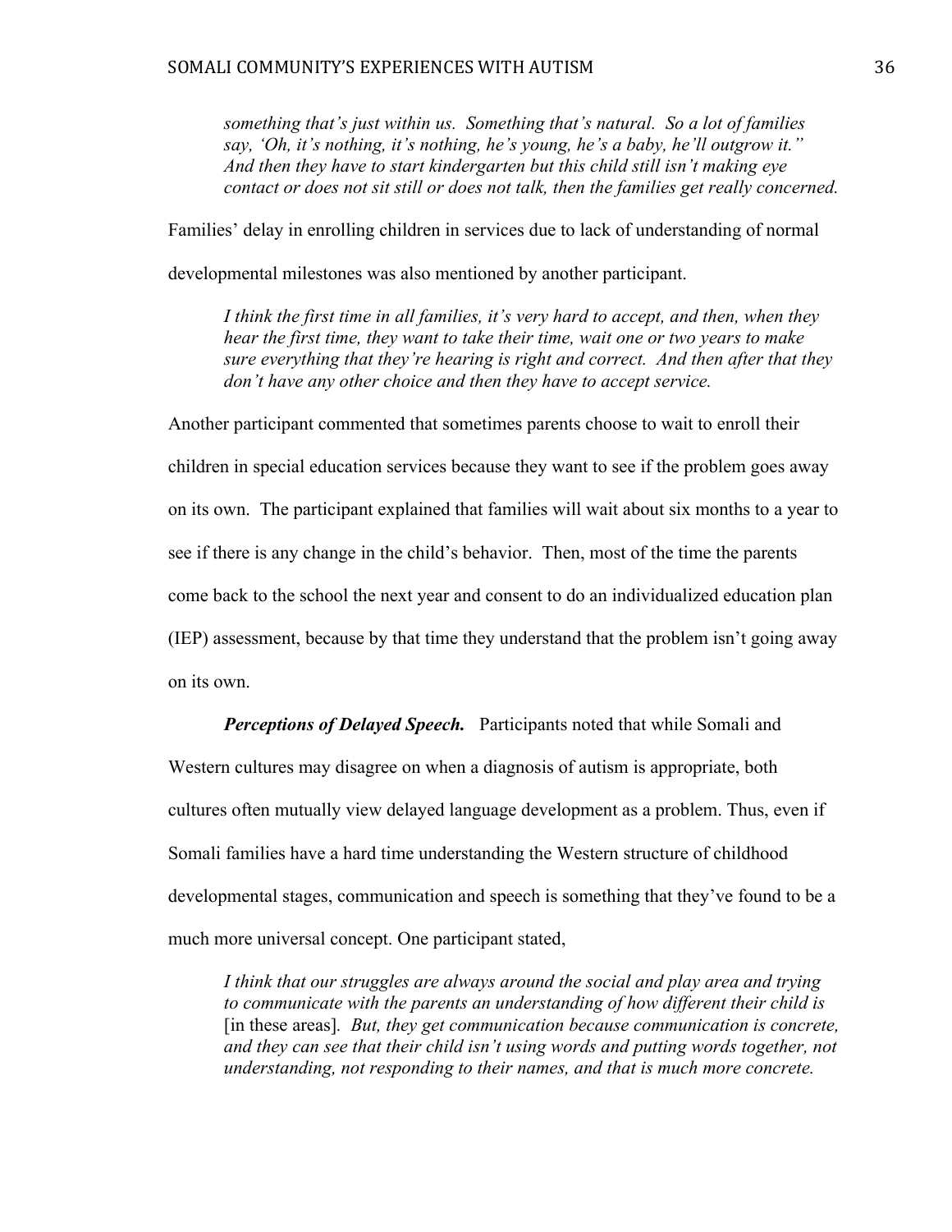> *something that's just within us. Something that's natural. So a lot of families say, 'Oh, it's nothing, it's nothing, he's young, he's a baby, he'll outgrow it." And then they have to start kindergarten but this child still isn't making eye contact or does not sit still or does not talk, then the families get really concerned.*

Families' delay in enrolling children in services due to lack of understanding of normal developmental milestones was also mentioned by another participant.

> *I think the first time in all families, it's very hard to accept, and then, when they hear the first time, they want to take their time, wait one or two years to make sure everything that they're hearing is right and correct. And then after that they don't have any other choice and then they have to accept service.*

Another participant commented that sometimes parents choose to wait to enroll their children in special education services because they want to see if the problem goes away on its own. The participant explained that families will wait about six months to a year to see if there is any change in the child's behavior. Then, most of the time the parents come back to the school the next year and consent to do an individualized education plan (IEP) assessment, because by that time they understand that the problem isn't going away on its own.

***Perceptions of Delayed Speech.*** Participants noted that while Somali and Western cultures may disagree on when a diagnosis of autism is appropriate, both cultures often mutually view delayed language development as a problem. Thus, even if Somali families have a hard time understanding the Western structure of childhood developmental stages, communication and speech is something that they've found to be a much more universal concept. One participant stated,

> *I think that our struggles are always around the social and play area and trying to communicate with the parents an understanding of how different their child is* [in these areas]*. But, they get communication because communication is concrete, and they can see that their child isn't using words and putting words together, not understanding, not responding to their names, and that is much more concrete.*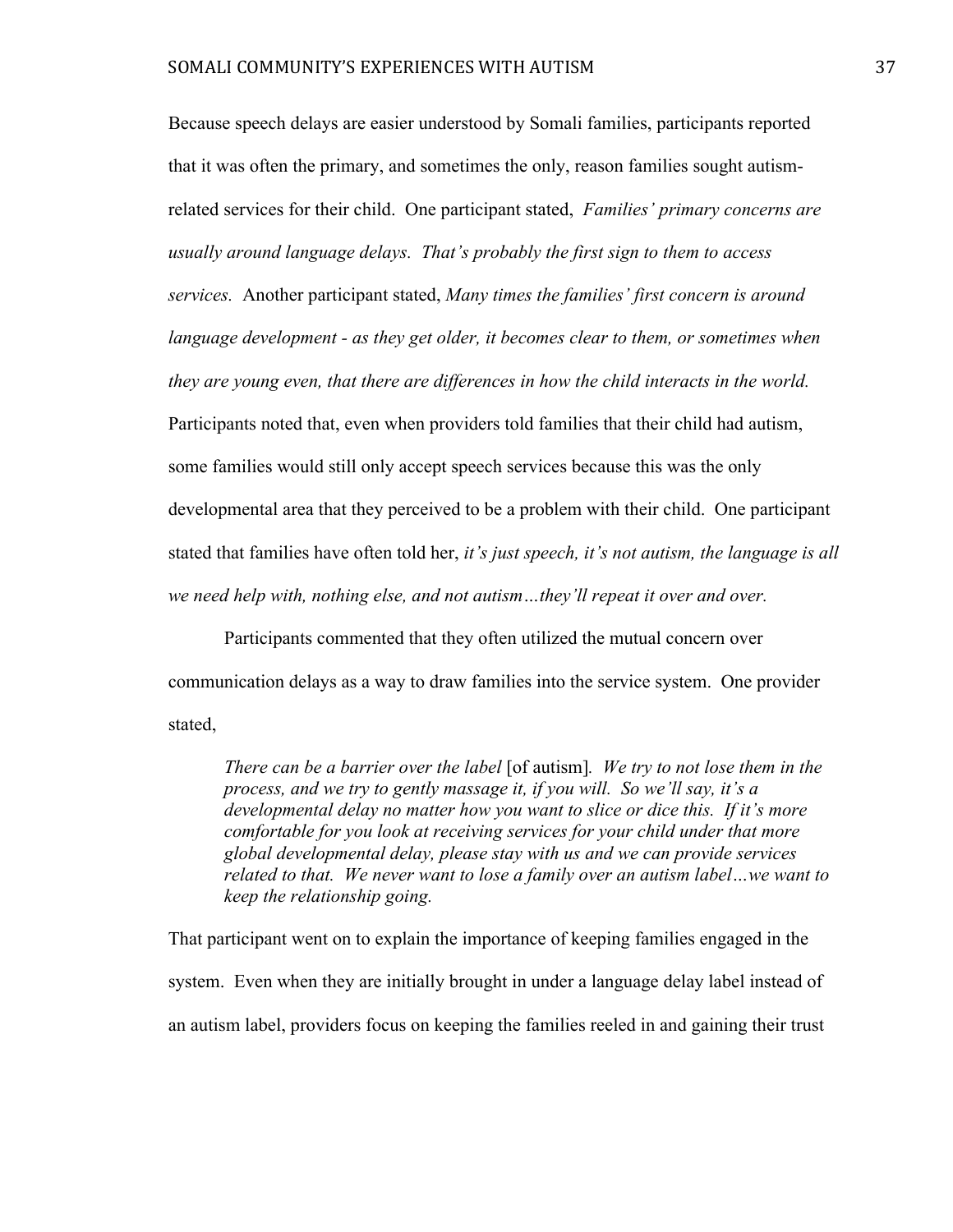Because speech delays are easier understood by Somali families, participants reported that it was often the primary, and sometimes the only, reason families sought autism-related services for their child. One participant stated, *Families' primary concerns are usually around language delays. That's probably the first sign to them to access services.* Another participant stated, *Many times the families' first concern is around language development - as they get older, it becomes clear to them, or sometimes when they are young even, that there are differences in how the child interacts in the world.* Participants noted that, even when providers told families that their child had autism, some families would still only accept speech services because this was the only developmental area that they perceived to be a problem with their child. One participant stated that families have often told her, *it's just speech, it's not autism, the language is all we need help with, nothing else, and not autism…they'll repeat it over and over.*

Participants commented that they often utilized the mutual concern over communication delays as a way to draw families into the service system. One provider stated,

> *There can be a barrier over the label* [of autism]*. We try to not lose them in the process, and we try to gently massage it, if you will. So we'll say, it's a developmental delay no matter how you want to slice or dice this. If it's more comfortable for you look at receiving services for your child under that more global developmental delay, please stay with us and we can provide services related to that. We never want to lose a family over an autism label…we want to keep the relationship going.*

That participant went on to explain the importance of keeping families engaged in the system. Even when they are initially brought in under a language delay label instead of an autism label, providers focus on keeping the families reeled in and gaining their trust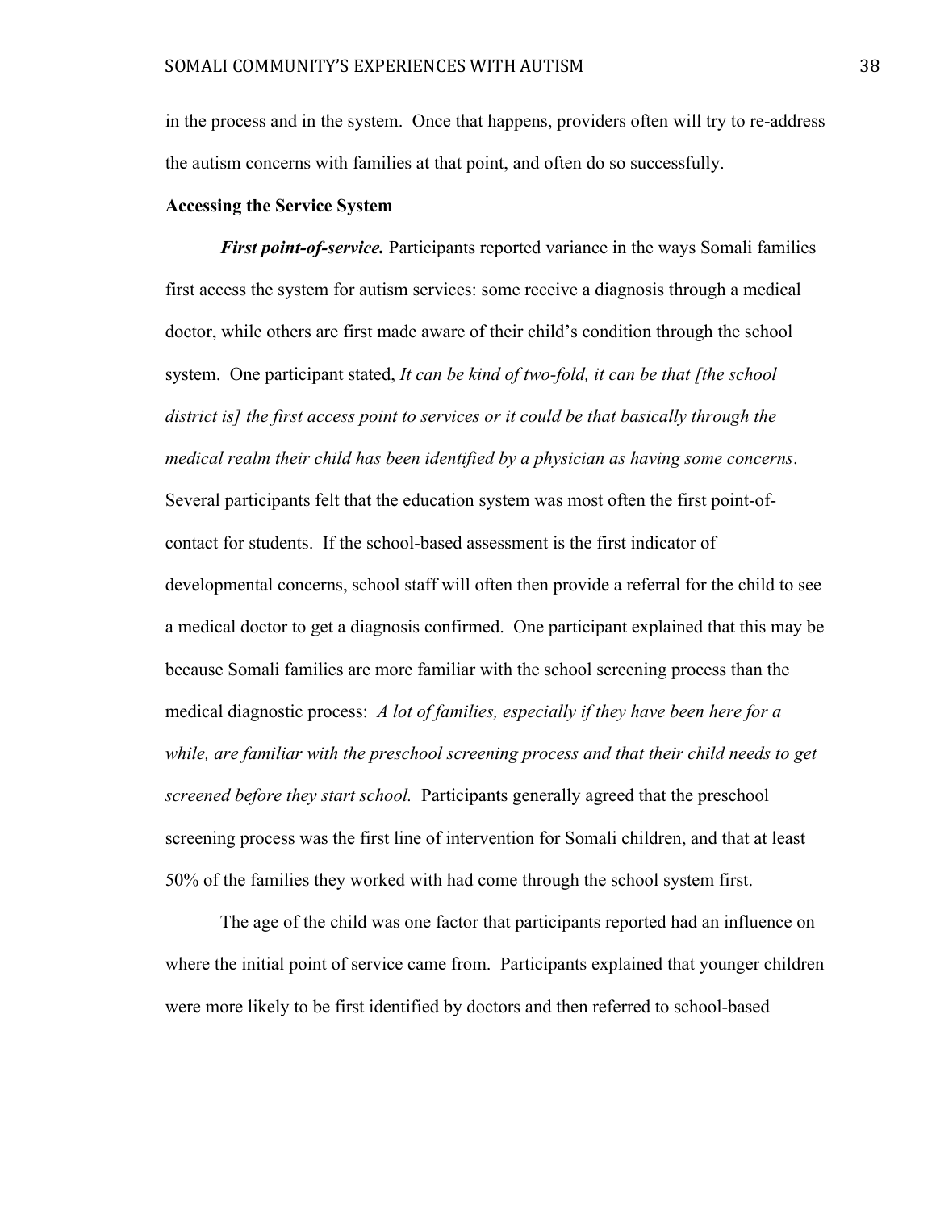in the process and in the system. Once that happens, providers often will try to re-address the autism concerns with families at that point, and often do so successfully.

**Accessing the Service System**

***First point-of-service.*** Participants reported variance in the ways Somali families first access the system for autism services: some receive a diagnosis through a medical doctor, while others are first made aware of their child's condition through the school system. One participant stated, *It can be kind of two-fold, it can be that [the school district is] the first access point to services or it could be that basically through the medical realm their child has been identified by a physician as having some concerns*. Several participants felt that the education system was most often the first point-of-contact for students. If the school-based assessment is the first indicator of developmental concerns, school staff will often then provide a referral for the child to see a medical doctor to get a diagnosis confirmed. One participant explained that this may be because Somali families are more familiar with the school screening process than the medical diagnostic process: *A lot of families, especially if they have been here for a while, are familiar with the preschool screening process and that their child needs to get screened before they start school.* Participants generally agreed that the preschool screening process was the first line of intervention for Somali children, and that at least 50% of the families they worked with had come through the school system first.

The age of the child was one factor that participants reported had an influence on where the initial point of service came from. Participants explained that younger children were more likely to be first identified by doctors and then referred to school-based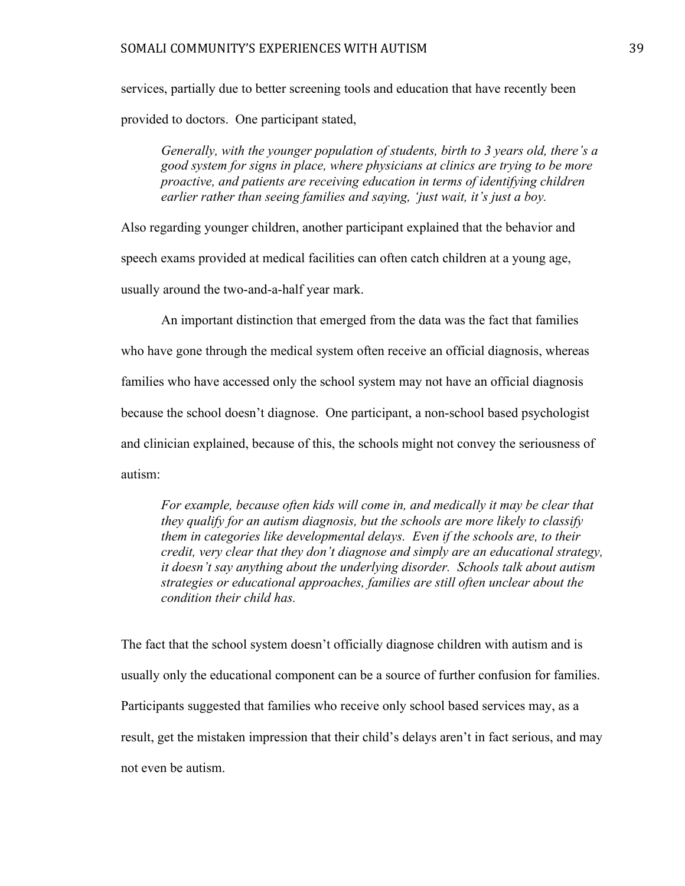services, partially due to better screening tools and education that have recently been provided to doctors. One participant stated,

> *Generally, with the younger population of students, birth to 3 years old, there's a good system for signs in place, where physicians at clinics are trying to be more proactive, and patients are receiving education in terms of identifying children earlier rather than seeing families and saying, 'just wait, it's just a boy.*

Also regarding younger children, another participant explained that the behavior and speech exams provided at medical facilities can often catch children at a young age, usually around the two-and-a-half year mark.

An important distinction that emerged from the data was the fact that families who have gone through the medical system often receive an official diagnosis, whereas families who have accessed only the school system may not have an official diagnosis because the school doesn't diagnose. One participant, a non-school based psychologist and clinician explained, because of this, the schools might not convey the seriousness of autism:

> *For example, because often kids will come in, and medically it may be clear that they qualify for an autism diagnosis, but the schools are more likely to classify them in categories like developmental delays. Even if the schools are, to their credit, very clear that they don't diagnose and simply are an educational strategy, it doesn't say anything about the underlying disorder. Schools talk about autism strategies or educational approaches, families are still often unclear about the condition their child has.*

The fact that the school system doesn't officially diagnose children with autism and is usually only the educational component can be a source of further confusion for families. Participants suggested that families who receive only school based services may, as a result, get the mistaken impression that their child's delays aren't in fact serious, and may not even be autism.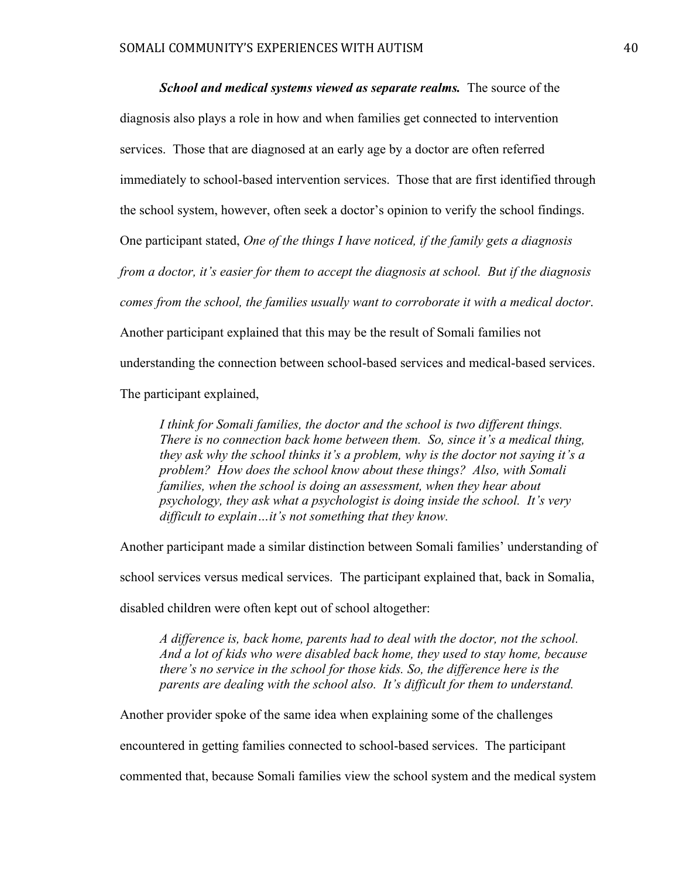***School and medical systems viewed as separate realms.*** The source of the diagnosis also plays a role in how and when families get connected to intervention services. Those that are diagnosed at an early age by a doctor are often referred immediately to school-based intervention services. Those that are first identified through the school system, however, often seek a doctor's opinion to verify the school findings. One participant stated, *One of the things I have noticed, if the family gets a diagnosis from a doctor, it's easier for them to accept the diagnosis at school. But if the diagnosis comes from the school, the families usually want to corroborate it with a medical doctor*. Another participant explained that this may be the result of Somali families not understanding the connection between school-based services and medical-based services. The participant explained,

> *I think for Somali families, the doctor and the school is two different things. There is no connection back home between them. So, since it's a medical thing, they ask why the school thinks it's a problem, why is the doctor not saying it's a problem? How does the school know about these things? Also, with Somali families, when the school is doing an assessment, when they hear about psychology, they ask what a psychologist is doing inside the school. It's very difficult to explain…it's not something that they know.*

Another participant made a similar distinction between Somali families' understanding of school services versus medical services. The participant explained that, back in Somalia, disabled children were often kept out of school altogether:

> *A difference is, back home, parents had to deal with the doctor, not the school. And a lot of kids who were disabled back home, they used to stay home, because there's no service in the school for those kids. So, the difference here is the parents are dealing with the school also. It's difficult for them to understand.*

Another provider spoke of the same idea when explaining some of the challenges encountered in getting families connected to school-based services. The participant commented that, because Somali families view the school system and the medical system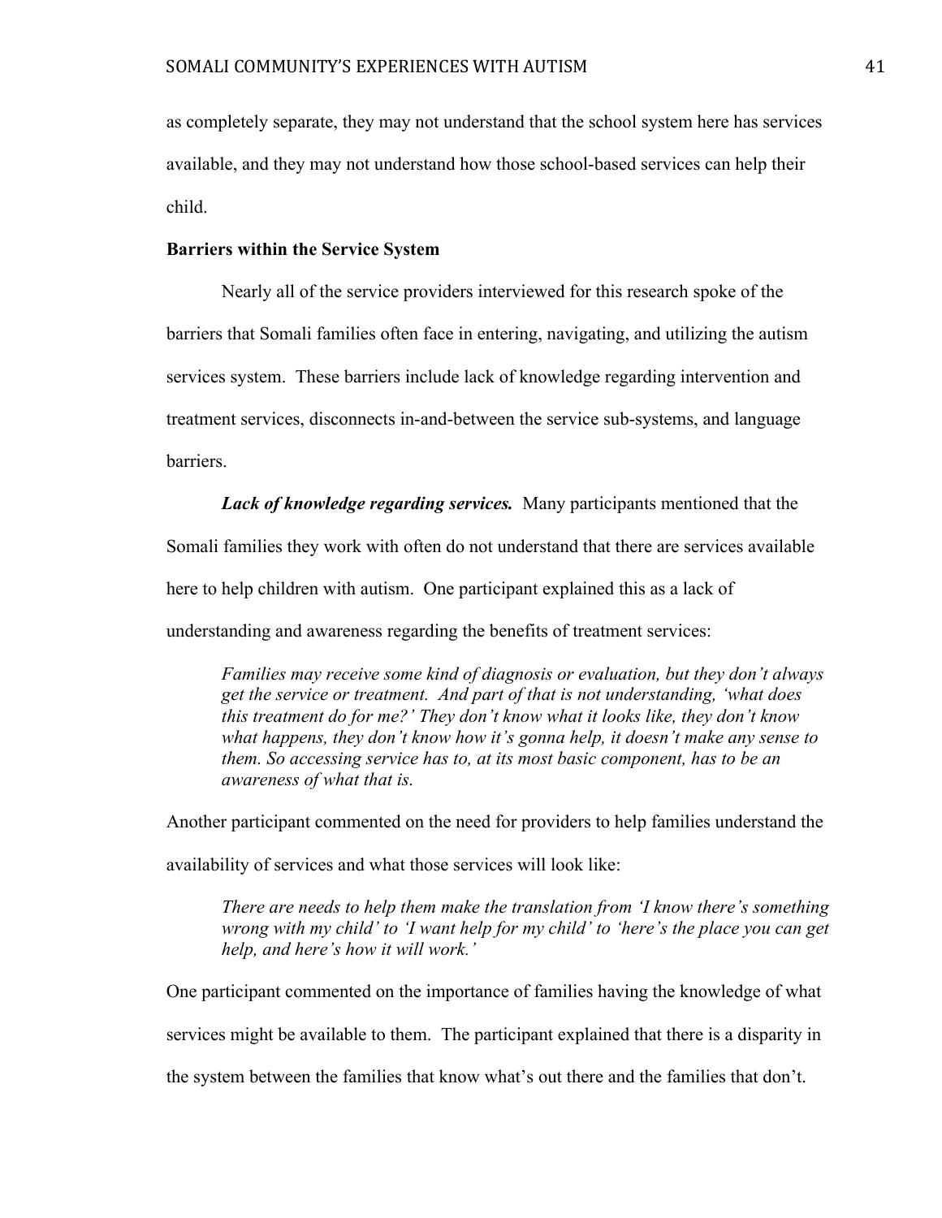as completely separate, they may not understand that the school system here has services available, and they may not understand how those school-based services can help their child.

**Barriers within the Service System**

Nearly all of the service providers interviewed for this research spoke of the barriers that Somali families often face in entering, navigating, and utilizing the autism services system. These barriers include lack of knowledge regarding intervention and treatment services, disconnects in-and-between the service sub-systems, and language barriers.

***Lack of knowledge regarding services.*** Many participants mentioned that the Somali families they work with often do not understand that there are services available here to help children with autism. One participant explained this as a lack of understanding and awareness regarding the benefits of treatment services:

> *Families may receive some kind of diagnosis or evaluation, but they don't always get the service or treatment. And part of that is not understanding, 'what does this treatment do for me?' They don't know what it looks like, they don't know what happens, they don't know how it's gonna help, it doesn't make any sense to them. So accessing service has to, at its most basic component, has to be an awareness of what that is.*

Another participant commented on the need for providers to help families understand the availability of services and what those services will look like:

> *There are needs to help them make the translation from 'I know there's something wrong with my child' to 'I want help for my child' to 'here's the place you can get help, and here's how it will work.'*

One participant commented on the importance of families having the knowledge of what services might be available to them. The participant explained that there is a disparity in the system between the families that know what's out there and the families that don't.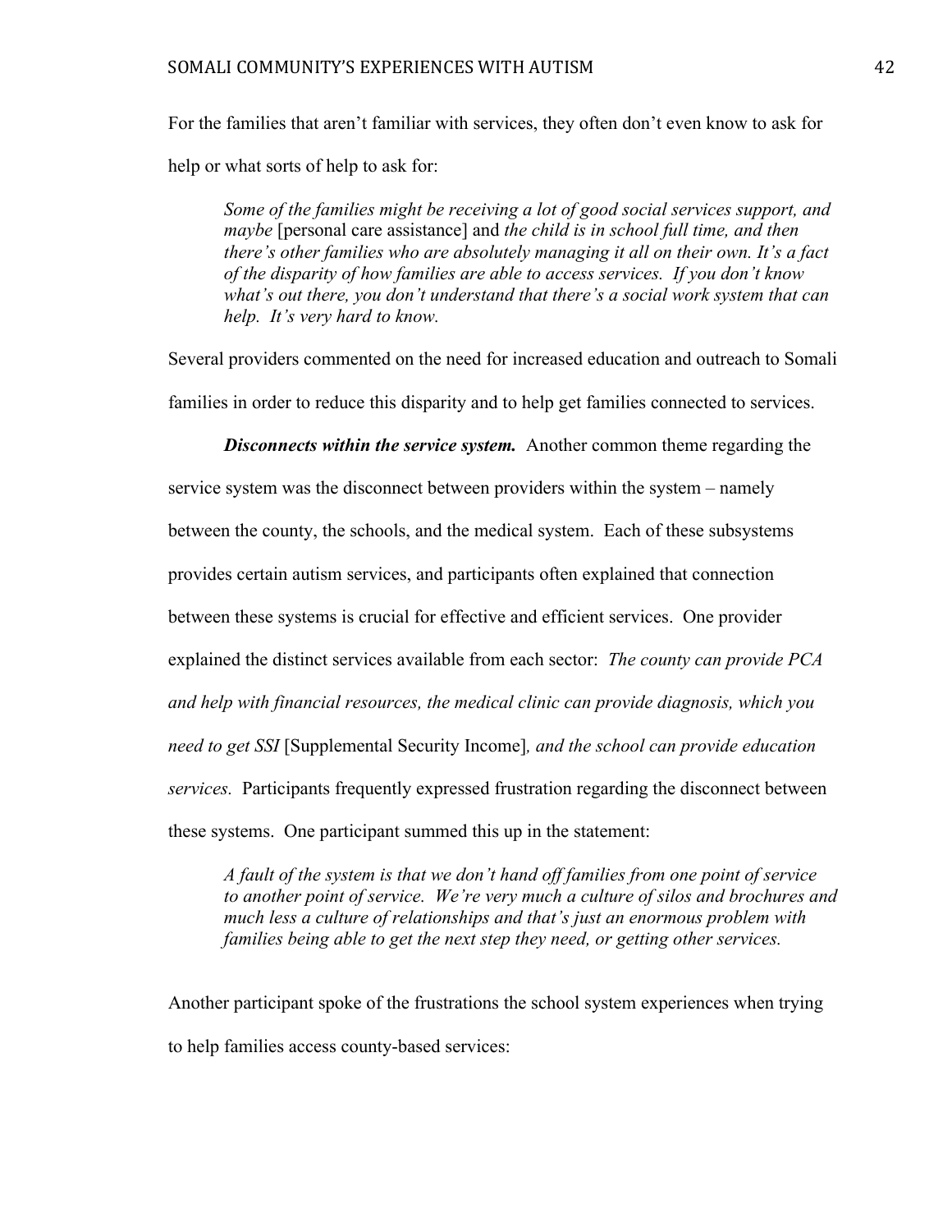For the families that aren't familiar with services, they often don't even know to ask for help or what sorts of help to ask for:

> *Some of the families might be receiving a lot of good social services support, and maybe* [personal care assistance] and *the child is in school full time, and then there's other families who are absolutely managing it all on their own. It's a fact of the disparity of how families are able to access services. If you don't know what's out there, you don't understand that there's a social work system that can help. It's very hard to know.*

Several providers commented on the need for increased education and outreach to Somali families in order to reduce this disparity and to help get families connected to services.

***Disconnects within the service system.*** Another common theme regarding the service system was the disconnect between providers within the system – namely between the county, the schools, and the medical system. Each of these subsystems provides certain autism services, and participants often explained that connection between these systems is crucial for effective and efficient services. One provider explained the distinct services available from each sector: *The county can provide PCA and help with financial resources, the medical clinic can provide diagnosis, which you need to get SSI* [Supplemental Security Income]*, and the school can provide education services.* Participants frequently expressed frustration regarding the disconnect between these systems. One participant summed this up in the statement:

> *A fault of the system is that we don't hand off families from one point of service to another point of service. We're very much a culture of silos and brochures and much less a culture of relationships and that's just an enormous problem with families being able to get the next step they need, or getting other services.*

Another participant spoke of the frustrations the school system experiences when trying to help families access county-based services: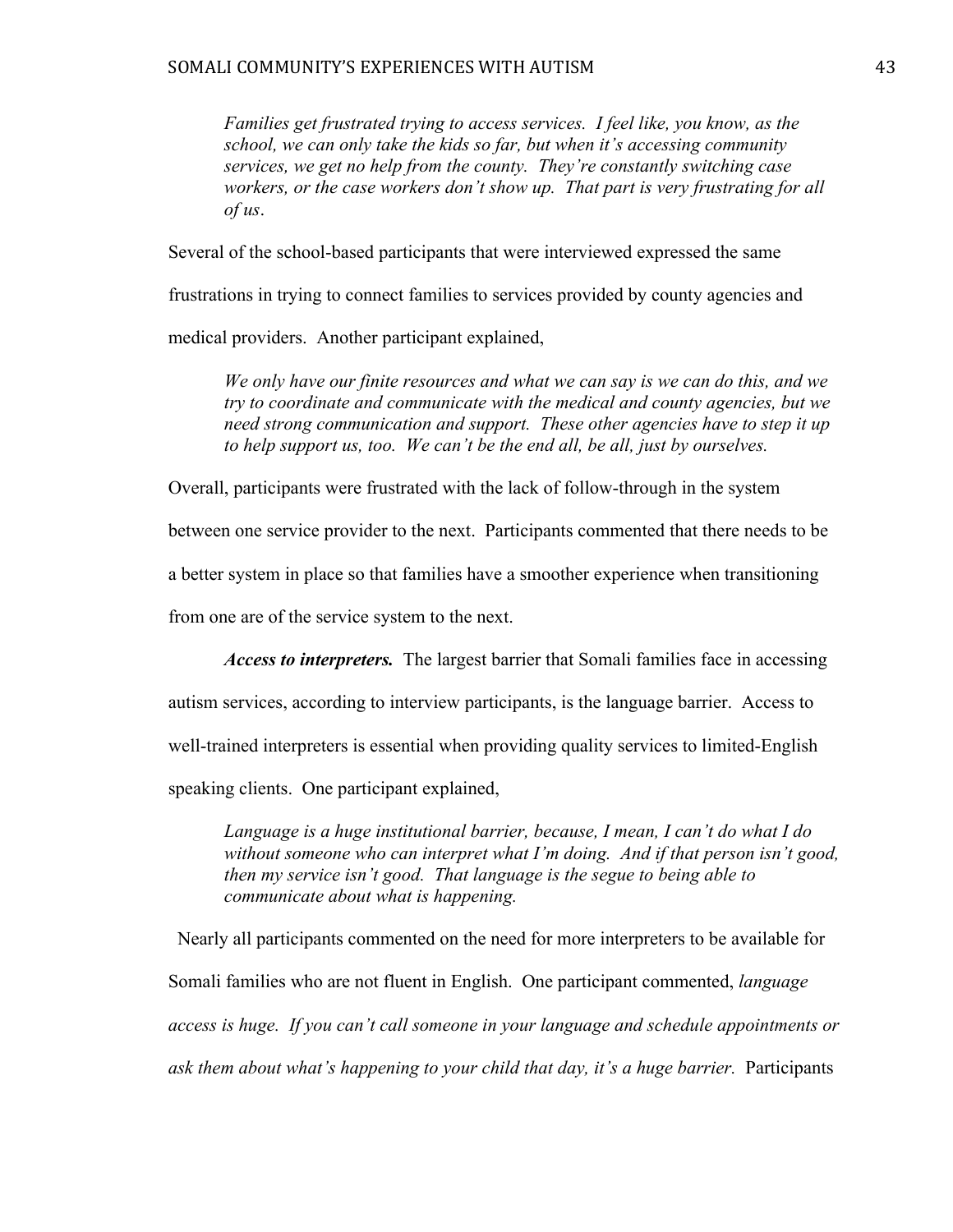> *Families get frustrated trying to access services. I feel like, you know, as the school, we can only take the kids so far, but when it's accessing community services, we get no help from the county. They're constantly switching case workers, or the case workers don't show up. That part is very frustrating for all of us*.

Several of the school-based participants that were interviewed expressed the same frustrations in trying to connect families to services provided by county agencies and medical providers. Another participant explained,

> *We only have our finite resources and what we can say is we can do this, and we try to coordinate and communicate with the medical and county agencies, but we need strong communication and support. These other agencies have to step it up to help support us, too. We can't be the end all, be all, just by ourselves.*

Overall, participants were frustrated with the lack of follow-through in the system between one service provider to the next. Participants commented that there needs to be a better system in place so that families have a smoother experience when transitioning from one are of the service system to the next.

***Access to interpreters.*** The largest barrier that Somali families face in accessing autism services, according to interview participants, is the language barrier. Access to well-trained interpreters is essential when providing quality services to limited-English speaking clients. One participant explained,

> *Language is a huge institutional barrier, because, I mean, I can't do what I do without someone who can interpret what I'm doing. And if that person isn't good, then my service isn't good. That language is the segue to being able to communicate about what is happening.*

Nearly all participants commented on the need for more interpreters to be available for Somali families who are not fluent in English. One participant commented, *language access is huge. If you can't call someone in your language and schedule appointments or ask them about what's happening to your child that day, it's a huge barrier.* Participants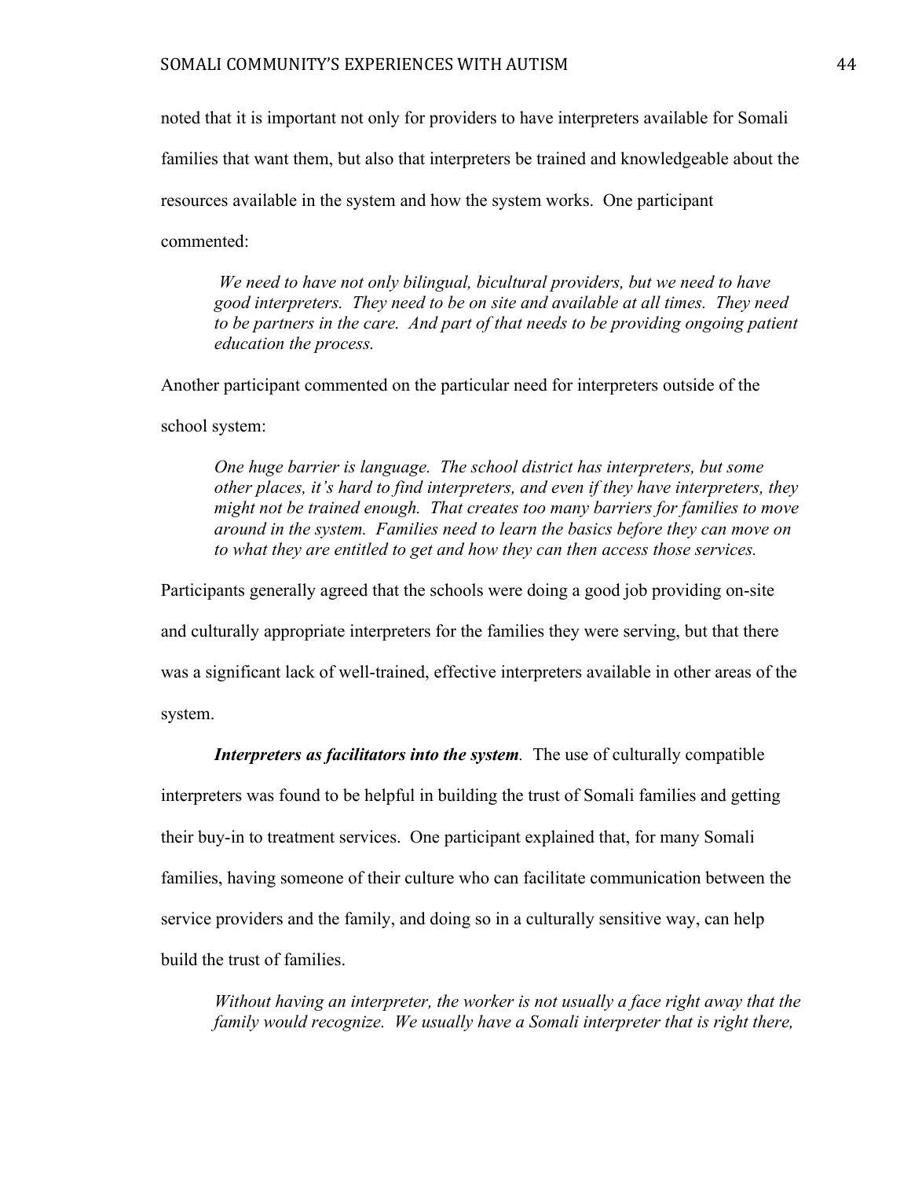noted that it is important not only for providers to have interpreters available for Somali families that want them, but also that interpreters be trained and knowledgeable about the resources available in the system and how the system works. One participant commented:

> *We need to have not only bilingual, bicultural providers, but we need to have good interpreters. They need to be on site and available at all times. They need to be partners in the care. And part of that needs to be providing ongoing patient education the process.*

Another participant commented on the particular need for interpreters outside of the school system:

> *One huge barrier is language. The school district has interpreters, but some other places, it's hard to find interpreters, and even if they have interpreters, they might not be trained enough. That creates too many barriers for families to move around in the system. Families need to learn the basics before they can move on to what they are entitled to get and how they can then access those services.*

Participants generally agreed that the schools were doing a good job providing on-site and culturally appropriate interpreters for the families they were serving, but that there was a significant lack of well-trained, effective interpreters available in other areas of the system.

***Interpreters as facilitators into the system.*** The use of culturally compatible interpreters was found to be helpful in building the trust of Somali families and getting their buy-in to treatment services. One participant explained that, for many Somali families, having someone of their culture who can facilitate communication between the service providers and the family, and doing so in a culturally sensitive way, can help build the trust of families.

> *Without having an interpreter, the worker is not usually a face right away that the family would recognize. We usually have a Somali interpreter that is right there,*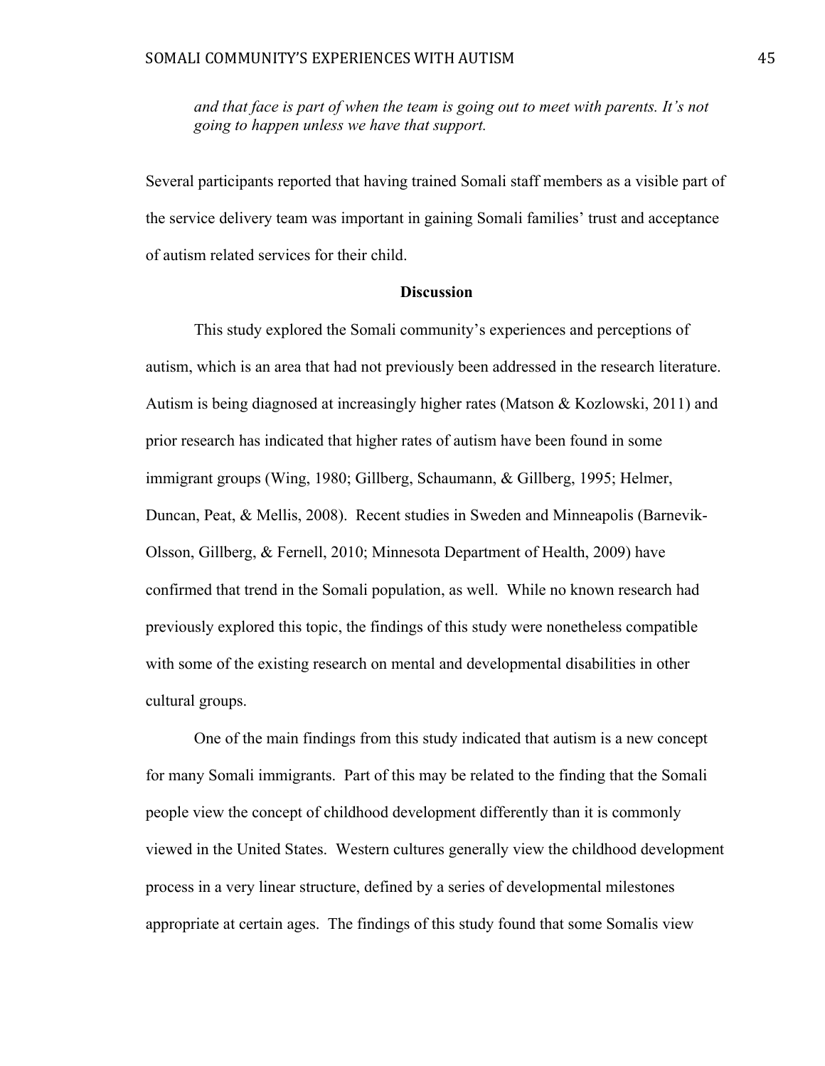> *and that face is part of when the team is going out to meet with parents. It's not going to happen unless we have that support.*

Several participants reported that having trained Somali staff members as a visible part of the service delivery team was important in gaining Somali families' trust and acceptance of autism related services for their child.

## Discussion

This study explored the Somali community's experiences and perceptions of autism, which is an area that had not previously been addressed in the research literature. Autism is being diagnosed at increasingly higher rates (Matson & Kozlowski, 2011) and prior research has indicated that higher rates of autism have been found in some immigrant groups (Wing, 1980; Gillberg, Schaumann, & Gillberg, 1995; Helmer, Duncan, Peat, & Mellis, 2008). Recent studies in Sweden and Minneapolis (Barnevik-Olsson, Gillberg, & Fernell, 2010; Minnesota Department of Health, 2009) have confirmed that trend in the Somali population, as well. While no known research had previously explored this topic, the findings of this study were nonetheless compatible with some of the existing research on mental and developmental disabilities in other cultural groups.

One of the main findings from this study indicated that autism is a new concept for many Somali immigrants. Part of this may be related to the finding that the Somali people view the concept of childhood development differently than it is commonly viewed in the United States. Western cultures generally view the childhood development process in a very linear structure, defined by a series of developmental milestones appropriate at certain ages. The findings of this study found that some Somalis view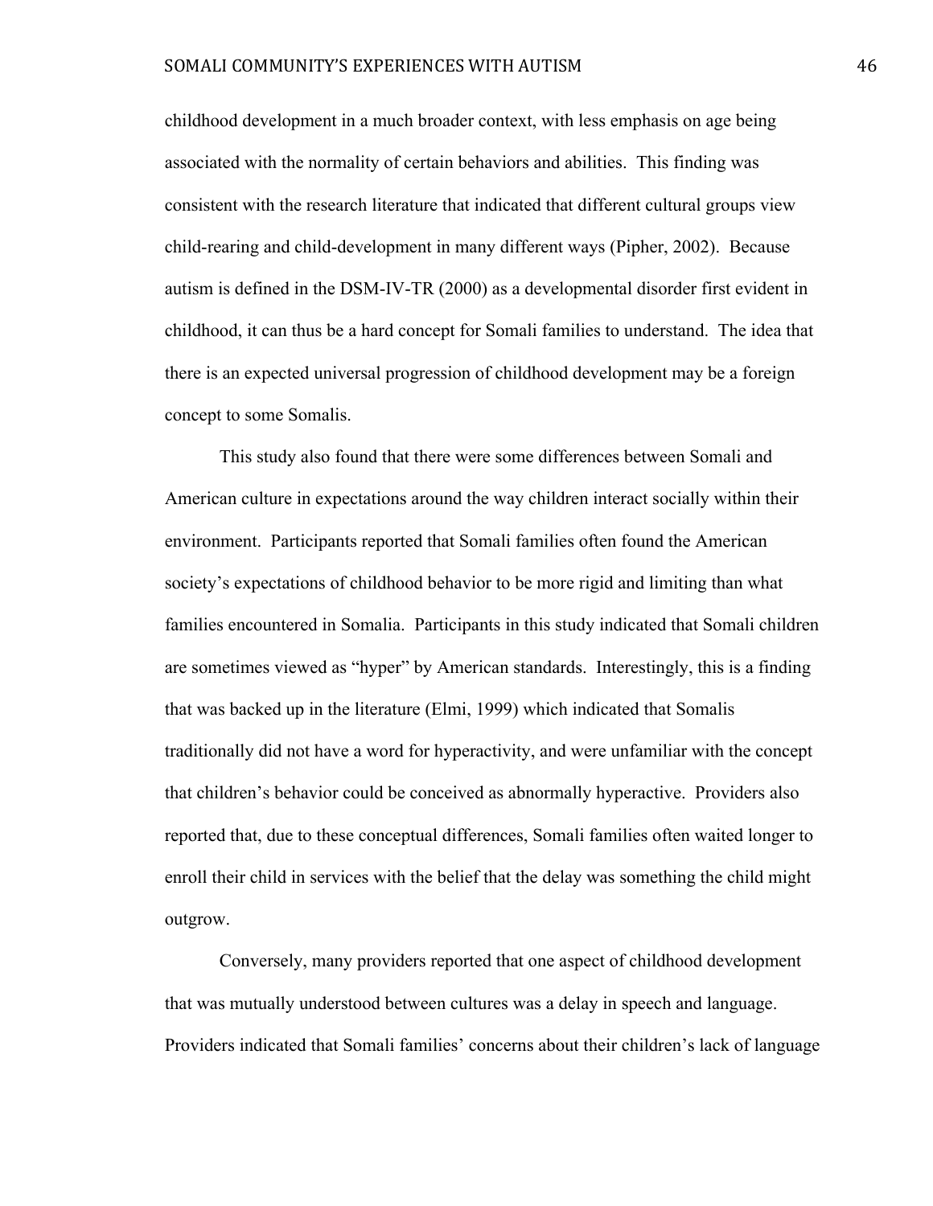childhood development in a much broader context, with less emphasis on age being associated with the normality of certain behaviors and abilities. This finding was consistent with the research literature that indicated that different cultural groups view child-rearing and child-development in many different ways (Pipher, 2002). Because autism is defined in the DSM-IV-TR (2000) as a developmental disorder first evident in childhood, it can thus be a hard concept for Somali families to understand. The idea that there is an expected universal progression of childhood development may be a foreign concept to some Somalis.

This study also found that there were some differences between Somali and American culture in expectations around the way children interact socially within their environment. Participants reported that Somali families often found the American society's expectations of childhood behavior to be more rigid and limiting than what families encountered in Somalia. Participants in this study indicated that Somali children are sometimes viewed as "hyper" by American standards. Interestingly, this is a finding that was backed up in the literature (Elmi, 1999) which indicated that Somalis traditionally did not have a word for hyperactivity, and were unfamiliar with the concept that children's behavior could be conceived as abnormally hyperactive. Providers also reported that, due to these conceptual differences, Somali families often waited longer to enroll their child in services with the belief that the delay was something the child might outgrow.

Conversely, many providers reported that one aspect of childhood development that was mutually understood between cultures was a delay in speech and language. Providers indicated that Somali families' concerns about their children's lack of language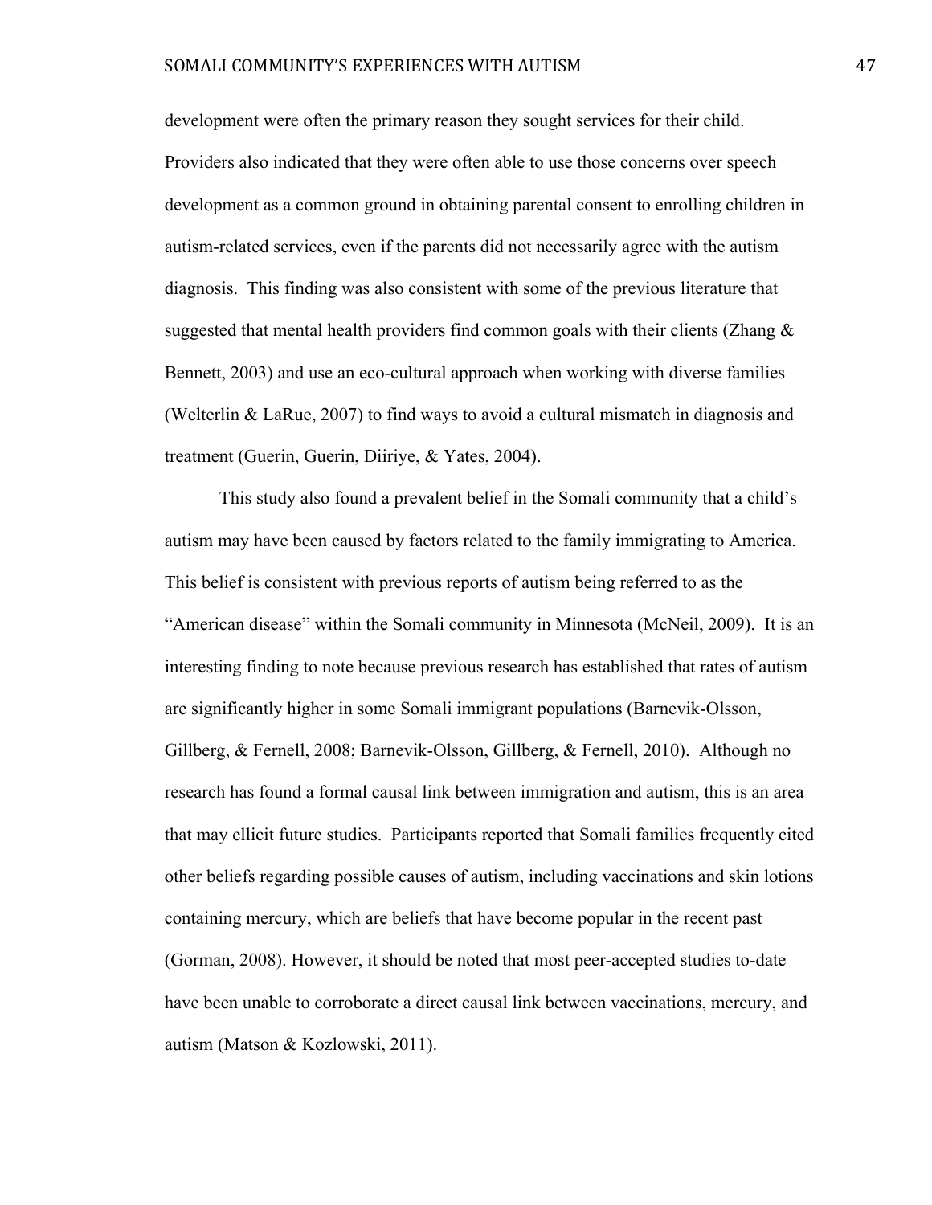development were often the primary reason they sought services for their child. Providers also indicated that they were often able to use those concerns over speech development as a common ground in obtaining parental consent to enrolling children in autism-related services, even if the parents did not necessarily agree with the autism diagnosis. This finding was also consistent with some of the previous literature that suggested that mental health providers find common goals with their clients (Zhang & Bennett, 2003) and use an eco-cultural approach when working with diverse families (Welterlin & LaRue, 2007) to find ways to avoid a cultural mismatch in diagnosis and treatment (Guerin, Guerin, Diiriye, & Yates, 2004).

This study also found a prevalent belief in the Somali community that a child's autism may have been caused by factors related to the family immigrating to America. This belief is consistent with previous reports of autism being referred to as the "American disease" within the Somali community in Minnesota (McNeil, 2009). It is an interesting finding to note because previous research has established that rates of autism are significantly higher in some Somali immigrant populations (Barnevik-Olsson, Gillberg, & Fernell, 2008; Barnevik-Olsson, Gillberg, & Fernell, 2010). Although no research has found a formal causal link between immigration and autism, this is an area that may ellicit future studies. Participants reported that Somali families frequently cited other beliefs regarding possible causes of autism, including vaccinations and skin lotions containing mercury, which are beliefs that have become popular in the recent past (Gorman, 2008). However, it should be noted that most peer-accepted studies to-date have been unable to corroborate a direct causal link between vaccinations, mercury, and autism (Matson & Kozlowski, 2011).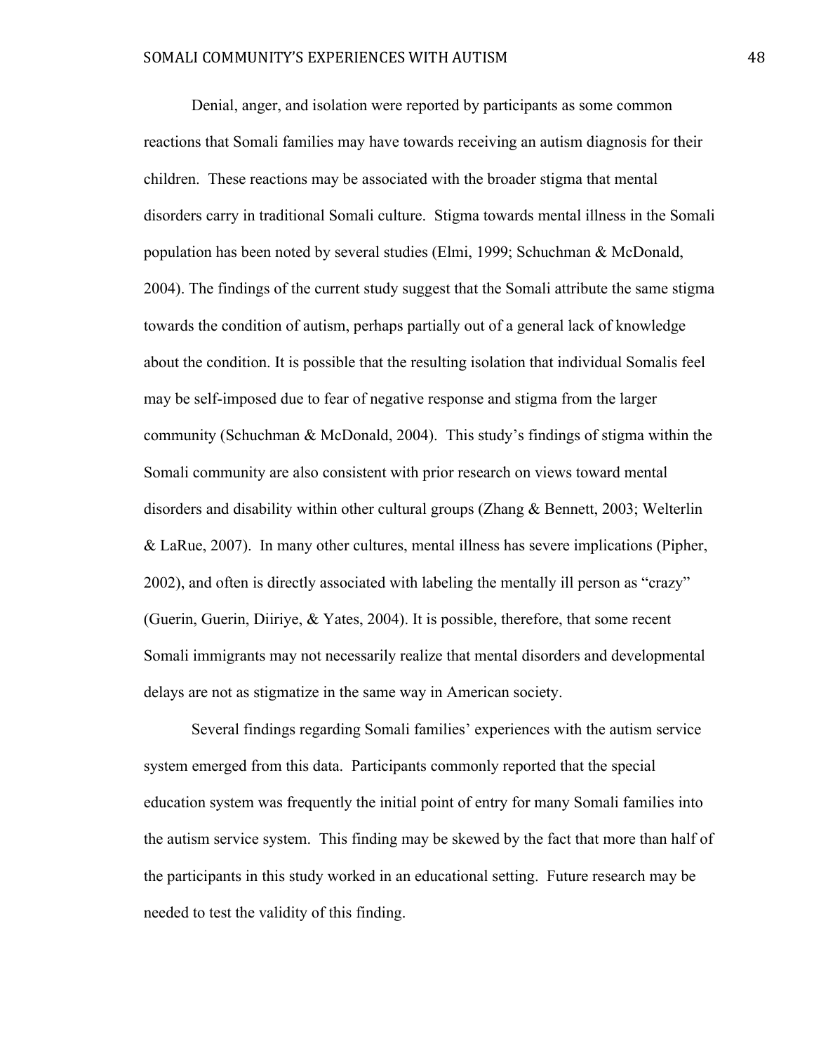Denial, anger, and isolation were reported by participants as some common reactions that Somali families may have towards receiving an autism diagnosis for their children. These reactions may be associated with the broader stigma that mental disorders carry in traditional Somali culture. Stigma towards mental illness in the Somali population has been noted by several studies (Elmi, 1999; Schuchman & McDonald, 2004). The findings of the current study suggest that the Somali attribute the same stigma towards the condition of autism, perhaps partially out of a general lack of knowledge about the condition. It is possible that the resulting isolation that individual Somalis feel may be self-imposed due to fear of negative response and stigma from the larger community (Schuchman & McDonald, 2004). This study's findings of stigma within the Somali community are also consistent with prior research on views toward mental disorders and disability within other cultural groups (Zhang & Bennett, 2003; Welterlin & LaRue, 2007). In many other cultures, mental illness has severe implications (Pipher, 2002), and often is directly associated with labeling the mentally ill person as "crazy" (Guerin, Guerin, Diiriye, & Yates, 2004). It is possible, therefore, that some recent Somali immigrants may not necessarily realize that mental disorders and developmental delays are not as stigmatize in the same way in American society.

Several findings regarding Somali families' experiences with the autism service system emerged from this data. Participants commonly reported that the special education system was frequently the initial point of entry for many Somali families into the autism service system. This finding may be skewed by the fact that more than half of the participants in this study worked in an educational setting. Future research may be needed to test the validity of this finding.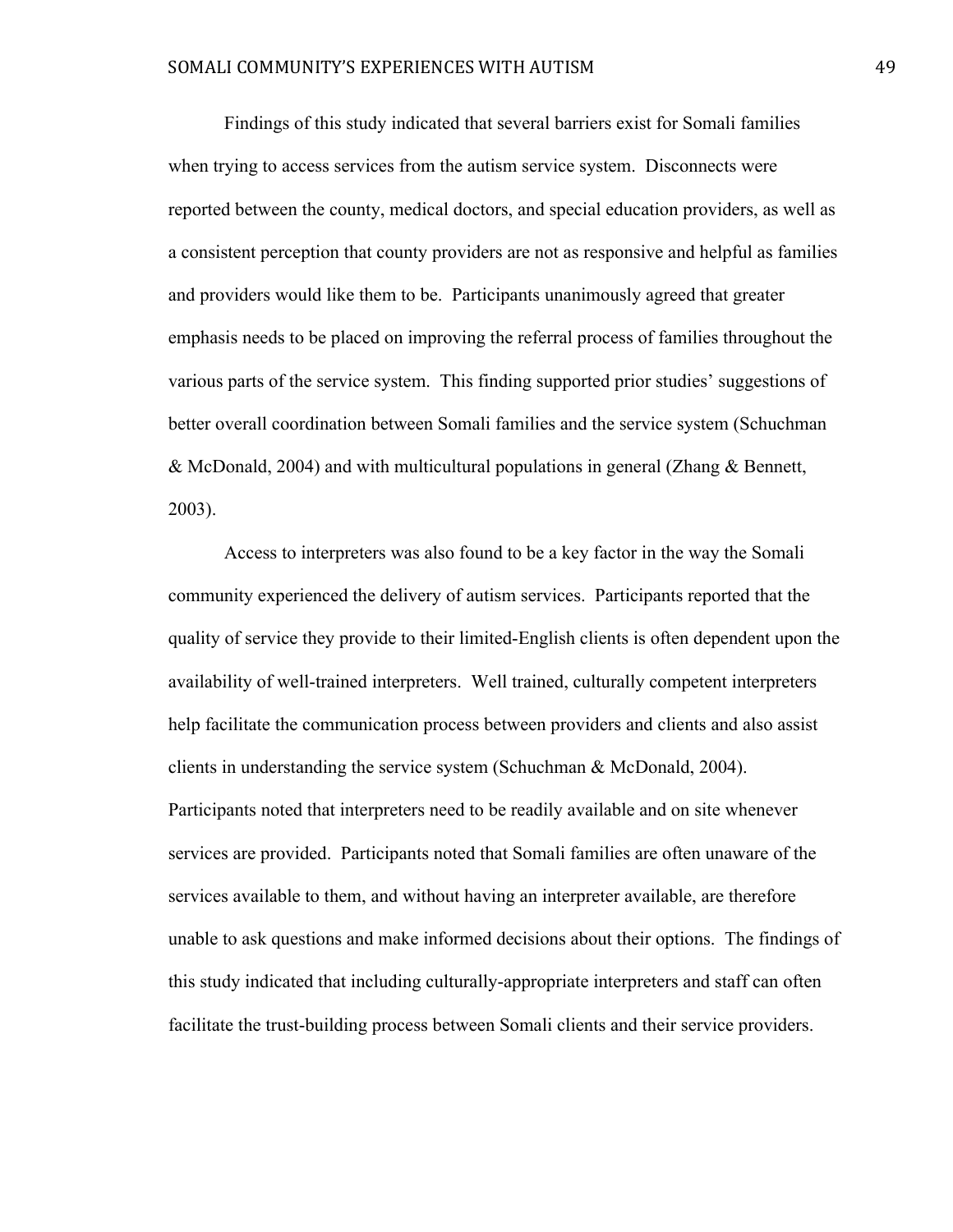Findings of this study indicated that several barriers exist for Somali families when trying to access services from the autism service system. Disconnects were reported between the county, medical doctors, and special education providers, as well as a consistent perception that county providers are not as responsive and helpful as families and providers would like them to be. Participants unanimously agreed that greater emphasis needs to be placed on improving the referral process of families throughout the various parts of the service system. This finding supported prior studies' suggestions of better overall coordination between Somali families and the service system (Schuchman & McDonald, 2004) and with multicultural populations in general (Zhang & Bennett, 2003).

Access to interpreters was also found to be a key factor in the way the Somali community experienced the delivery of autism services. Participants reported that the quality of service they provide to their limited-English clients is often dependent upon the availability of well-trained interpreters. Well trained, culturally competent interpreters help facilitate the communication process between providers and clients and also assist clients in understanding the service system (Schuchman & McDonald, 2004). Participants noted that interpreters need to be readily available and on site whenever services are provided. Participants noted that Somali families are often unaware of the services available to them, and without having an interpreter available, are therefore unable to ask questions and make informed decisions about their options. The findings of this study indicated that including culturally-appropriate interpreters and staff can often facilitate the trust-building process between Somali clients and their service providers.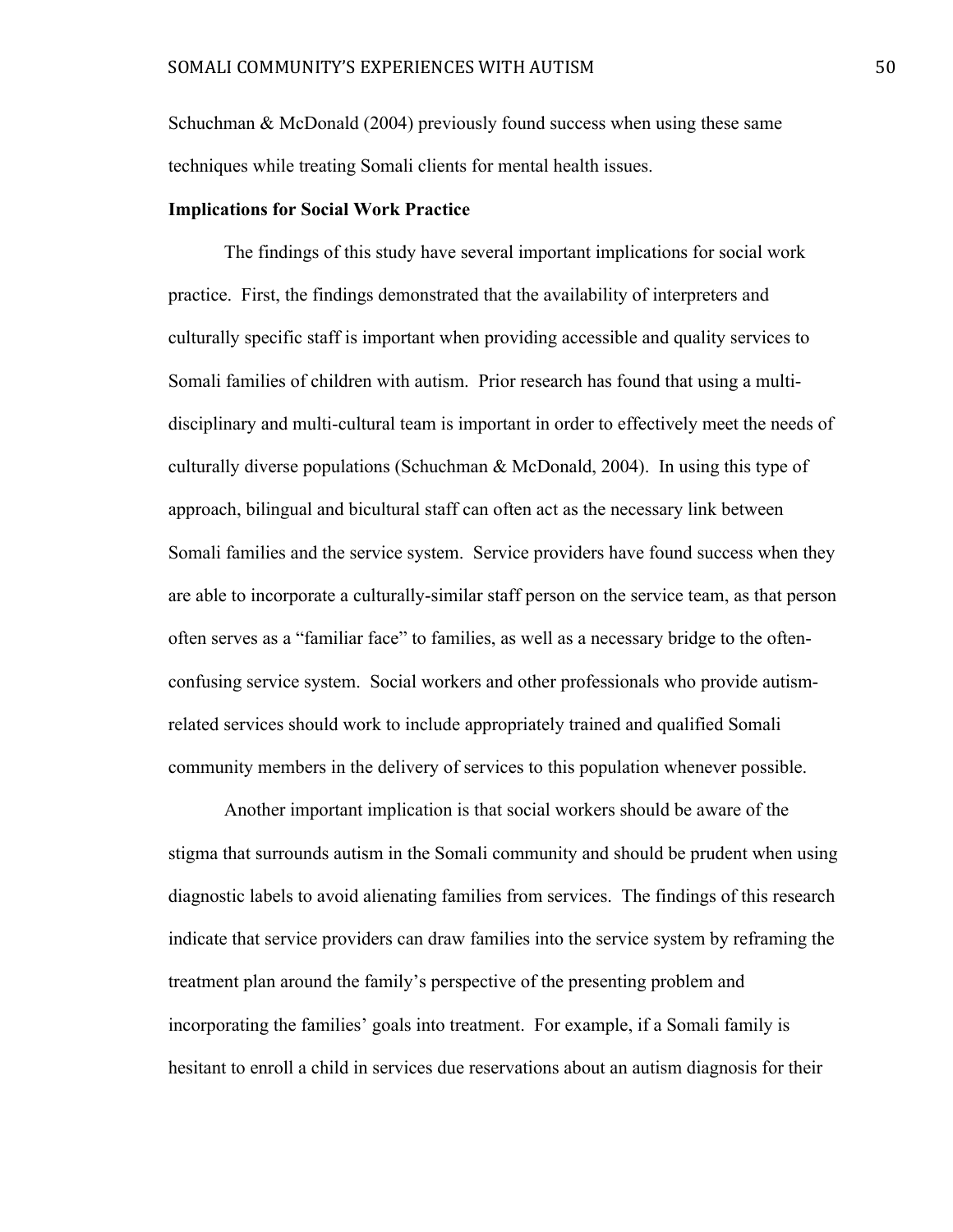Schuchman & McDonald (2004) previously found success when using these same techniques while treating Somali clients for mental health issues.

**Implications for Social Work Practice**

The findings of this study have several important implications for social work practice. First, the findings demonstrated that the availability of interpreters and culturally specific staff is important when providing accessible and quality services to Somali families of children with autism. Prior research has found that using a multi-disciplinary and multi-cultural team is important in order to effectively meet the needs of culturally diverse populations (Schuchman & McDonald, 2004). In using this type of approach, bilingual and bicultural staff can often act as the necessary link between Somali families and the service system. Service providers have found success when they are able to incorporate a culturally-similar staff person on the service team, as that person often serves as a "familiar face" to families, as well as a necessary bridge to the often-confusing service system. Social workers and other professionals who provide autism-related services should work to include appropriately trained and qualified Somali community members in the delivery of services to this population whenever possible.

Another important implication is that social workers should be aware of the stigma that surrounds autism in the Somali community and should be prudent when using diagnostic labels to avoid alienating families from services. The findings of this research indicate that service providers can draw families into the service system by reframing the treatment plan around the family's perspective of the presenting problem and incorporating the families' goals into treatment. For example, if a Somali family is hesitant to enroll a child in services due reservations about an autism diagnosis for their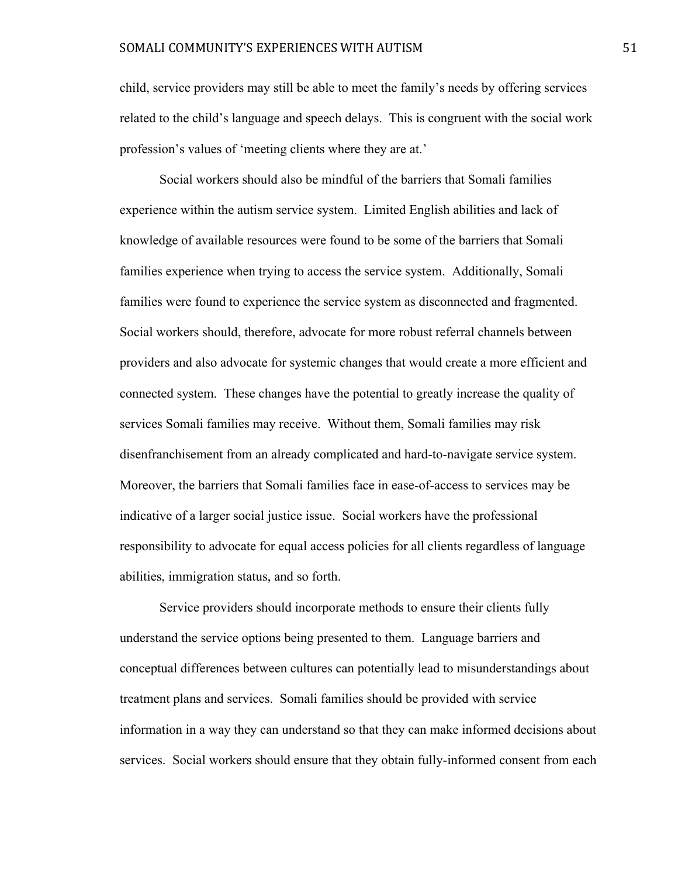child, service providers may still be able to meet the family's needs by offering services related to the child's language and speech delays. This is congruent with the social work profession's values of 'meeting clients where they are at.'

Social workers should also be mindful of the barriers that Somali families experience within the autism service system. Limited English abilities and lack of knowledge of available resources were found to be some of the barriers that Somali families experience when trying to access the service system. Additionally, Somali families were found to experience the service system as disconnected and fragmented. Social workers should, therefore, advocate for more robust referral channels between providers and also advocate for systemic changes that would create a more efficient and connected system. These changes have the potential to greatly increase the quality of services Somali families may receive. Without them, Somali families may risk disenfranchisement from an already complicated and hard-to-navigate service system. Moreover, the barriers that Somali families face in ease-of-access to services may be indicative of a larger social justice issue. Social workers have the professional responsibility to advocate for equal access policies for all clients regardless of language abilities, immigration status, and so forth.

Service providers should incorporate methods to ensure their clients fully understand the service options being presented to them. Language barriers and conceptual differences between cultures can potentially lead to misunderstandings about treatment plans and services. Somali families should be provided with service information in a way they can understand so that they can make informed decisions about services. Social workers should ensure that they obtain fully-informed consent from each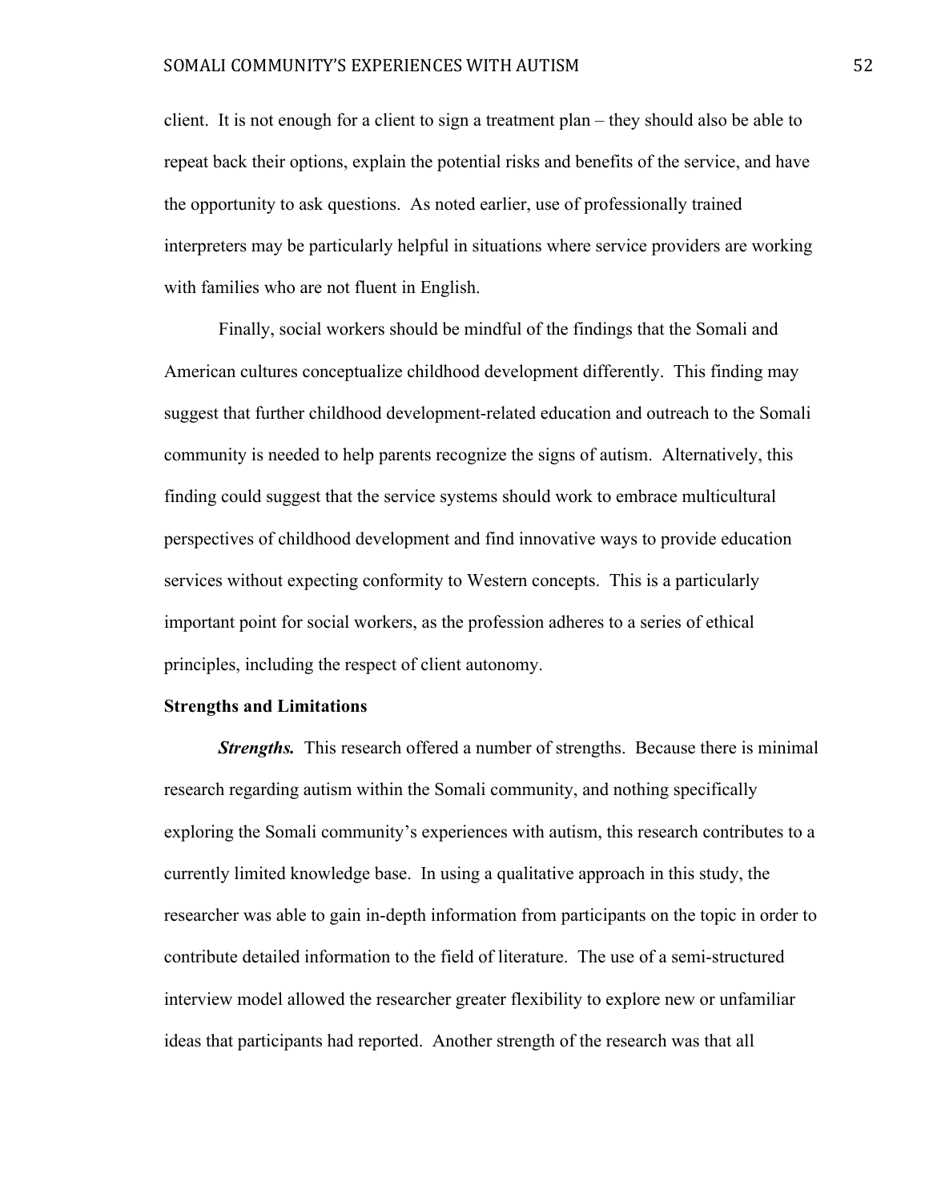client. It is not enough for a client to sign a treatment plan – they should also be able to repeat back their options, explain the potential risks and benefits of the service, and have the opportunity to ask questions. As noted earlier, use of professionally trained interpreters may be particularly helpful in situations where service providers are working with families who are not fluent in English.

Finally, social workers should be mindful of the findings that the Somali and American cultures conceptualize childhood development differently. This finding may suggest that further childhood development-related education and outreach to the Somali community is needed to help parents recognize the signs of autism. Alternatively, this finding could suggest that the service systems should work to embrace multicultural perspectives of childhood development and find innovative ways to provide education services without expecting conformity to Western concepts. This is a particularly important point for social workers, as the profession adheres to a series of ethical principles, including the respect of client autonomy.

**Strengths and Limitations**

***Strengths.*** This research offered a number of strengths. Because there is minimal research regarding autism within the Somali community, and nothing specifically exploring the Somali community's experiences with autism, this research contributes to a currently limited knowledge base. In using a qualitative approach in this study, the researcher was able to gain in-depth information from participants on the topic in order to contribute detailed information to the field of literature. The use of a semi-structured interview model allowed the researcher greater flexibility to explore new or unfamiliar ideas that participants had reported. Another strength of the research was that all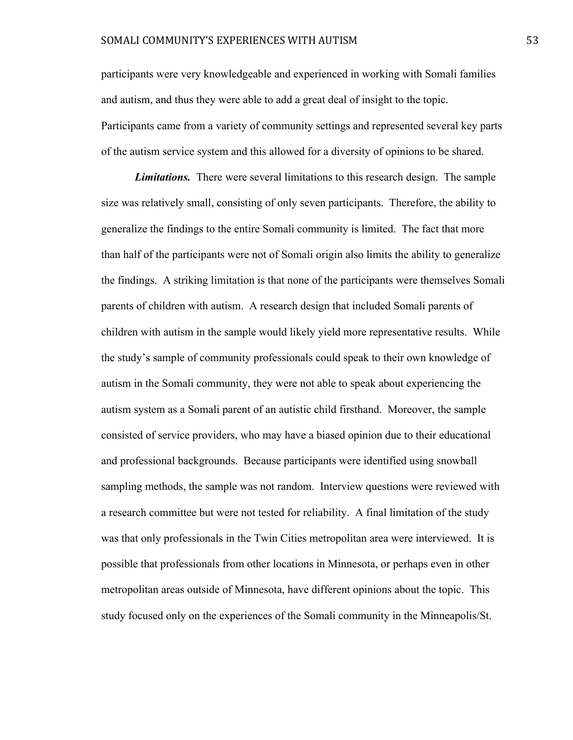participants were very knowledgeable and experienced in working with Somali families and autism, and thus they were able to add a great deal of insight to the topic. Participants came from a variety of community settings and represented several key parts of the autism service system and this allowed for a diversity of opinions to be shared.

***Limitations.*** There were several limitations to this research design. The sample size was relatively small, consisting of only seven participants. Therefore, the ability to generalize the findings to the entire Somali community is limited. The fact that more than half of the participants were not of Somali origin also limits the ability to generalize the findings. A striking limitation is that none of the participants were themselves Somali parents of children with autism. A research design that included Somali parents of children with autism in the sample would likely yield more representative results. While the study's sample of community professionals could speak to their own knowledge of autism in the Somali community, they were not able to speak about experiencing the autism system as a Somali parent of an autistic child firsthand. Moreover, the sample consisted of service providers, who may have a biased opinion due to their educational and professional backgrounds. Because participants were identified using snowball sampling methods, the sample was not random. Interview questions were reviewed with a research committee but were not tested for reliability. A final limitation of the study was that only professionals in the Twin Cities metropolitan area were interviewed. It is possible that professionals from other locations in Minnesota, or perhaps even in other metropolitan areas outside of Minnesota, have different opinions about the topic. This study focused only on the experiences of the Somali community in the Minneapolis/St.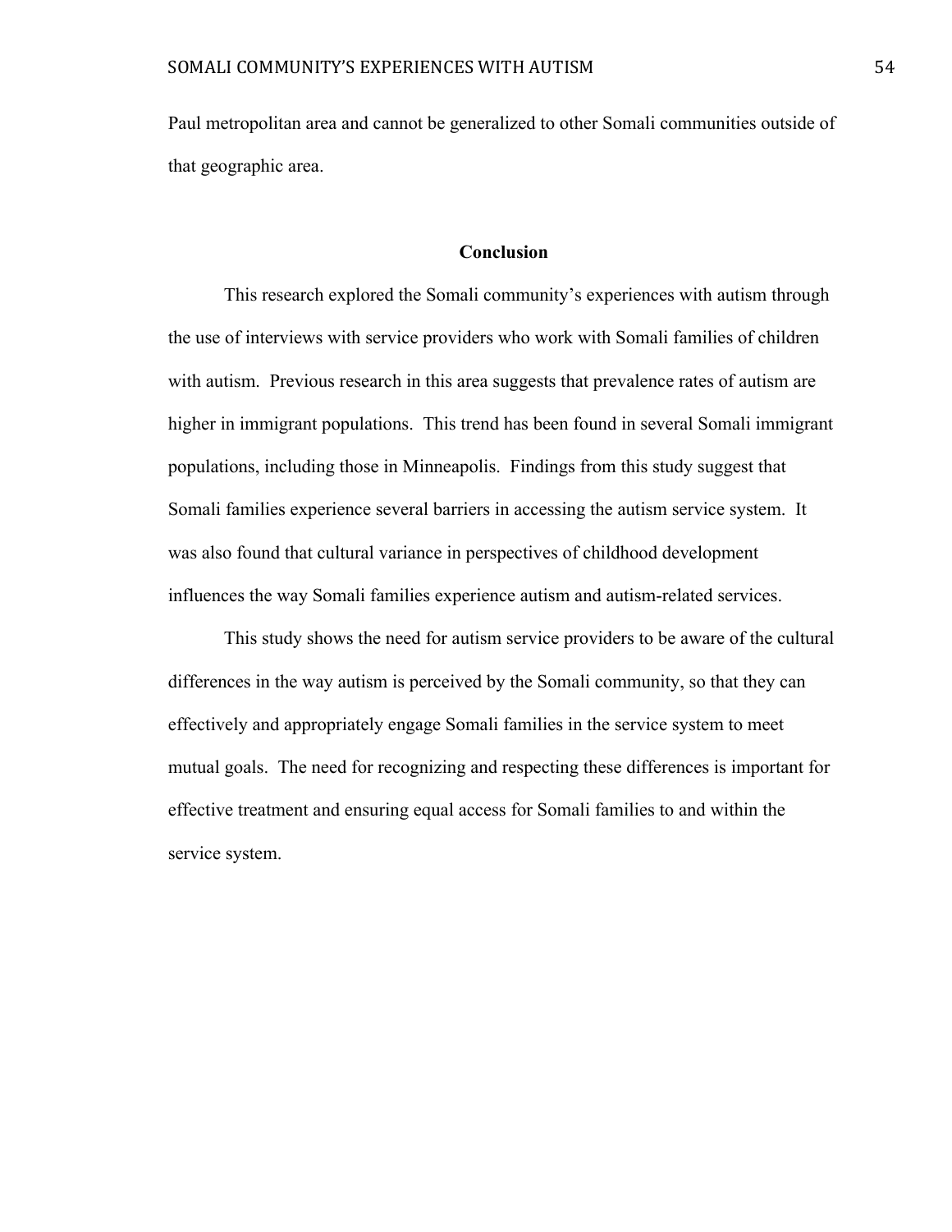Paul metropolitan area and cannot be generalized to other Somali communities outside of that geographic area.

## Conclusion

This research explored the Somali community's experiences with autism through the use of interviews with service providers who work with Somali families of children with autism. Previous research in this area suggests that prevalence rates of autism are higher in immigrant populations. This trend has been found in several Somali immigrant populations, including those in Minneapolis. Findings from this study suggest that Somali families experience several barriers in accessing the autism service system. It was also found that cultural variance in perspectives of childhood development influences the way Somali families experience autism and autism-related services.

This study shows the need for autism service providers to be aware of the cultural differences in the way autism is perceived by the Somali community, so that they can effectively and appropriately engage Somali families in the service system to meet mutual goals. The need for recognizing and respecting these differences is important for effective treatment and ensuring equal access for Somali families to and within the service system.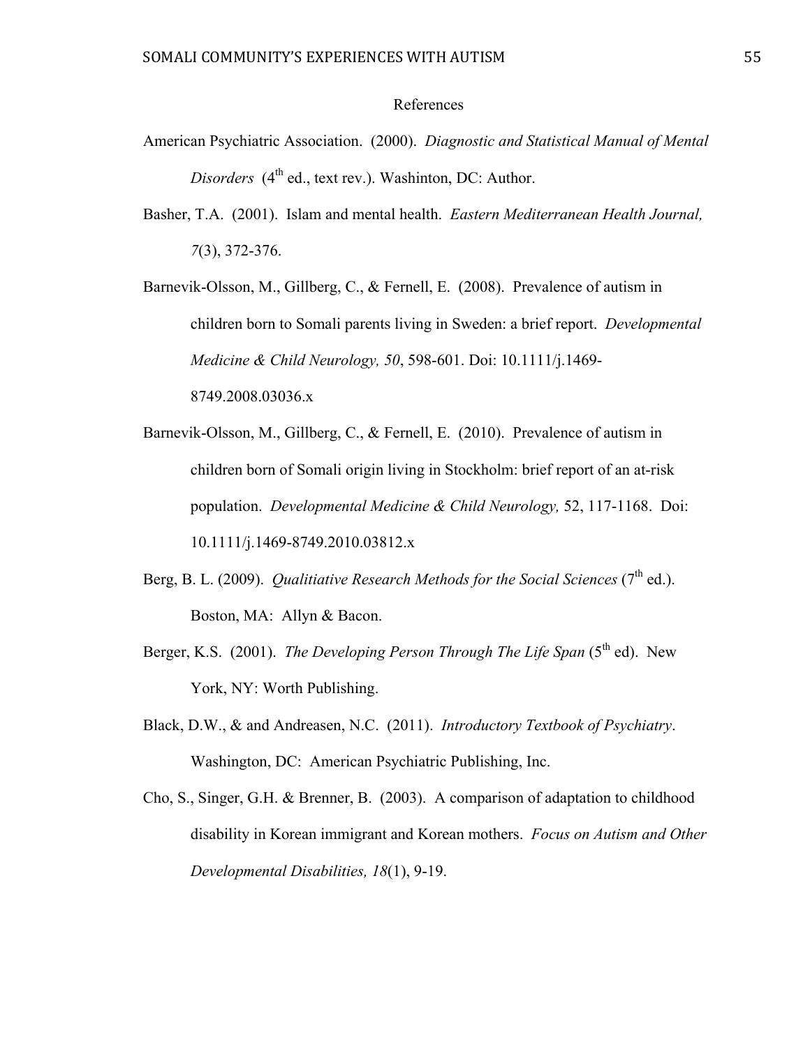# References

American Psychiatric Association. (2000). *Diagnostic and Statistical Manual of Mental Disorders* (4th ed., text rev.). Washinton, DC: Author.

Basher, T.A. (2001). Islam and mental health. *Eastern Mediterranean Health Journal, 7*(3), 372-376.

Barnevik-Olsson, M., Gillberg, C., & Fernell, E. (2008). Prevalence of autism in children born to Somali parents living in Sweden: a brief report. *Developmental Medicine & Child Neurology, 50*, 598-601. Doi: 10.1111/j.1469-8749.2008.03036.x

Barnevik-Olsson, M., Gillberg, C., & Fernell, E. (2010). Prevalence of autism in children born of Somali origin living in Stockholm: brief report of an at-risk population. *Developmental Medicine & Child Neurology,* 52, 117-1168. Doi: 10.1111/j.1469-8749.2010.03812.x

Berg, B. L. (2009). *Qualitiative Research Methods for the Social Sciences* (7th ed.). Boston, MA: Allyn & Bacon.

Berger, K.S. (2001). *The Developing Person Through The Life Span* (5th ed). New York, NY: Worth Publishing.

Black, D.W., & and Andreasen, N.C. (2011). *Introductory Textbook of Psychiatry*. Washington, DC: American Psychiatric Publishing, Inc.

Cho, S., Singer, G.H. & Brenner, B. (2003). A comparison of adaptation to childhood disability in Korean immigrant and Korean mothers. *Focus on Autism and Other Developmental Disabilities, 18*(1), 9-19.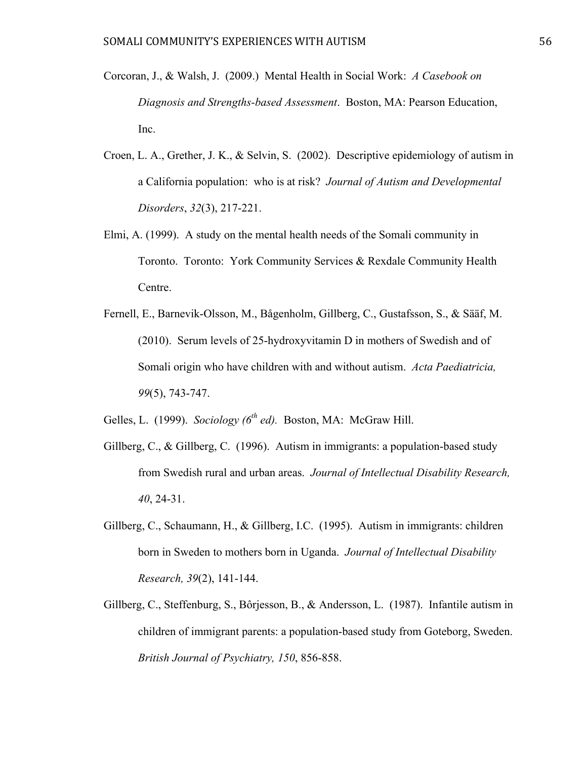Corcoran, J., & Walsh, J. (2009.) Mental Health in Social Work: *A Casebook on Diagnosis and Strengths-based Assessment*. Boston, MA: Pearson Education, Inc.

Croen, L. A., Grether, J. K., & Selvin, S. (2002). Descriptive epidemiology of autism in a California population: who is at risk? *Journal of Autism and Developmental Disorders*, *32*(3), 217-221.

Elmi, A. (1999). A study on the mental health needs of the Somali community in Toronto. Toronto: York Community Services & Rexdale Community Health Centre.

Fernell, E., Barnevik-Olsson, M., Bågenholm, Gillberg, C., Gustafsson, S., & Sääf, M. (2010). Serum levels of 25-hydroxyvitamin D in mothers of Swedish and of Somali origin who have children with and without autism. *Acta Paediatricia, 99*(5), 743-747.

Gelles, L. (1999). *Sociology (6th ed).* Boston, MA: McGraw Hill.

Gillberg, C., & Gillberg, C. (1996). Autism in immigrants: a population-based study from Swedish rural and urban areas. *Journal of Intellectual Disability Research, 40*, 24-31.

Gillberg, C., Schaumann, H., & Gillberg, I.C. (1995). Autism in immigrants: children born in Sweden to mothers born in Uganda. *Journal of Intellectual Disability Research, 39*(2), 141-144.

Gillberg, C., Steffenburg, S., Bôrjesson, B., & Andersson, L. (1987). Infantile autism in children of immigrant parents: a population-based study from Goteborg, Sweden. *British Journal of Psychiatry, 150*, 856-858.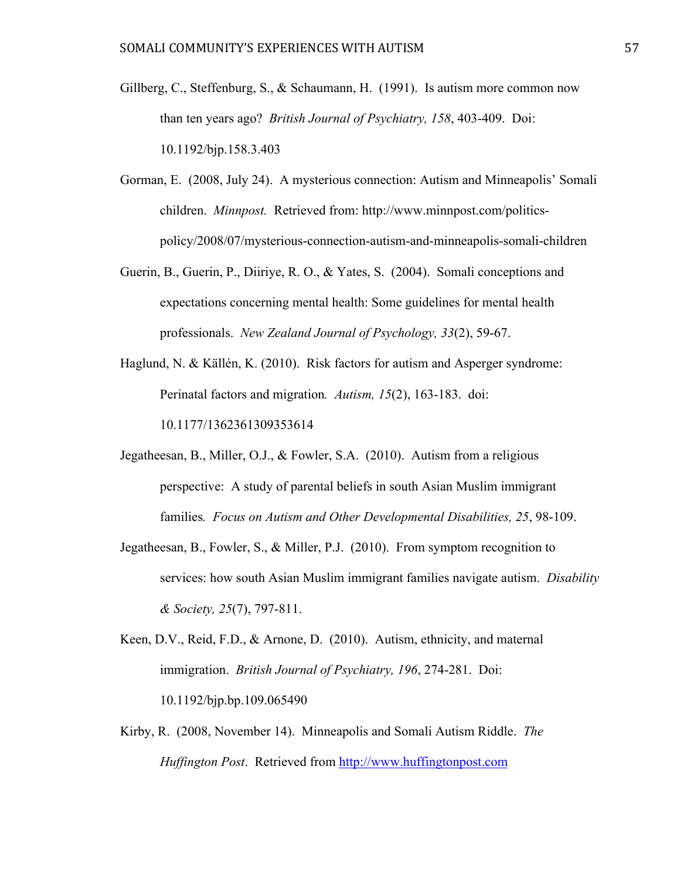Gillberg, C., Steffenburg, S., & Schaumann, H. (1991). Is autism more common now than ten years ago? *British Journal of Psychiatry, 158*, 403-409. Doi: 10.1192/bjp.158.3.403

Gorman, E. (2008, July 24). A mysterious connection: Autism and Minneapolis' Somali children. *Minnpost.* Retrieved from: http://www.minnpost.com/politics-policy/2008/07/mysterious-connection-autism-and-minneapolis-somali-children

Guerin, B., Guerin, P., Diiriye, R. O., & Yates, S. (2004). Somali conceptions and expectations concerning mental health: Some guidelines for mental health professionals. *New Zealand Journal of Psychology, 33*(2), 59-67.

Haglund, N. & Källén, K. (2010). Risk factors for autism and Asperger syndrome: Perinatal factors and migration*.* *Autism, 15*(2), 163-183. doi: 10.1177/1362361309353614

Jegatheesan, B., Miller, O.J., & Fowler, S.A. (2010). Autism from a religious perspective: A study of parental beliefs in south Asian Muslim immigrant families*.* *Focus on Autism and Other Developmental Disabilities, 25*, 98-109.

Jegatheesan, B., Fowler, S., & Miller, P.J. (2010). From symptom recognition to services: how south Asian Muslim immigrant families navigate autism. *Disability & Society, 25*(7), 797-811.

Keen, D.V., Reid, F.D., & Arnone, D. (2010). Autism, ethnicity, and maternal immigration. *British Journal of Psychiatry, 196*, 274-281. Doi: 10.1192/bjp.bp.109.065490

Kirby, R. (2008, November 14). Minneapolis and Somali Autism Riddle. *The Huffington Post*. Retrieved from http://www.huffingtonpost.com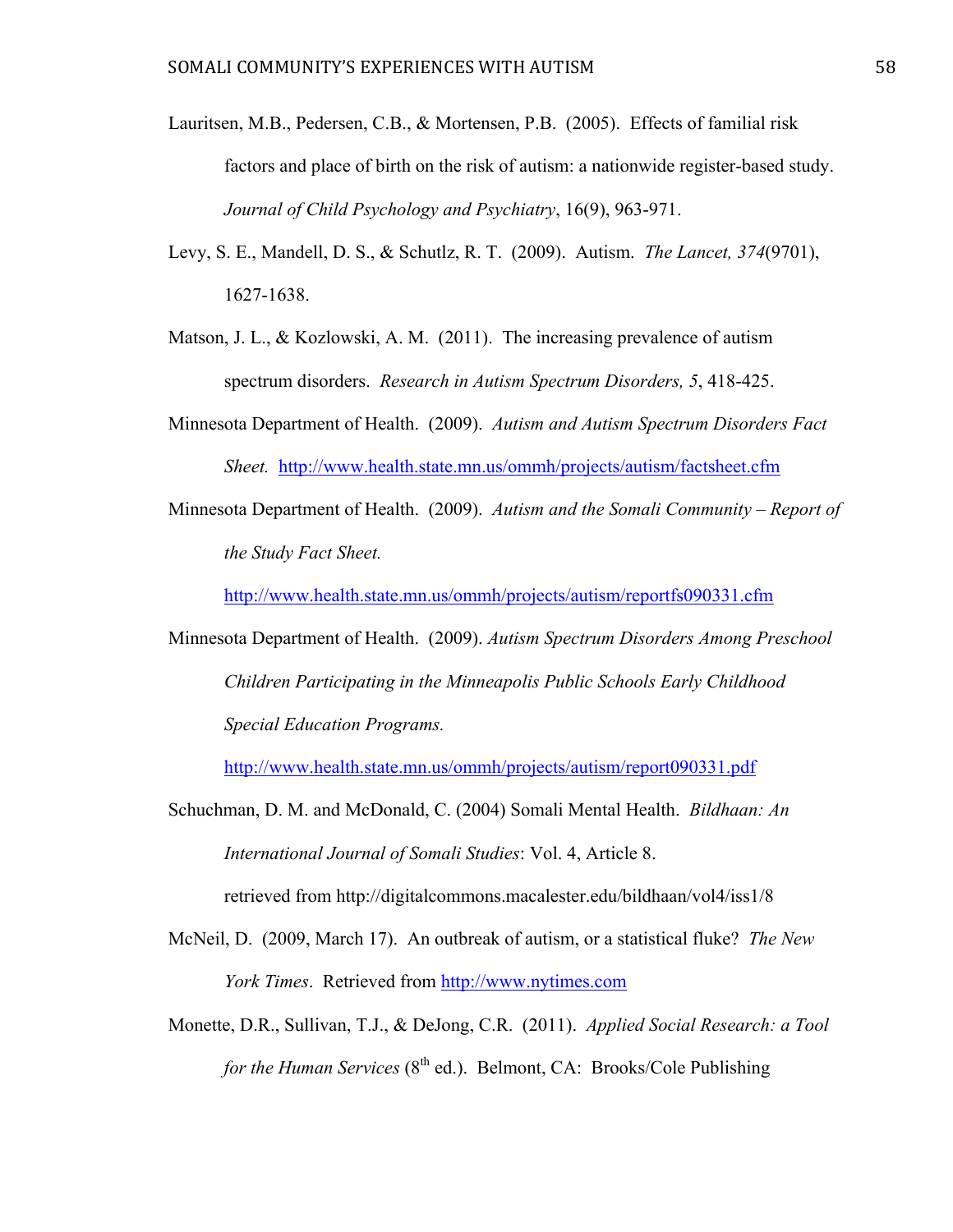Lauritsen, M.B., Pedersen, C.B., & Mortensen, P.B. (2005). Effects of familial risk factors and place of birth on the risk of autism: a nationwide register-based study. *Journal of Child Psychology and Psychiatry*, 16(9), 963-971.

Levy, S. E., Mandell, D. S., & Schutlz, R. T. (2009). Autism. *The Lancet, 374*(9701), 1627-1638.

Matson, J. L., & Kozlowski, A. M. (2011). The increasing prevalence of autism spectrum disorders. *Research in Autism Spectrum Disorders, 5*, 418-425.

Minnesota Department of Health. (2009). *Autism and Autism Spectrum Disorders Fact Sheet.* http://www.health.state.mn.us/ommh/projects/autism/factsheet.cfm

Minnesota Department of Health. (2009). *Autism and the Somali Community – Report of the Study Fact Sheet.* http://www.health.state.mn.us/ommh/projects/autism/reportfs090331.cfm

Minnesota Department of Health. (2009). *Autism Spectrum Disorders Among Preschool Children Participating in the Minneapolis Public Schools Early Childhood Special Education Programs.* http://www.health.state.mn.us/ommh/projects/autism/report090331.pdf

Schuchman, D. M. and McDonald, C. (2004) Somali Mental Health. *Bildhaan: An International Journal of Somali Studies*: Vol. 4, Article 8. retrieved from http://digitalcommons.macalester.edu/bildhaan/vol4/iss1/8

McNeil, D. (2009, March 17). An outbreak of autism, or a statistical fluke? *The New York Times*. Retrieved from http://www.nytimes.com

Monette, D.R., Sullivan, T.J., & DeJong, C.R. (2011). *Applied Social Research: a Tool for the Human Services* (8th ed.). Belmont, CA: Brooks/Cole Publishing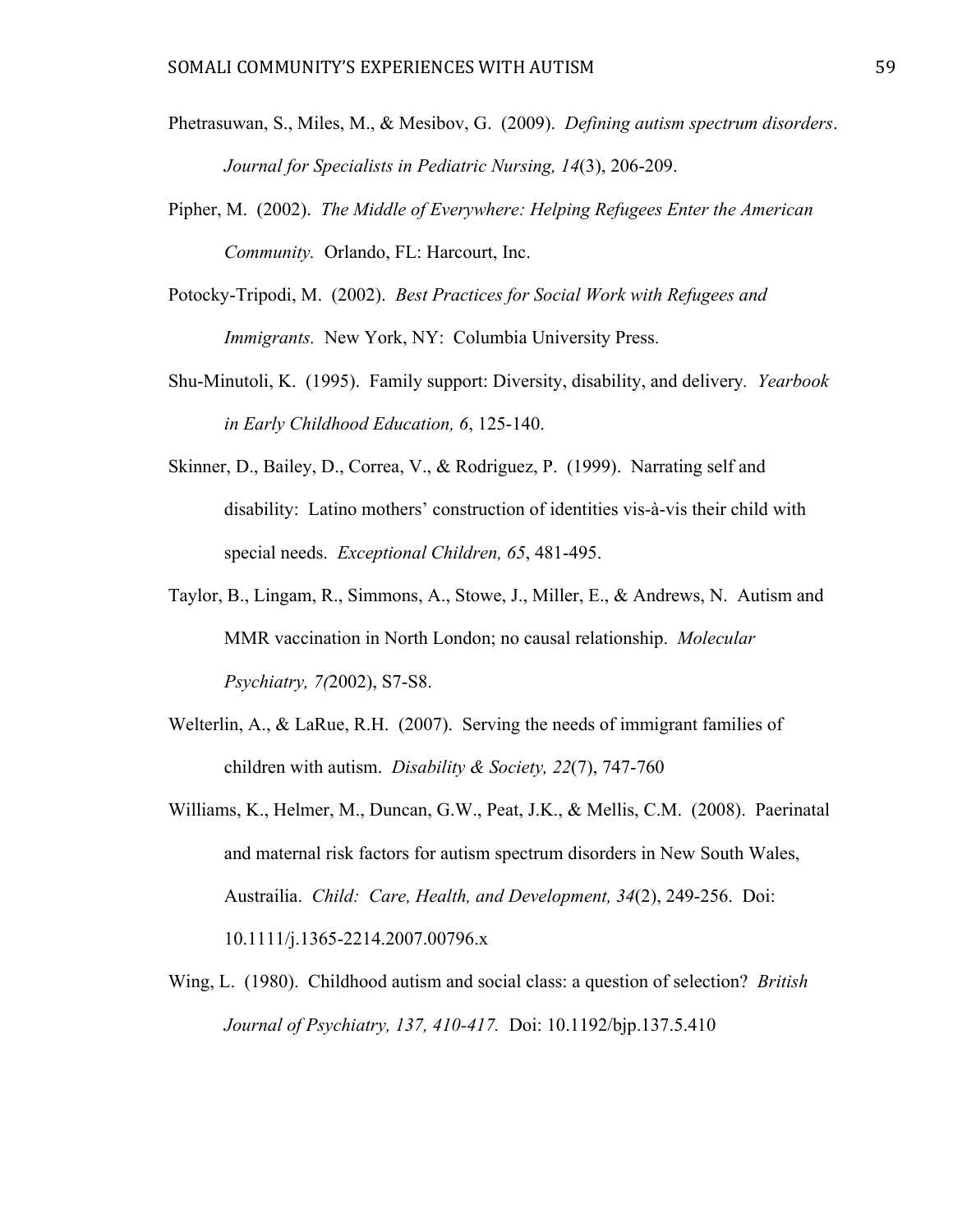Phetrasuwan, S., Miles, M., & Mesibov, G. (2009). *Defining autism spectrum disorders*. *Journal for Specialists in Pediatric Nursing, 14*(3), 206-209.

Pipher, M. (2002). *The Middle of Everywhere: Helping Refugees Enter the American Community.* Orlando, FL: Harcourt, Inc.

Potocky-Tripodi, M. (2002). *Best Practices for Social Work with Refugees and Immigrants.* New York, NY: Columbia University Press.

Shu-Minutoli, K. (1995). Family support: Diversity, disability, and delivery. *Yearbook in Early Childhood Education, 6*, 125-140.

Skinner, D., Bailey, D., Correa, V., & Rodriguez, P. (1999). Narrating self and disability: Latino mothers' construction of identities vis-à-vis their child with special needs. *Exceptional Children, 65*, 481-495.

Taylor, B., Lingam, R., Simmons, A., Stowe, J., Miller, E., & Andrews, N. Autism and MMR vaccination in North London; no causal relationship. *Molecular Psychiatry, 7(*2002), S7-S8.

Welterlin, A., & LaRue, R.H. (2007). Serving the needs of immigrant families of children with autism. *Disability & Society, 22*(7), 747-760

Williams, K., Helmer, M., Duncan, G.W., Peat, J.K., & Mellis, C.M. (2008). Paerinatal and maternal risk factors for autism spectrum disorders in New South Wales, Austrailia. *Child: Care, Health, and Development, 34*(2), 249-256. Doi: 10.1111/j.1365-2214.2007.00796.x

Wing, L. (1980). Childhood autism and social class: a question of selection? *British Journal of Psychiatry, 137, 410-417.* Doi: 10.1192/bjp.137.5.410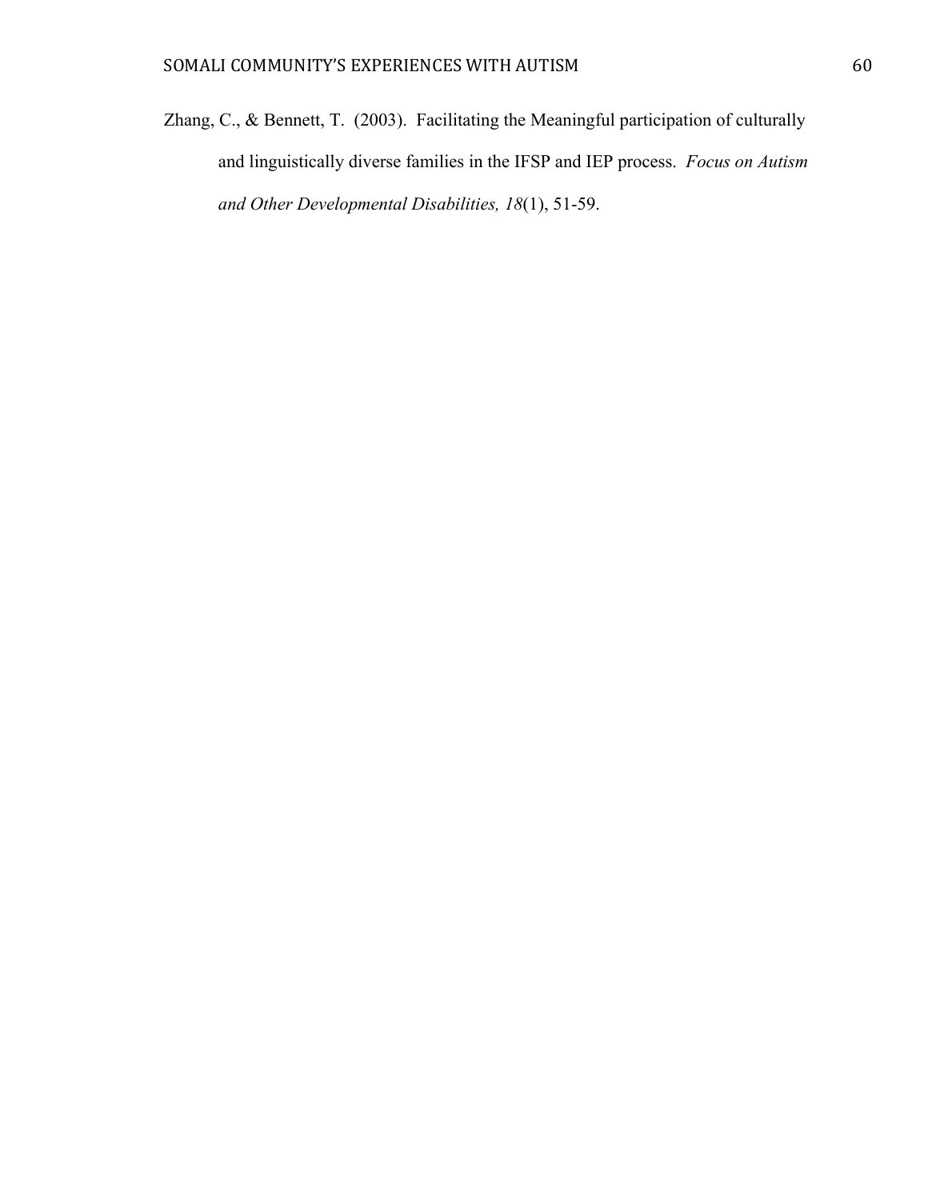Zhang, C., & Bennett, T.  (2003).  Facilitating the Meaningful participation of culturally and linguistically diverse families in the IFSP and IEP process.  *Focus on Autism and Other Developmental Disabilities, 18*(1), 51-59.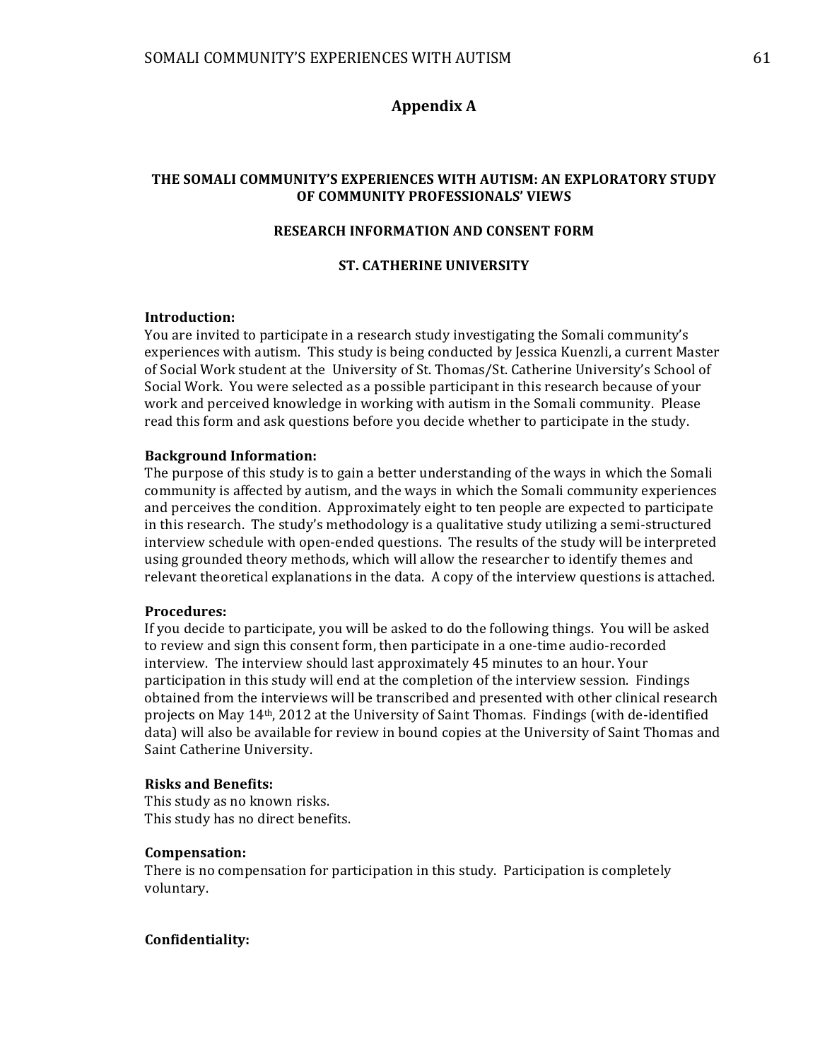# Appendix A

**THE SOMALI COMMUNITY'S EXPERIENCES WITH AUTISM: AN EXPLORATORY STUDY OF COMMUNITY PROFESSIONALS' VIEWS**

**RESEARCH INFORMATION AND CONSENT FORM**

**ST. CATHERINE UNIVERSITY**

**Introduction:**
You are invited to participate in a research study investigating the Somali community's experiences with autism. This study is being conducted by Jessica Kuenzli, a current Master of Social Work student at the University of St. Thomas/St. Catherine University's School of Social Work. You were selected as a possible participant in this research because of your work and perceived knowledge in working with autism in the Somali community. Please read this form and ask questions before you decide whether to participate in the study.

**Background Information:**
The purpose of this study is to gain a better understanding of the ways in which the Somali community is affected by autism, and the ways in which the Somali community experiences and perceives the condition. Approximately eight to ten people are expected to participate in this research. The study's methodology is a qualitative study utilizing a semi-structured interview schedule with open-ended questions. The results of the study will be interpreted using grounded theory methods, which will allow the researcher to identify themes and relevant theoretical explanations in the data. A copy of the interview questions is attached.

**Procedures:**
If you decide to participate, you will be asked to do the following things. You will be asked to review and sign this consent form, then participate in a one-time audio-recorded interview. The interview should last approximately 45 minutes to an hour. Your participation in this study will end at the completion of the interview session. Findings obtained from the interviews will be transcribed and presented with other clinical research projects on May 14th, 2012 at the University of Saint Thomas. Findings (with de-identified data) will also be available for review in bound copies at the University of Saint Thomas and Saint Catherine University.

**Risks and Benefits:**
This study as no known risks.
This study has no direct benefits.

**Compensation:**
There is no compensation for participation in this study. Participation is completely voluntary.

**Confidentiality:**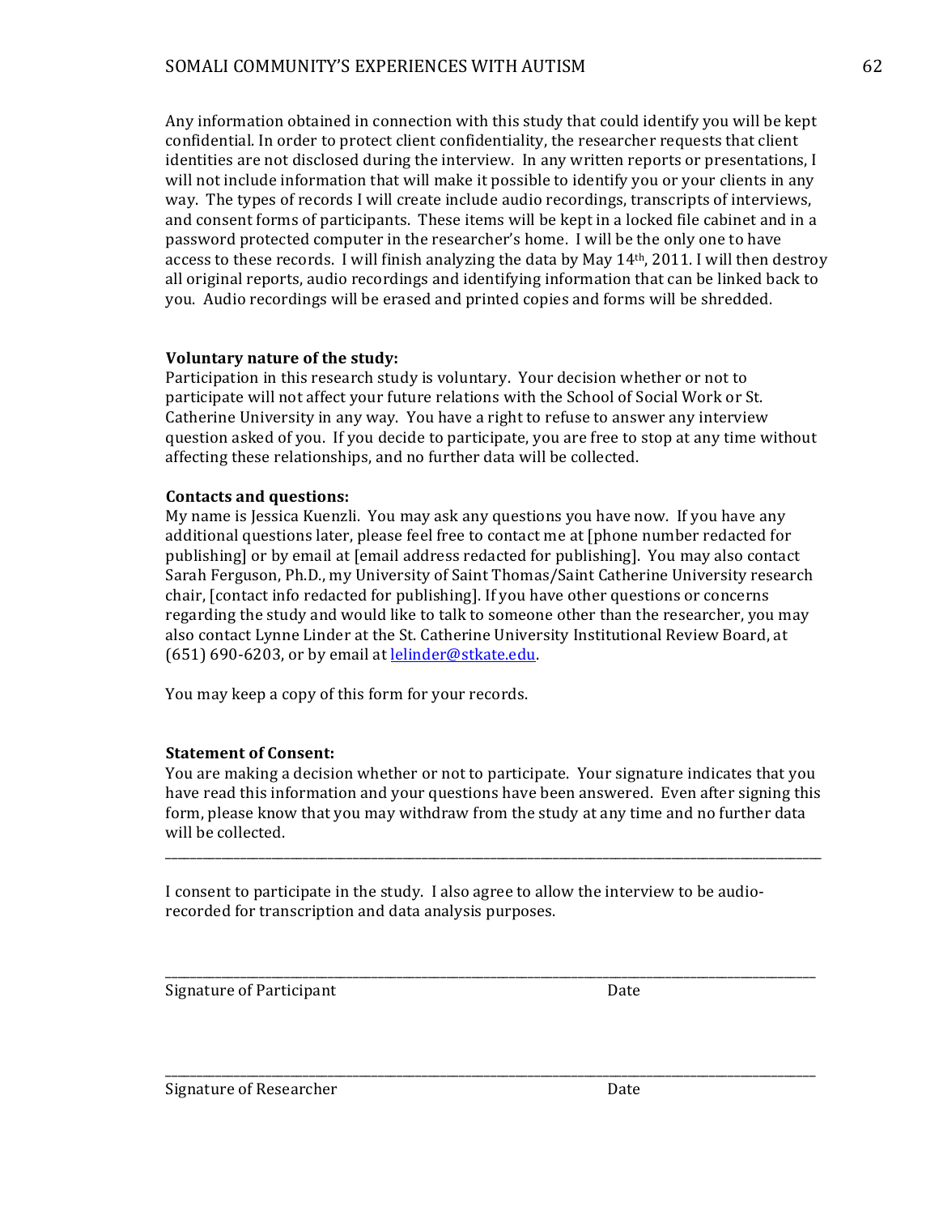Any information obtained in connection with this study that could identify you will be kept confidential. In order to protect client confidentiality, the researcher requests that client identities are not disclosed during the interview. In any written reports or presentations, I will not include information that will make it possible to identify you or your clients in any way. The types of records I will create include audio recordings, transcripts of interviews, and consent forms of participants. These items will be kept in a locked file cabinet and in a password protected computer in the researcher's home. I will be the only one to have access to these records. I will finish analyzing the data by May 14th, 2011. I will then destroy all original reports, audio recordings and identifying information that can be linked back to you. Audio recordings will be erased and printed copies and forms will be shredded.

**Voluntary nature of the study:**
Participation in this research study is voluntary. Your decision whether or not to participate will not affect your future relations with the School of Social Work or St. Catherine University in any way. You have a right to refuse to answer any interview question asked of you. If you decide to participate, you are free to stop at any time without affecting these relationships, and no further data will be collected.

**Contacts and questions:**
My name is Jessica Kuenzli. You may ask any questions you have now. If you have any additional questions later, please feel free to contact me at [phone number redacted for publishing] or by email at [email address redacted for publishing]. You may also contact Sarah Ferguson, Ph.D., my University of Saint Thomas/Saint Catherine University research chair, [contact info redacted for publishing]. If you have other questions or concerns regarding the study and would like to talk to someone other than the researcher, you may also contact Lynne Linder at the St. Catherine University Institutional Review Board, at (651) 690-6203, or by email at lelinder@stkate.edu.

You may keep a copy of this form for your records.

**Statement of Consent:**
You are making a decision whether or not to participate. Your signature indicates that you have read this information and your questions have been answered. Even after signing this form, please know that you may withdraw from the study at any time and no further data will be collected.

---

I consent to participate in the study. I also agree to allow the interview to be audio-recorded for transcription and data analysis purposes.

_______________________________________________

Signature of Participant                                        Date

_______________________________________________

Signature of Researcher                                        Date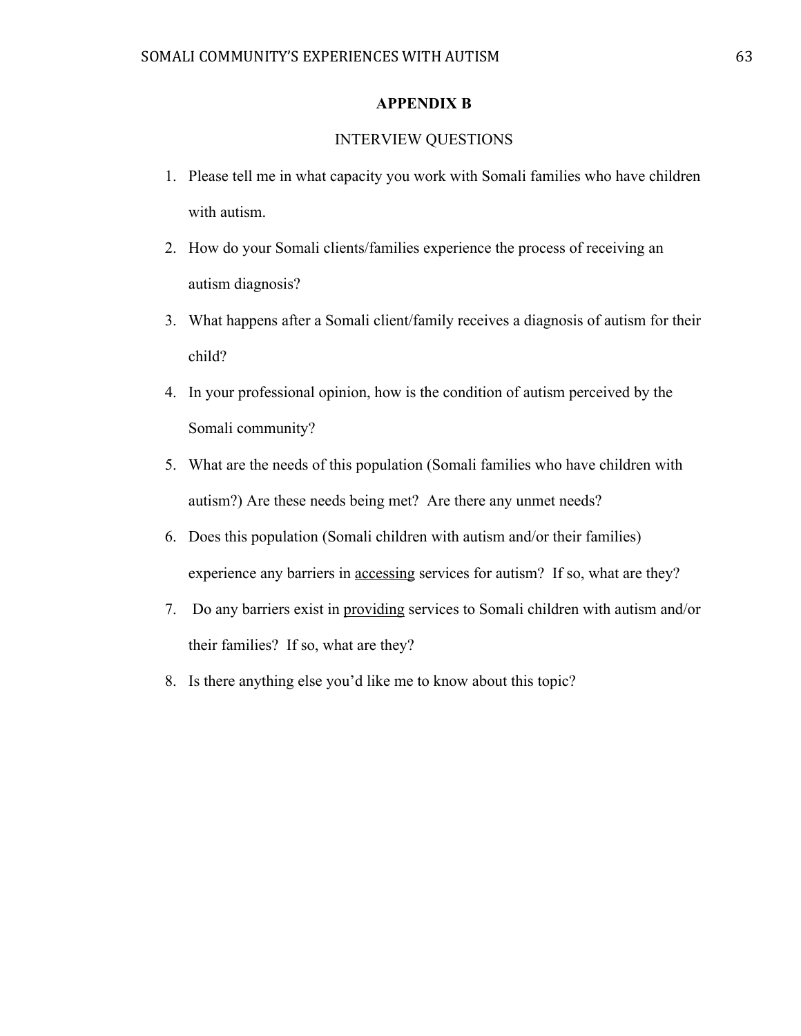## APPENDIX B

INTERVIEW QUESTIONS

1. Please tell me in what capacity you work with Somali families who have children with autism.
2. How do your Somali clients/families experience the process of receiving an autism diagnosis?
3. What happens after a Somali client/family receives a diagnosis of autism for their child?
4. In your professional opinion, how is the condition of autism perceived by the Somali community?
5. What are the needs of this population (Somali families who have children with autism?) Are these needs being met? Are there any unmet needs?
6. Does this population (Somali children with autism and/or their families) experience any barriers in <u>accessing</u> services for autism? If so, what are they?
7. Do any barriers exist in <u>providing</u> services to Somali children with autism and/or their families? If so, what are they?
8. Is there anything else you'd like me to know about this topic?